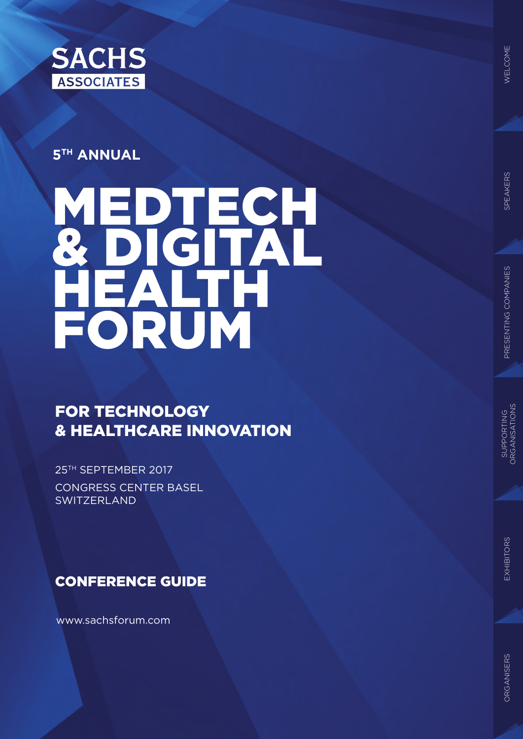SACHS ASSOCIATES

**5TH ANNUAL**

# MEDTECH & DIGITAL HEALTH FORUM

## FOR TECHNOLOGY & HEALTHCARE INNOVATION

25TH SEPTEMBER 2017

CONGRESS CENTER BASEL
SWITZERLAND

## CONFERENCE GUIDE

www.sachsforum.com

WELCOME | SPEAKERS | PRESENTING COMPANIES | SUPPORTING ORGANISATIONS | EXHIBITORS | ORGANISERS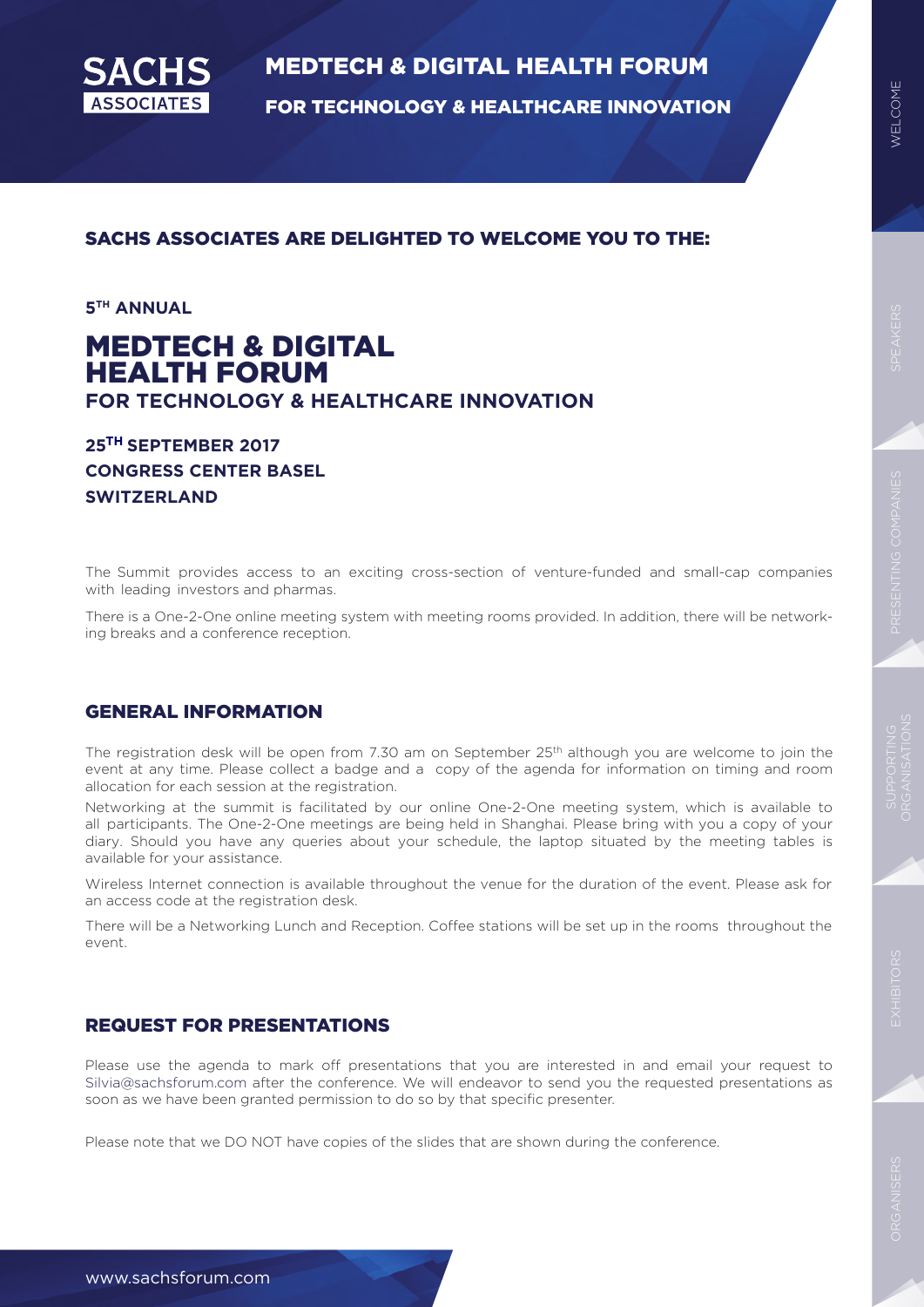# SACHS ASSOCIATES ARE DELIGHTED TO WELCOME YOU TO THE:

**5TH ANNUAL**

# MEDTECH & DIGITAL HEALTH FORUM

**FOR TECHNOLOGY & HEALTHCARE INNOVATION**

**25TH SEPTEMBER 2017**
**CONGRESS CENTER BASEL**
**SWITZERLAND**

The Summit provides access to an exciting cross-section of venture-funded and small-cap companies with leading investors and pharmas.

There is a One-2-One online meeting system with meeting rooms provided. In addition, there will be networking breaks and a conference reception.

## GENERAL INFORMATION

The registration desk will be open from 7.30 am on September 25th although you are welcome to join the event at any time. Please collect a badge and a copy of the agenda for information on timing and room allocation for each session at the registration.

Networking at the summit is facilitated by our online One-2-One meeting system, which is available to all participants. The One-2-One meetings are being held in Shanghai. Please bring with you a copy of your diary. Should you have any queries about your schedule, the laptop situated by the meeting tables is available for your assistance.

Wireless Internet connection is available throughout the venue for the duration of the event. Please ask for an access code at the registration desk.

There will be a Networking Lunch and Reception. Coffee stations will be set up in the rooms throughout the event.

## REQUEST FOR PRESENTATIONS

Please use the agenda to mark off presentations that you are interested in and email your request to Silvia@sachsforum.com after the conference. We will endeavor to send you the requested presentations as soon as we have been granted permission to do so by that specific presenter.

Please note that we DO NOT have copies of the slides that are shown during the conference.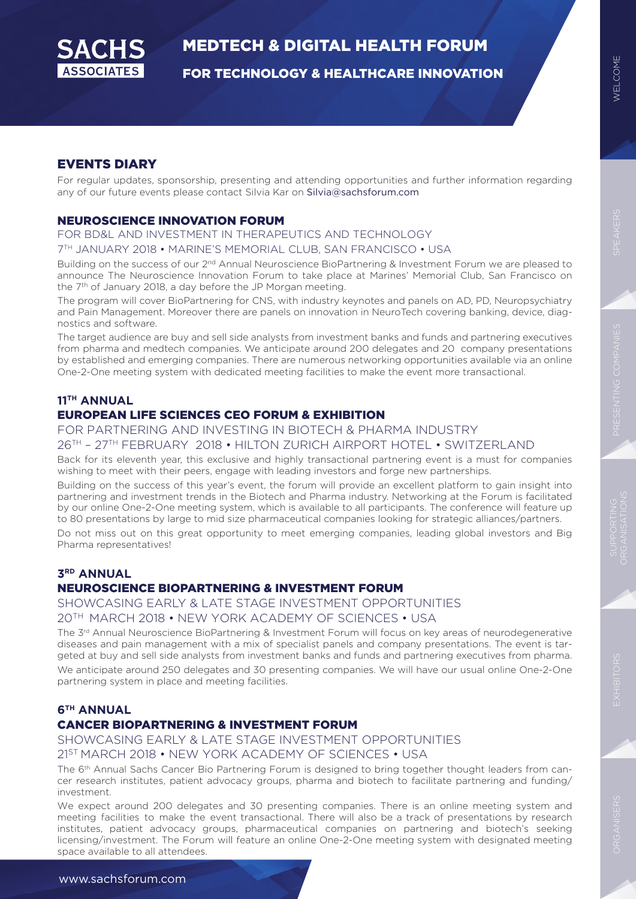# EVENTS DIARY

For regular updates, sponsorship, presenting and attending opportunities and further information regarding any of our future events please contact Silvia Kar on Silvia@sachsforum.com

## NEUROSCIENCE INNOVATION FORUM

FOR BD&L AND INVESTMENT IN THERAPEUTICS AND TECHNOLOGY

7TH JANUARY 2018 • MARINE'S MEMORIAL CLUB, SAN FRANCISCO • USA

Building on the success of our 2nd Annual Neuroscience BioPartnering & Investment Forum we are pleased to announce The Neuroscience Innovation Forum to take place at Marines' Memorial Club, San Francisco on the 7th of January 2018, a day before the JP Morgan meeting.

The program will cover BioPartnering for CNS, with industry keynotes and panels on AD, PD, Neuropsychiatry and Pain Management. Moreover there are panels on innovation in NeuroTech covering banking, device, diagnostics and software.

The target audience are buy and sell side analysts from investment banks and funds and partnering executives from pharma and medtech companies. We anticipate around 200 delegates and 20 company presentations by established and emerging companies. There are numerous networking opportunities available via an online One-2-One meeting system with dedicated meeting facilities to make the event more transactional.

## 11TH ANNUAL EUROPEAN LIFE SCIENCES CEO FORUM & EXHIBITION

FOR PARTNERING AND INVESTING IN BIOTECH & PHARMA INDUSTRY

26TH – 27TH FEBRUARY 2018 • HILTON ZURICH AIRPORT HOTEL • SWITZERLAND

Back for its eleventh year, this exclusive and highly transactional partnering event is a must for companies wishing to meet with their peers, engage with leading investors and forge new partnerships.

Building on the success of this year's event, the forum will provide an excellent platform to gain insight into partnering and investment trends in the Biotech and Pharma industry. Networking at the Forum is facilitated by our online One-2-One meeting system, which is available to all participants. The conference will feature up to 80 presentations by large to mid size pharmaceutical companies looking for strategic alliances/partners.

Do not miss out on this great opportunity to meet emerging companies, leading global investors and Big Pharma representatives!

## 3RD ANNUAL NEUROSCIENCE BIOPARTNERING & INVESTMENT FORUM

SHOWCASING EARLY & LATE STAGE INVESTMENT OPPORTUNITIES

20TH MARCH 2018 • NEW YORK ACADEMY OF SCIENCES • USA

The 3rd Annual Neuroscience BioPartnering & Investment Forum will focus on key areas of neurodegenerative diseases and pain management with a mix of specialist panels and company presentations. The event is targeted at buy and sell side analysts from investment banks and funds and partnering executives from pharma.

We anticipate around 250 delegates and 30 presenting companies. We will have our usual online One-2-One partnering system in place and meeting facilities.

## 6TH ANNUAL CANCER BIOPARTNERING & INVESTMENT FORUM

SHOWCASING EARLY & LATE STAGE INVESTMENT OPPORTUNITIES

21ST MARCH 2018 • NEW YORK ACADEMY OF SCIENCES • USA

The 6th Annual Sachs Cancer Bio Partnering Forum is designed to bring together thought leaders from cancer research institutes, patient advocacy groups, pharma and biotech to facilitate partnering and funding/investment.

We expect around 200 delegates and 30 presenting companies. There is an online meeting system and meeting facilities to make the event transactional. There will also be a track of presentations by research institutes, patient advocacy groups, pharmaceutical companies on partnering and biotech's seeking licensing/investment. The Forum will feature an online One-2-One meeting system with designated meeting space available to all attendees.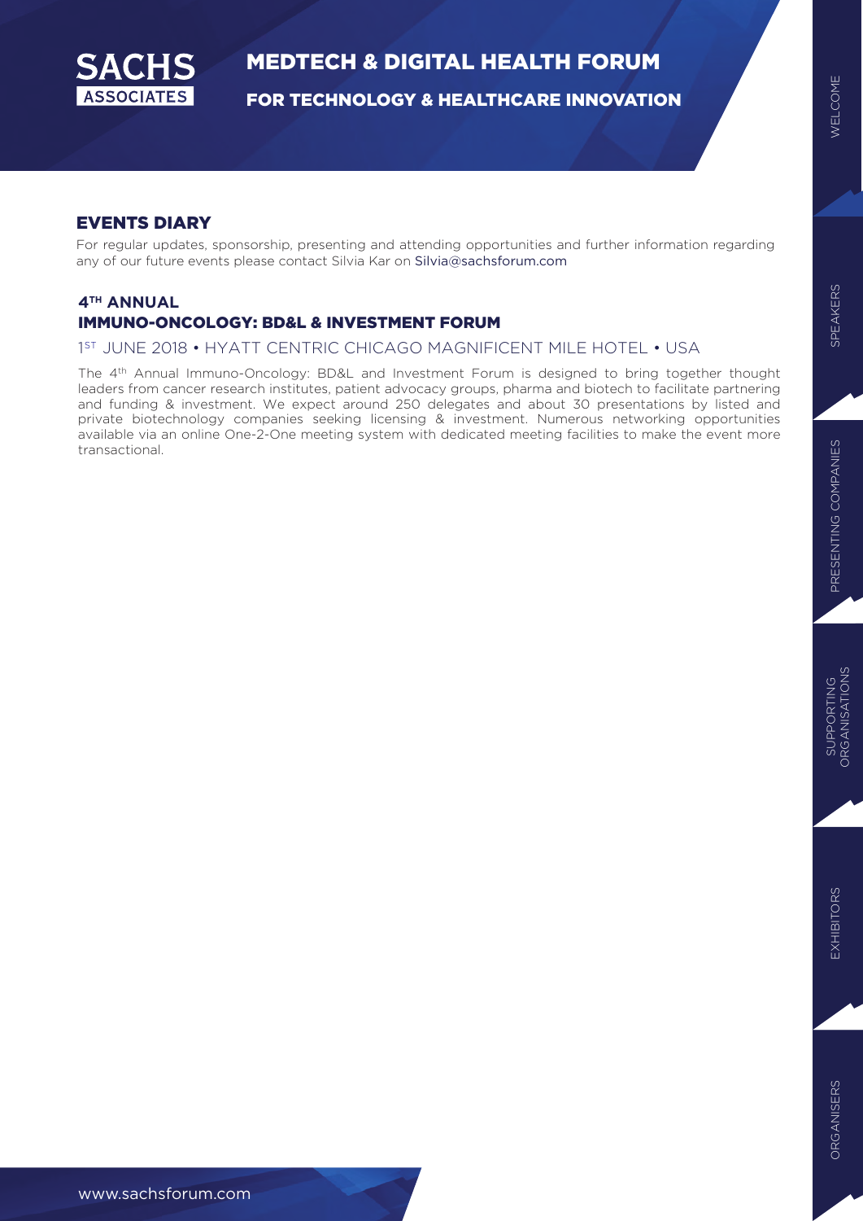## EVENTS DIARY

For regular updates, sponsorship, presenting and attending opportunities and further information regarding any of our future events please contact Silvia Kar on Silvia@sachsforum.com

### 4TH ANNUAL
### IMMUNO-ONCOLOGY: BD&L & INVESTMENT FORUM

1ST JUNE 2018 • HYATT CENTRIC CHICAGO MAGNIFICENT MILE HOTEL • USA

The 4th Annual Immuno-Oncology: BD&L and Investment Forum is designed to bring together thought leaders from cancer research institutes, patient advocacy groups, pharma and biotech to facilitate partnering and funding & investment. We expect around 250 delegates and about 30 presentations by listed and private biotechnology companies seeking licensing & investment. Numerous networking opportunities available via an online One-2-One meeting system with dedicated meeting facilities to make the event more transactional.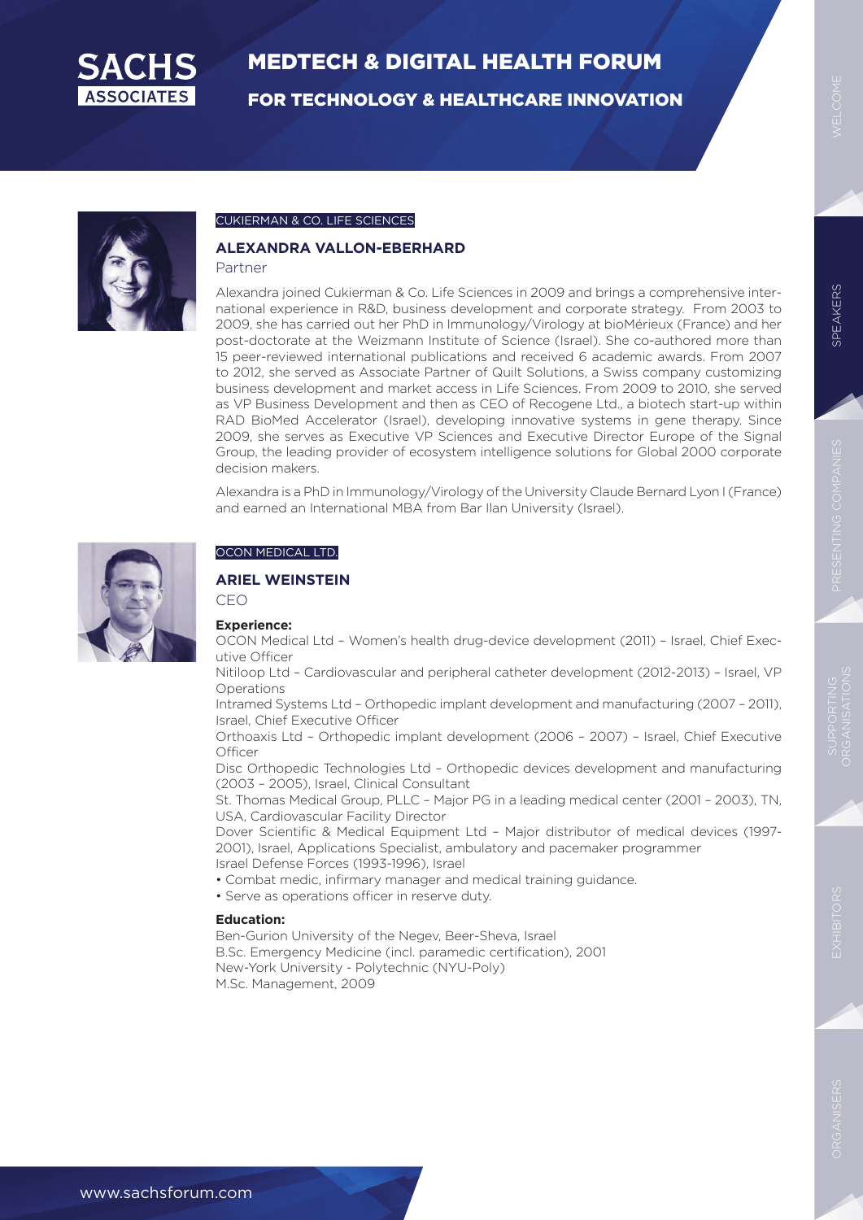CUKIERMAN & CO. LIFE SCIENCES

### ALEXANDRA VALLON-EBERHARD

Partner

Alexandra joined Cukierman & Co. Life Sciences in 2009 and brings a comprehensive international experience in R&D, business development and corporate strategy. From 2003 to 2009, she has carried out her PhD in Immunology/Virology at bioMérieux (France) and her post-doctorate at the Weizmann Institute of Science (Israel). She co-authored more than 15 peer-reviewed international publications and received 6 academic awards. From 2007 to 2012, she served as Associate Partner of Quilt Solutions, a Swiss company customizing business development and market access in Life Sciences. From 2009 to 2010, she served as VP Business Development and then as CEO of Recogene Ltd., a biotech start-up within RAD BioMed Accelerator (Israel), developing innovative systems in gene therapy. Since 2009, she serves as Executive VP Sciences and Executive Director Europe of the Signal Group, the leading provider of ecosystem intelligence solutions for Global 2000 corporate decision makers.

Alexandra is a PhD in Immunology/Virology of the University Claude Bernard Lyon I (France) and earned an International MBA from Bar Ilan University (Israel).

OCON MEDICAL LTD.

### ARIEL WEINSTEIN

CEO

**Experience:**

OCON Medical Ltd – Women's health drug-device development (2011) – Israel, Chief Executive Officer

Nitiloop Ltd – Cardiovascular and peripheral catheter development (2012-2013) – Israel, VP Operations

Intramed Systems Ltd – Orthopedic implant development and manufacturing (2007 – 2011), Israel, Chief Executive Officer

Orthoaxis Ltd – Orthopedic implant development (2006 – 2007) – Israel, Chief Executive Officer

Disc Orthopedic Technologies Ltd – Orthopedic devices development and manufacturing (2003 – 2005), Israel, Clinical Consultant

St. Thomas Medical Group, PLLC – Major PG in a leading medical center (2001 – 2003), TN, USA, Cardiovascular Facility Director

Dover Scientific & Medical Equipment Ltd – Major distributor of medical devices (1997-2001), Israel, Applications Specialist, ambulatory and pacemaker programmer

Israel Defense Forces (1993-1996), Israel

- Combat medic, infirmary manager and medical training guidance.
- Serve as operations officer in reserve duty.

**Education:**

Ben-Gurion University of the Negev, Beer-Sheva, Israel
B.Sc. Emergency Medicine (incl. paramedic certification), 2001
New-York University - Polytechnic (NYU-Poly)
M.Sc. Management, 2009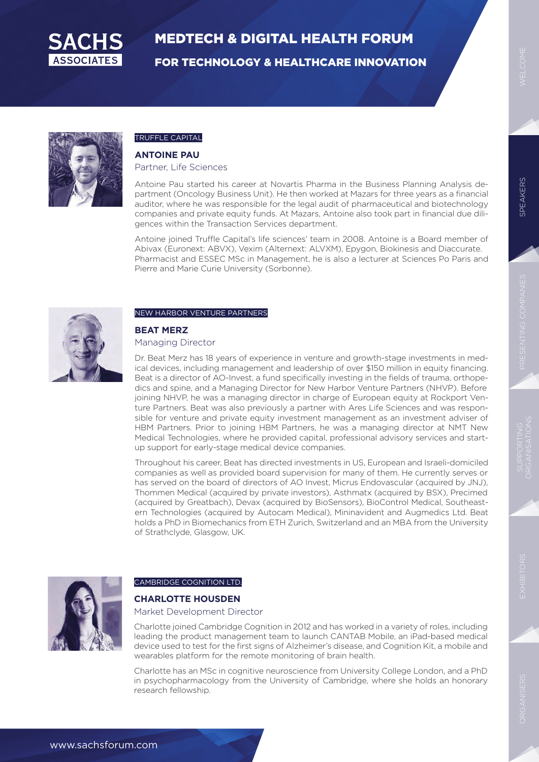TRUFFLE CAPITAL

**ANTOINE PAU**
Partner, Life Sciences

Antoine Pau started his career at Novartis Pharma in the Business Planning Analysis department (Oncology Business Unit). He then worked at Mazars for three years as a financial auditor, where he was responsible for the legal audit of pharmaceutical and biotechnology companies and private equity funds. At Mazars, Antoine also took part in financial due diligences within the Transaction Services department.

Antoine joined Truffle Capital's life sciences' team in 2008. Antoine is a Board member of Abivax (Euronext: ABVX), Vexim (Alternext: ALVXM), Epygon, Biokinesis and Diaccurate. Pharmacist and ESSEC MSc in Management, he is also a lecturer at Sciences Po Paris and Pierre and Marie Curie University (Sorbonne).

NEW HARBOR VENTURE PARTNERS

**BEAT MERZ**
Managing Director

Dr. Beat Merz has 18 years of experience in venture and growth-stage investments in medical devices, including management and leadership of over $150 million in equity financing. Beat is a director of AO-Invest, a fund specifically investing in the fields of trauma, orthopedics and spine, and a Managing Director for New Harbor Venture Partners (NHVP). Before joining NHVP, he was a managing director in charge of European equity at Rockport Venture Partners. Beat was also previously a partner with Ares Life Sciences and was responsible for venture and private equity investment management as an investment adviser of HBM Partners. Prior to joining HBM Partners, he was a managing director at NMT New Medical Technologies, where he provided capital, professional advisory services and start-up support for early-stage medical device companies.

Throughout his career, Beat has directed investments in US, European and Israeli-domiciled companies as well as provided board supervision for many of them. He currently serves or has served on the board of directors of AO Invest, Micrus Endovascular (acquired by JNJ), Thommen Medical (acquired by private investors), Asthmatx (acquired by BSX), Precimed (acquired by Greatbach), Devax (acquired by BioSensors), BioControl Medical, Southeastern Technologies (acquired by Autocam Medical), Mininavident and Augmedics Ltd. Beat holds a PhD in Biomechanics from ETH Zurich, Switzerland and an MBA from the University of Strathclyde, Glasgow, UK.

CAMBRIDGE COGNITION LTD.

**CHARLOTTE HOUSDEN**
Market Development Director

Charlotte joined Cambridge Cognition in 2012 and has worked in a variety of roles, including leading the product management team to launch CANTAB Mobile, an iPad-based medical device used to test for the first signs of Alzheimer's disease, and Cognition Kit, a mobile and wearables platform for the remote monitoring of brain health.

Charlotte has an MSc in cognitive neuroscience from University College London, and a PhD in psychopharmacology from the University of Cambridge, where she holds an honorary research fellowship.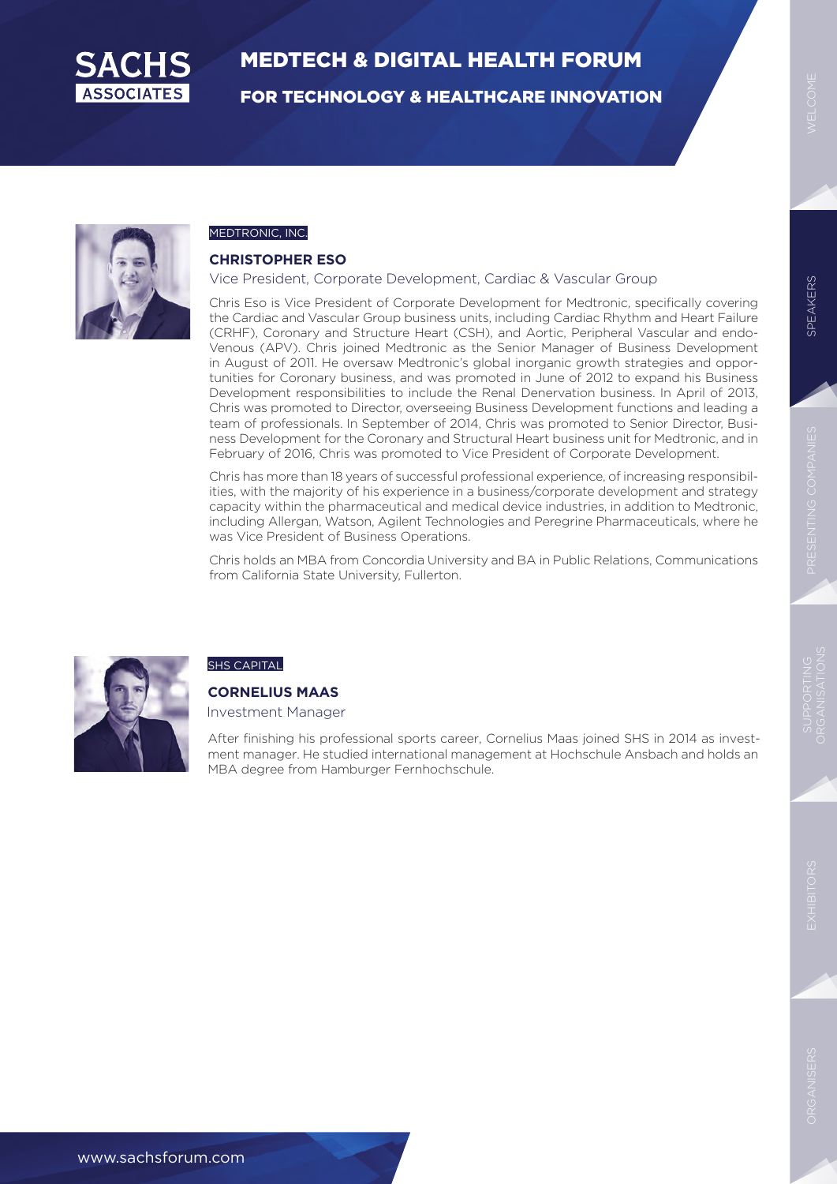MEDTRONIC, INC.

**CHRISTOPHER ESO**

Vice President, Corporate Development, Cardiac & Vascular Group

Chris Eso is Vice President of Corporate Development for Medtronic, specifically covering the Cardiac and Vascular Group business units, including Cardiac Rhythm and Heart Failure (CRHF), Coronary and Structure Heart (CSH), and Aortic, Peripheral Vascular and endo-Venous (APV). Chris joined Medtronic as the Senior Manager of Business Development in August of 2011. He oversaw Medtronic's global inorganic growth strategies and opportunities for Coronary business, and was promoted in June of 2012 to expand his Business Development responsibilities to include the Renal Denervation business. In April of 2013, Chris was promoted to Director, overseeing Business Development functions and leading a team of professionals. In September of 2014, Chris was promoted to Senior Director, Business Development for the Coronary and Structural Heart business unit for Medtronic, and in February of 2016, Chris was promoted to Vice President of Corporate Development.

Chris has more than 18 years of successful professional experience, of increasing responsibilities, with the majority of his experience in a business/corporate development and strategy capacity within the pharmaceutical and medical device industries, in addition to Medtronic, including Allergan, Watson, Agilent Technologies and Peregrine Pharmaceuticals, where he was Vice President of Business Operations.

Chris holds an MBA from Concordia University and BA in Public Relations, Communications from California State University, Fullerton.

SHS CAPITAL

**CORNELIUS MAAS**

Investment Manager

After finishing his professional sports career, Cornelius Maas joined SHS in 2014 as investment manager. He studied international management at Hochschule Ansbach and holds an MBA degree from Hamburger Fernhochschule.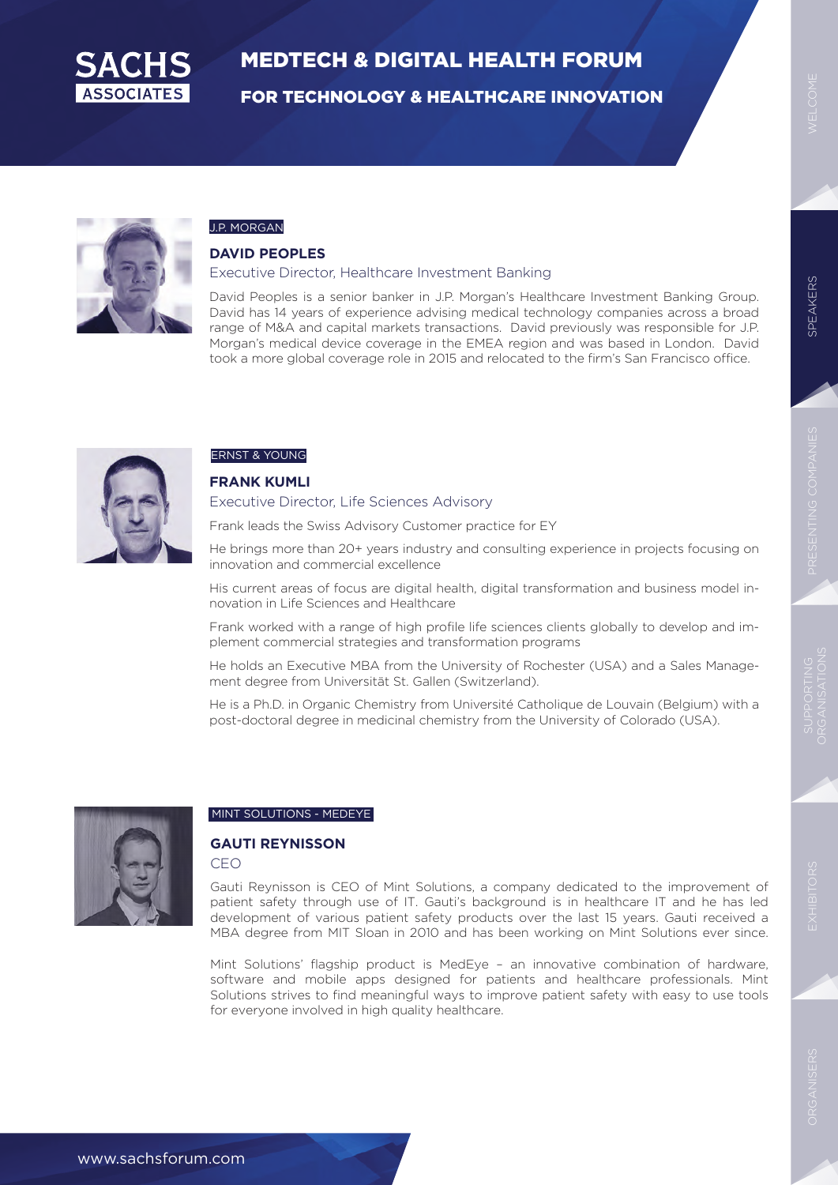J.P. MORGAN

**DAVID PEOPLES**

Executive Director, Healthcare Investment Banking

David Peoples is a senior banker in J.P. Morgan's Healthcare Investment Banking Group. David has 14 years of experience advising medical technology companies across a broad range of M&A and capital markets transactions. David previously was responsible for J.P. Morgan's medical device coverage in the EMEA region and was based in London. David took a more global coverage role in 2015 and relocated to the firm's San Francisco office.

ERNST & YOUNG

**FRANK KUMLI**

Executive Director, Life Sciences Advisory

Frank leads the Swiss Advisory Customer practice for EY

He brings more than 20+ years industry and consulting experience in projects focusing on innovation and commercial excellence

His current areas of focus are digital health, digital transformation and business model innovation in Life Sciences and Healthcare

Frank worked with a range of high profile life sciences clients globally to develop and implement commercial strategies and transformation programs

He holds an Executive MBA from the University of Rochester (USA) and a Sales Management degree from Universität St. Gallen (Switzerland).

He is a Ph.D. in Organic Chemistry from Université Catholique de Louvain (Belgium) with a post-doctoral degree in medicinal chemistry from the University of Colorado (USA).

MINT SOLUTIONS - MEDEYE

**GAUTI REYNISSON**

CEO

Gauti Reynisson is CEO of Mint Solutions, a company dedicated to the improvement of patient safety through use of IT. Gauti's background is in healthcare IT and he has led development of various patient safety products over the last 15 years. Gauti received a MBA degree from MIT Sloan in 2010 and has been working on Mint Solutions ever since.

Mint Solutions' flagship product is MedEye – an innovative combination of hardware, software and mobile apps designed for patients and healthcare professionals. Mint Solutions strives to find meaningful ways to improve patient safety with easy to use tools for everyone involved in high quality healthcare.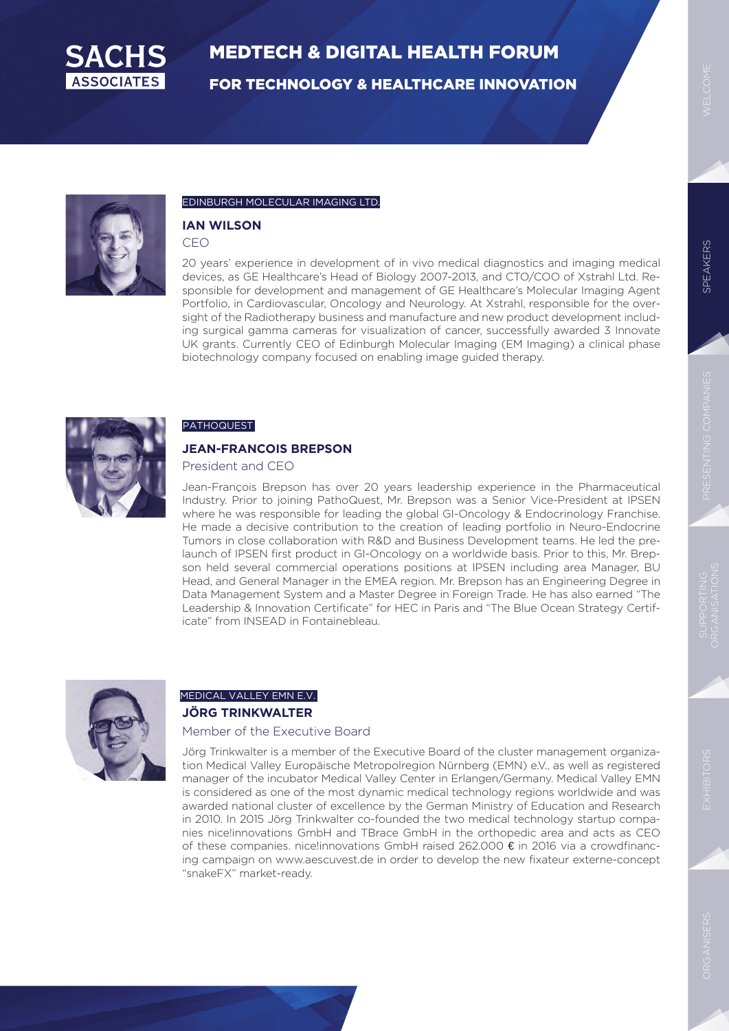EDINBURGH MOLECULAR IMAGING LTD.

### IAN WILSON

CEO

20 years' experience in development of in vivo medical diagnostics and imaging medical devices, as GE Healthcare's Head of Biology 2007-2013, and CTO/COO of Xstrahl Ltd. Responsible for development and management of GE Healthcare's Molecular Imaging Agent Portfolio, in Cardiovascular, Oncology and Neurology. At Xstrahl, responsible for the oversight of the Radiotherapy business and manufacture and new product development including surgical gamma cameras for visualization of cancer, successfully awarded 3 Innovate UK grants. Currently CEO of Edinburgh Molecular Imaging (EM Imaging) a clinical phase biotechnology company focused on enabling image guided therapy.

PATHOQUEST

### JEAN-FRANCOIS BREPSON

President and CEO

Jean-François Brepson has over 20 years leadership experience in the Pharmaceutical Industry. Prior to joining PathoQuest, Mr. Brepson was a Senior Vice-President at IPSEN where he was responsible for leading the global GI-Oncology & Endocrinology Franchise. He made a decisive contribution to the creation of leading portfolio in Neuro-Endocrine Tumors in close collaboration with R&D and Business Development teams. He led the pre-launch of IPSEN first product in GI-Oncology on a worldwide basis. Prior to this, Mr. Brepson held several commercial operations positions at IPSEN including area Manager, BU Head, and General Manager in the EMEA region. Mr. Brepson has an Engineering Degree in Data Management System and a Master Degree in Foreign Trade. He has also earned "The Leadership & Innovation Certificate" for HEC in Paris and "The Blue Ocean Strategy Certificate" from INSEAD in Fontainebleau.

MEDICAL VALLEY EMN E.V.

### JÖRG TRINKWALTER

Member of the Executive Board

Jörg Trinkwalter is a member of the Executive Board of the cluster management organization Medical Valley Europäische Metropolregion Nürnberg (EMN) e.V., as well as registered manager of the incubator Medical Valley Center in Erlangen/Germany. Medical Valley EMN is considered as one of the most dynamic medical technology regions worldwide and was awarded national cluster of excellence by the German Ministry of Education and Research in 2010. In 2015 Jörg Trinkwalter co-founded the two medical technology startup companies nice!innovations GmbH and TBrace GmbH in the orthopedic area and acts as CEO of these companies. nice!innovations GmbH raised 262.000 € in 2016 via a crowdfinancing campaign on www.aescuvest.de in order to develop the new fixateur externe-concept "snakeFX" market-ready.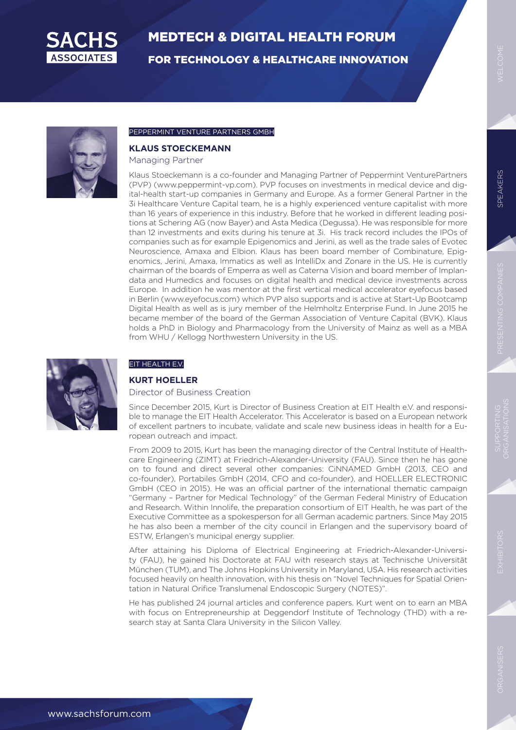PEPPERMINT VENTURE PARTNERS GMBH

### KLAUS STOECKEMANN

Managing Partner

Klaus Stoeckemann is a co-founder and Managing Partner of Peppermint VenturePartners (PVP) (www.peppermint-vp.com). PVP focuses on investments in medical device and digital-health start-up companies in Germany and Europe. As a former General Partner in the 3i Healthcare Venture Capital team, he is a highly experienced venture capitalist with more than 16 years of experience in this industry. Before that he worked in different leading positions at Schering AG (now Bayer) and Asta Medica (Degussa). He was responsible for more than 12 investments and exits during his tenure at 3i. His track record includes the IPOs of companies such as for example Epigenomics and Jerini, as well as the trade sales of Evotec Neuroscience, Amaxa and Elbion. Klaus has been board member of Combinature, Epigenomics, Jerini, Amaxa, Immatics as well as IntelliDx and Zonare in the US. He is currently chairman of the boards of Emperra as well as Caterna Vision and board member of Implandata and Humedics and focuses on digital health and medical device investments across Europe. In addition he was mentor at the first vertical medical accelerator eyefocus based in Berlin (www.eyefocus.com) which PVP also supports and is active at Start-Up Bootcamp Digital Health as well as is jury member of the Helmholtz Enterprise Fund. In June 2015 he became member of the board of the German Association of Venture Capital (BVK). Klaus holds a PhD in Biology and Pharmacology from the University of Mainz as well as a MBA from WHU / Kellogg Northwestern University in the US.

EIT HEALTH E.V.

### KURT HOELLER

Director of Business Creation

Since December 2015, Kurt is Director of Business Creation at EIT Health e.V. and responsible to manage the EIT Health Accelerator. This Accelerator is based on a European network of excellent partners to incubate, validate and scale new business ideas in health for a European outreach and impact.

From 2009 to 2015, Kurt has been the managing director of the Central Institute of Healthcare Engineering (ZIMT) at Friedrich-Alexander-University (FAU). Since then he has gone on to found and direct several other companies: CiNNAMED GmbH (2013, CEO and co-founder), Portabiles GmbH (2014, CFO and co-founder), and HOELLER ELECTRONIC GmbH (CEO in 2015). He was an official partner of the international thematic campaign "Germany – Partner for Medical Technology" of the German Federal Ministry of Education and Research. Within Innolife, the preparation consortium of EIT Health, he was part of the Executive Committee as a spokesperson for all German academic partners. Since May 2015 he has also been a member of the city council in Erlangen and the supervisory board of ESTW, Erlangen's municipal energy supplier.

After attaining his Diploma of Electrical Engineering at Friedrich-Alexander-University (FAU), he gained his Doctorate at FAU with research stays at Technische Universität München (TUM), and The Johns Hopkins University in Maryland, USA. His research activities focused heavily on health innovation, with his thesis on "Novel Techniques for Spatial Orientation in Natural Orifice Translumenal Endoscopic Surgery (NOTES)".

He has published 24 journal articles and conference papers. Kurt went on to earn an MBA with focus on Entrepreneurship at Deggendorf Institute of Technology (THD) with a research stay at Santa Clara University in the Silicon Valley.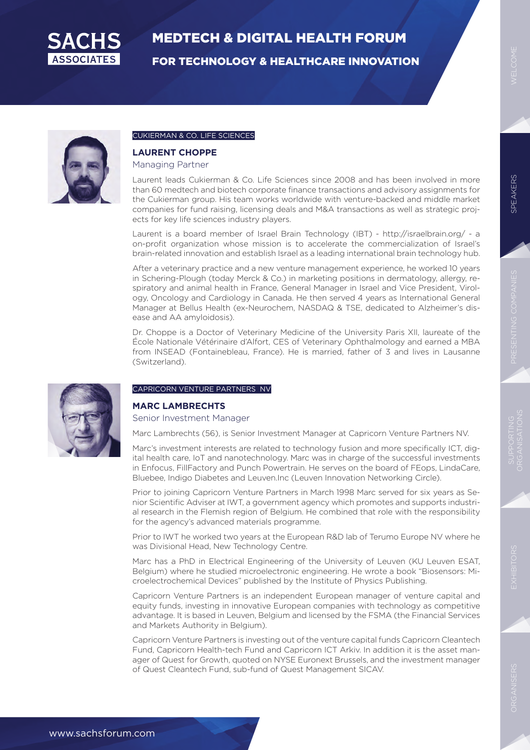CUKIERMAN & CO. LIFE SCIENCES

### LAURENT CHOPPE

Managing Partner

Laurent leads Cukierman & Co. Life Sciences since 2008 and has been involved in more than 60 medtech and biotech corporate finance transactions and advisory assignments for the Cukierman group. His team works worldwide with venture-backed and middle market companies for fund raising, licensing deals and M&A transactions as well as strategic projects for key life sciences industry players.

Laurent is a board member of Israel Brain Technology (IBT) - http://israelbrain.org/ - a on-profit organization whose mission is to accelerate the commercialization of Israel's brain-related innovation and establish Israel as a leading international brain technology hub.

After a veterinary practice and a new venture management experience, he worked 10 years in Schering-Plough (today Merck & Co.) in marketing positions in dermatology, allergy, respiratory and animal health in France, General Manager in Israel and Vice President, Virology, Oncology and Cardiology in Canada. He then served 4 years as International General Manager at Bellus Health (ex-Neurochem, NASDAQ & TSE, dedicated to Alzheimer's disease and AA amyloidosis).

Dr. Choppe is a Doctor of Veterinary Medicine of the University Paris XII, laureate of the École Nationale Vétérinaire d'Alfort, CES of Veterinary Ophthalmology and earned a MBA from INSEAD (Fontainebleau, France). He is married, father of 3 and lives in Lausanne (Switzerland).

CAPRICORN VENTURE PARTNERS NV

### MARC LAMBRECHTS

Senior Investment Manager

Marc Lambrechts (56), is Senior Investment Manager at Capricorn Venture Partners NV.

Marc's investment interests are related to technology fusion and more specifically ICT, digital health care, IoT and nanotechnology. Marc was in charge of the successful investments in Enfocus, FillFactory and Punch Powertrain. He serves on the board of FEops, LindaCare, Bluebee, Indigo Diabetes and Leuven.Inc (Leuven Innovation Networking Circle).

Prior to joining Capricorn Venture Partners in March 1998 Marc served for six years as Senior Scientific Adviser at IWT, a government agency which promotes and supports industrial research in the Flemish region of Belgium. He combined that role with the responsibility for the agency's advanced materials programme.

Prior to IWT he worked two years at the European R&D lab of Terumo Europe NV where he was Divisional Head, New Technology Centre.

Marc has a PhD in Electrical Engineering of the University of Leuven (KU Leuven ESAT, Belgium) where he studied microelectronic engineering. He wrote a book "Biosensors: Microelectrochemical Devices" published by the Institute of Physics Publishing.

Capricorn Venture Partners is an independent European manager of venture capital and equity funds, investing in innovative European companies with technology as competitive advantage. It is based in Leuven, Belgium and licensed by the FSMA (the Financial Services and Markets Authority in Belgium).

Capricorn Venture Partners is investing out of the venture capital funds Capricorn Cleantech Fund, Capricorn Health-tech Fund and Capricorn ICT Arkiv. In addition it is the asset manager of Quest for Growth, quoted on NYSE Euronext Brussels, and the investment manager of Quest Cleantech Fund, sub-fund of Quest Management SICAV.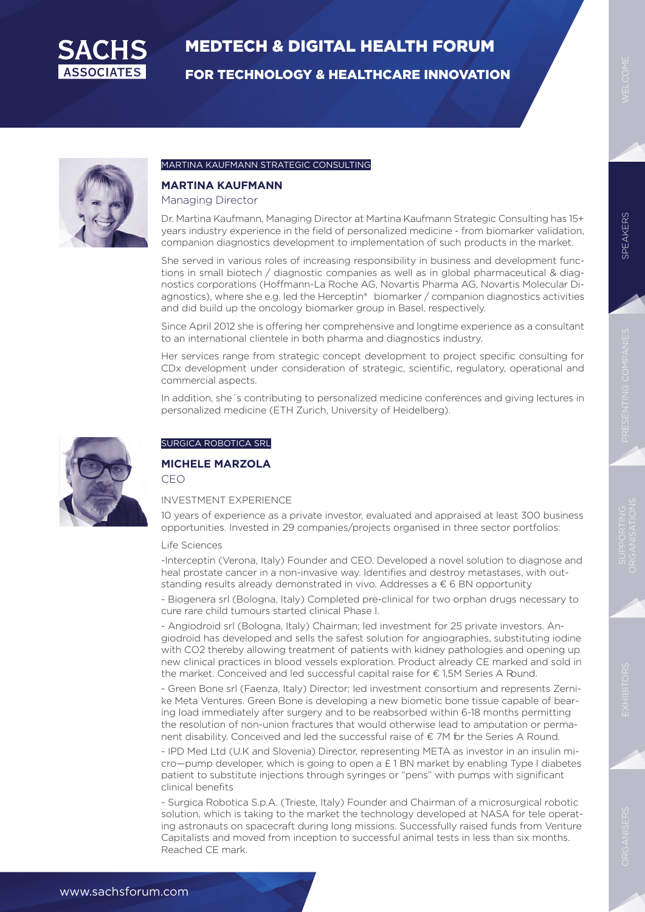MARTINA KAUFMANN STRATEGIC CONSULTING

**MARTINA KAUFMANN**

Managing Director

Dr. Martina Kaufmann, Managing Director at Martina Kaufmann Strategic Consulting has 15+ years industry experience in the field of personalized medicine - from biomarker validation, companion diagnostics development to implementation of such products in the market.

She served in various roles of increasing responsibility in business and development functions in small biotech / diagnostic companies as well as in global pharmaceutical & diagnostics corporations (Hoffmann-La Roche AG, Novartis Pharma AG, Novartis Molecular Diagnostics), where she e.g. led the Herceptin® biomarker / companion diagnostics activities and did build up the oncology biomarker group in Basel, respectively.

Since April 2012 she is offering her comprehensive and longtime experience as a consultant to an international clientele in both pharma and diagnostics industry.

Her services range from strategic concept development to project specific consulting for CDx development under consideration of strategic, scientific, regulatory, operational and commercial aspects.

In addition, she´s contributing to personalized medicine conferences and giving lectures in personalized medicine (ETH Zurich, University of Heidelberg).

SURGICA ROBOTICA SRL

**MICHELE MARZOLA**

CEO

INVESTMENT EXPERIENCE

10 years of experience as a private investor, evaluated and appraised at least 300 business opportunities. Invested in 29 companies/projects organised in three sector portfolios:

Life Sciences

-Interceptin (Verona, Italy) Founder and CEO. Developed a novel solution to diagnose and heal prostate cancer in a non-invasive way. Identifies and destroy metastases, with outstanding results already demonstrated in vivo. Addresses a € 6 BN opportunity

- Biogenera srl (Bologna, Italy) Completed pre-clinical for two orphan drugs necessary to cure rare child tumours started clinical Phase I.

- Angiodroid srl (Bologna, Italy) Chairman; led investment for 25 private investors. Angiodroid has developed and sells the safest solution for angiographies, substituting iodine with $CO_2$ thereby allowing treatment of patients with kidney pathologies and opening up new clinical practices in blood vessels exploration. Product already CE marked and sold in the market. Conceived and led successful capital raise for € 1,5M Series A Round.

- Green Bone srl (Faenza, Italy) Director; led investment consortium and represents Zernike Meta Ventures. Green Bone is developing a new biometic bone tissue capable of bearing load immediately after surgery and to be reabsorbed within 6-18 months permitting the resolution of non-union fractures that would otherwise lead to amputation or permanent disability. Conceived and led the successful raise of € 7M for the Series A Round.

- IPD Med Ltd (U.K and Slovenia) Director, representing META as investor in an insulin micro—pump developer, which is going to open a £ 1 BN market by enabling Type I diabetes patient to substitute injections through syringes or "pens" with pumps with significant clinical benefits

- Surgica Robotica S.p.A. (Trieste, Italy) Founder and Chairman of a microsurgical robotic solution, which is taking to the market the technology developed at NASA for tele operating astronauts on spacecraft during long missions. Successfully raised funds from Venture Capitalists and moved from inception to successful animal tests in less than six months. Reached CE mark.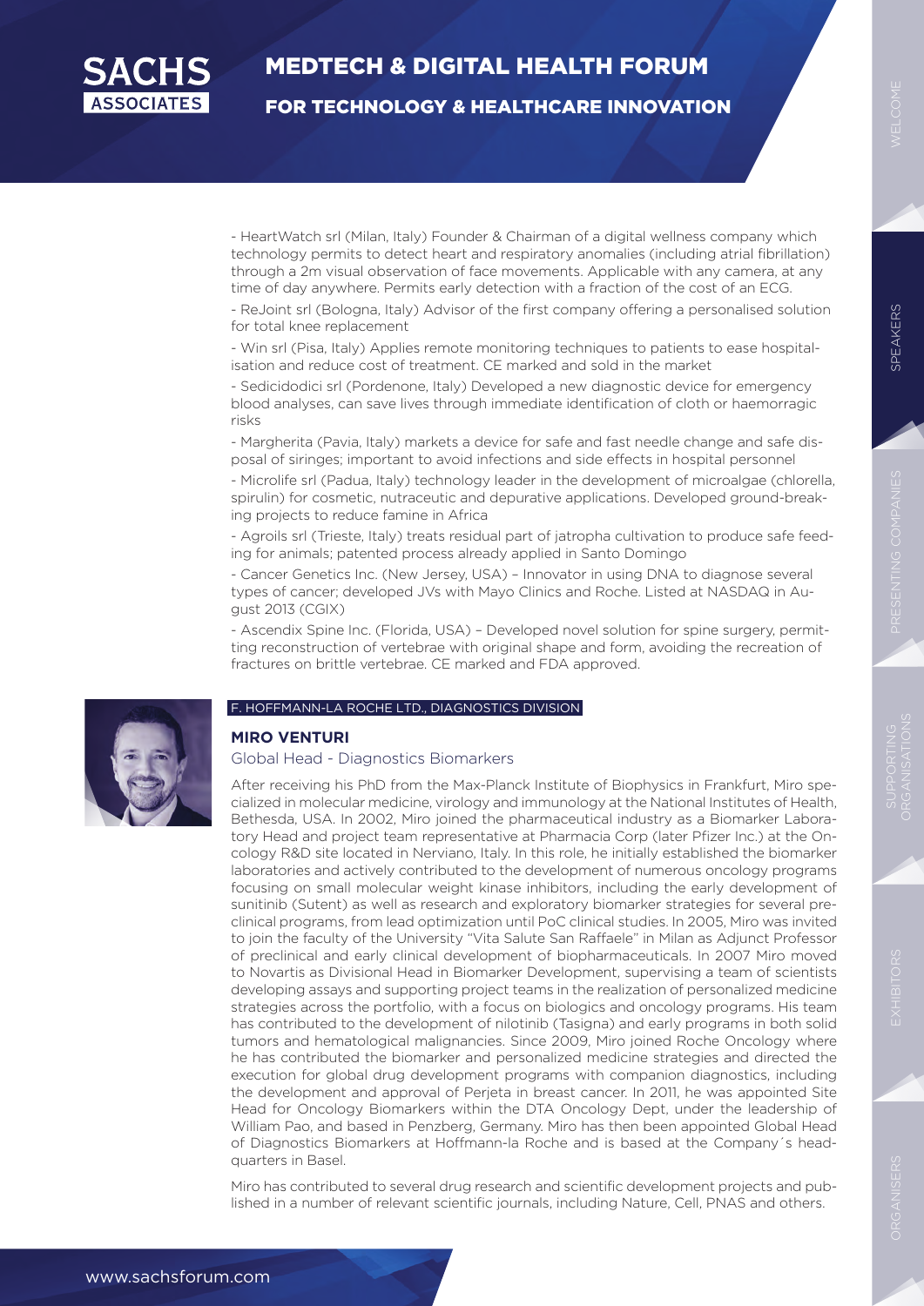- HeartWatch srl (Milan, Italy) Founder & Chairman of a digital wellness company which technology permits to detect heart and respiratory anomalies (including atrial fibrillation) through a 2m visual observation of face movements. Applicable with any camera, at any time of day anywhere. Permits early detection with a fraction of the cost of an ECG.

- ReJoint srl (Bologna, Italy) Advisor of the first company offering a personalised solution for total knee replacement

- Win srl (Pisa, Italy) Applies remote monitoring techniques to patients to ease hospitalisation and reduce cost of treatment. CE marked and sold in the market

- Sedicidodici srl (Pordenone, Italy) Developed a new diagnostic device for emergency blood analyses, can save lives through immediate identification of cloth or haemorragic risks

- Margherita (Pavia, Italy) markets a device for safe and fast needle change and safe disposal of siringes; important to avoid infections and side effects in hospital personnel

- Microlife srl (Padua, Italy) technology leader in the development of microalgae (chlorella, spirulin) for cosmetic, nutraceutic and depurative applications. Developed ground-breaking projects to reduce famine in Africa

- Agroils srl (Trieste, Italy) treats residual part of jatropha cultivation to produce safe feeding for animals; patented process already applied in Santo Domingo

- Cancer Genetics Inc. (New Jersey, USA) – Innovator in using DNA to diagnose several types of cancer; developed JVs with Mayo Clinics and Roche. Listed at NASDAQ in August 2013 (CGIX)

- Ascendix Spine Inc. (Florida, USA) – Developed novel solution for spine surgery, permitting reconstruction of vertebrae with original shape and form, avoiding the recreation of fractures on brittle vertebrae. CE marked and FDA approved.

F. HOFFMANN-LA ROCHE LTD., DIAGNOSTICS DIVISION

**MIRO VENTURI**

Global Head - Diagnostics Biomarkers

After receiving his PhD from the Max-Planck Institute of Biophysics in Frankfurt, Miro specialized in molecular medicine, virology and immunology at the National Institutes of Health, Bethesda, USA. In 2002, Miro joined the pharmaceutical industry as a Biomarker Laboratory Head and project team representative at Pharmacia Corp (later Pfizer Inc.) at the Oncology R&D site located in Nerviano, Italy. In this role, he initially established the biomarker laboratories and actively contributed to the development of numerous oncology programs focusing on small molecular weight kinase inhibitors, including the early development of sunitinib (Sutent) as well as research and exploratory biomarker strategies for several preclinical programs, from lead optimization until PoC clinical studies. In 2005, Miro was invited to join the faculty of the University "Vita Salute San Raffaele" in Milan as Adjunct Professor of preclinical and early clinical development of biopharmaceuticals. In 2007 Miro moved to Novartis as Divisional Head in Biomarker Development, supervising a team of scientists developing assays and supporting project teams in the realization of personalized medicine strategies across the portfolio, with a focus on biologics and oncology programs. His team has contributed to the development of nilotinib (Tasigna) and early programs in both solid tumors and hematological malignancies. Since 2009, Miro joined Roche Oncology where he has contributed the biomarker and personalized medicine strategies and directed the execution for global drug development programs with companion diagnostics, including the development and approval of Perjeta in breast cancer. In 2011, he was appointed Site Head for Oncology Biomarkers within the DTA Oncology Dept, under the leadership of William Pao, and based in Penzberg, Germany. Miro has then been appointed Global Head of Diagnostics Biomarkers at Hoffmann-la Roche and is based at the Company´s headquarters in Basel.

Miro has contributed to several drug research and scientific development projects and published in a number of relevant scientific journals, including Nature, Cell, PNAS and others.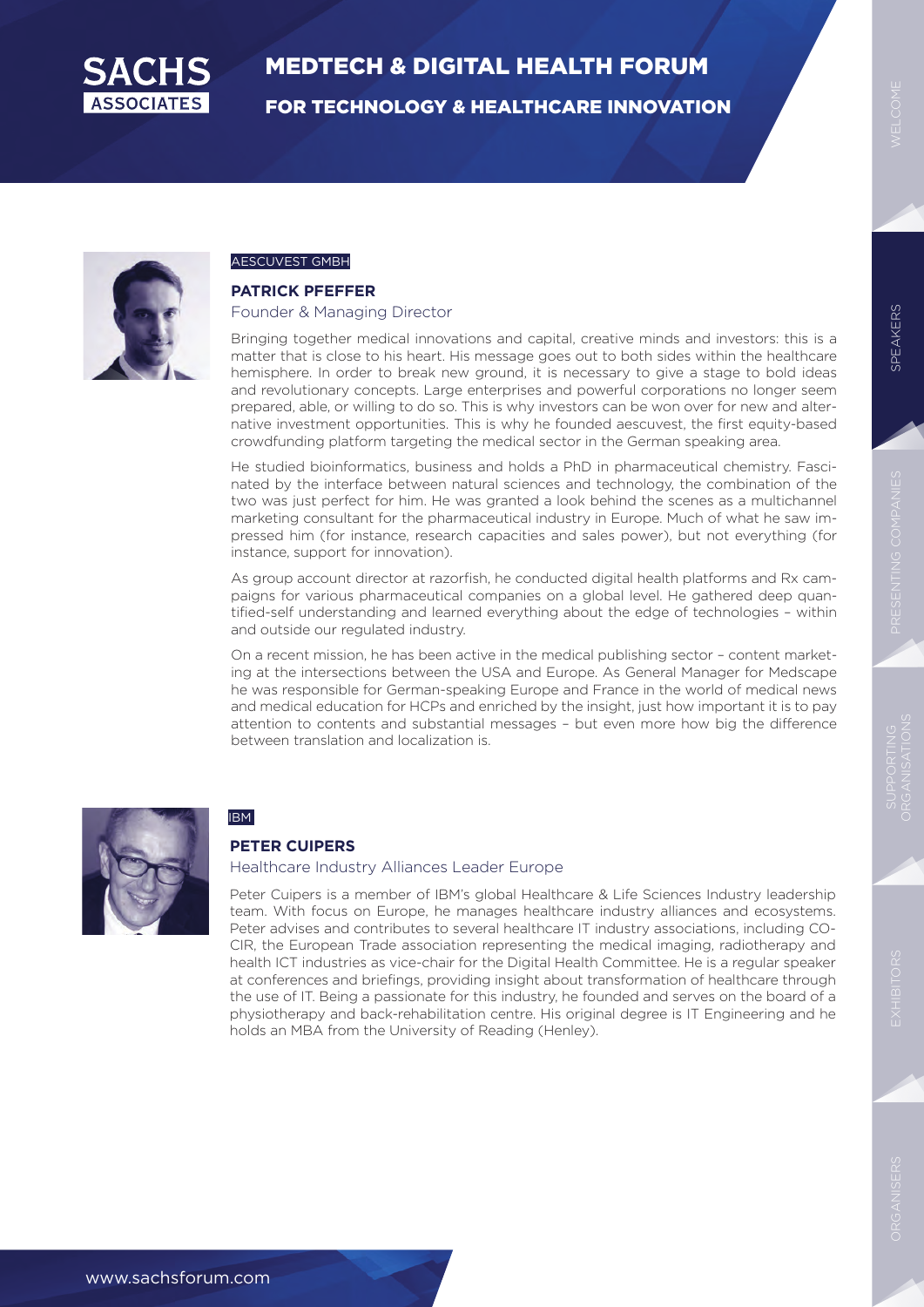AESCUVEST GMBH

### PATRICK PFEFFER

Founder & Managing Director

Bringing together medical innovations and capital, creative minds and investors: this is a matter that is close to his heart. His message goes out to both sides within the healthcare hemisphere. In order to break new ground, it is necessary to give a stage to bold ideas and revolutionary concepts. Large enterprises and powerful corporations no longer seem prepared, able, or willing to do so. This is why investors can be won over for new and alternative investment opportunities. This is why he founded aescuvest, the first equity-based crowdfunding platform targeting the medical sector in the German speaking area.

He studied bioinformatics, business and holds a PhD in pharmaceutical chemistry. Fascinated by the interface between natural sciences and technology, the combination of the two was just perfect for him. He was granted a look behind the scenes as a multichannel marketing consultant for the pharmaceutical industry in Europe. Much of what he saw impressed him (for instance, research capacities and sales power), but not everything (for instance, support for innovation).

As group account director at razorfish, he conducted digital health platforms and Rx campaigns for various pharmaceutical companies on a global level. He gathered deep quantified-self understanding and learned everything about the edge of technologies – within and outside our regulated industry.

On a recent mission, he has been active in the medical publishing sector – content marketing at the intersections between the USA and Europe. As General Manager for Medscape he was responsible for German-speaking Europe and France in the world of medical news and medical education for HCPs and enriched by the insight, just how important it is to pay attention to contents and substantial messages – but even more how big the difference between translation and localization is.

IBM

### PETER CUIPERS

Healthcare Industry Alliances Leader Europe

Peter Cuipers is a member of IBM's global Healthcare & Life Sciences Industry leadership team. With focus on Europe, he manages healthcare industry alliances and ecosystems. Peter advises and contributes to several healthcare IT industry associations, including COCIR, the European Trade association representing the medical imaging, radiotherapy and health ICT industries as vice-chair for the Digital Health Committee. He is a regular speaker at conferences and briefings, providing insight about transformation of healthcare through the use of IT. Being a passionate for this industry, he founded and serves on the board of a physiotherapy and back-rehabilitation centre. His original degree is IT Engineering and he holds an MBA from the University of Reading (Henley).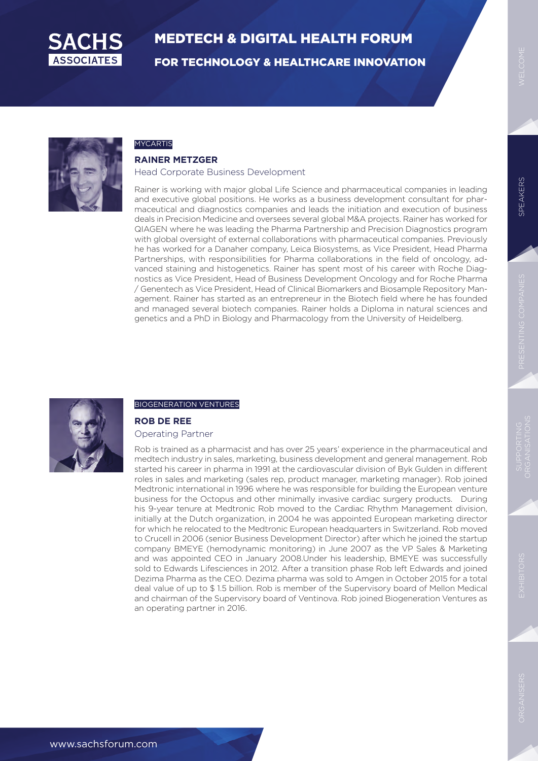MYCARTIS

**RAINER METZGER**

Head Corporate Business Development

Rainer is working with major global Life Science and pharmaceutical companies in leading and executive global positions. He works as a business development consultant for pharmaceutical and diagnostics companies and leads the initiation and execution of business deals in Precision Medicine and oversees several global M&A projects. Rainer has worked for QIAGEN where he was leading the Pharma Partnership and Precision Diagnostics program with global oversight of external collaborations with pharmaceutical companies. Previously he has worked for a Danaher company, Leica Biosystems, as Vice President, Head Pharma Partnerships, with responsibilities for Pharma collaborations in the field of oncology, advanced staining and histogenetics. Rainer has spent most of his career with Roche Diagnostics as Vice President, Head of Business Development Oncology and for Roche Pharma / Genentech as Vice President, Head of Clinical Biomarkers and Biosample Repository Management. Rainer has started as an entrepreneur in the Biotech field where he has founded and managed several biotech companies. Rainer holds a Diploma in natural sciences and genetics and a PhD in Biology and Pharmacology from the University of Heidelberg.

BIOGENERATION VENTURES

**ROB DE REE**

Operating Partner

Rob is trained as a pharmacist and has over 25 years' experience in the pharmaceutical and medtech industry in sales, marketing, business development and general management. Rob started his career in pharma in 1991 at the cardiovascular division of Byk Gulden in different roles in sales and marketing (sales rep, product manager, marketing manager). Rob joined Medtronic international in 1996 where he was responsible for building the European venture business for the Octopus and other minimally invasive cardiac surgery products. During his 9-year tenure at Medtronic Rob moved to the Cardiac Rhythm Management division, initially at the Dutch organization, in 2004 he was appointed European marketing director for which he relocated to the Medtronic European headquarters in Switzerland. Rob moved to Crucell in 2006 (senior Business Development Director) after which he joined the startup company BMEYE (hemodynamic monitoring) in June 2007 as the VP Sales & Marketing and was appointed CEO in January 2008.Under his leadership, BMEYE was successfully sold to Edwards Lifesciences in 2012. After a transition phase Rob left Edwards and joined Dezima Pharma as the CEO. Dezima pharma was sold to Amgen in October 2015 for a total deal value of up to $ 1.5 billion. Rob is member of the Supervisory board of Mellon Medical and chairman of the Supervisory board of Ventinova. Rob joined Biogeneration Ventures as an operating partner in 2016.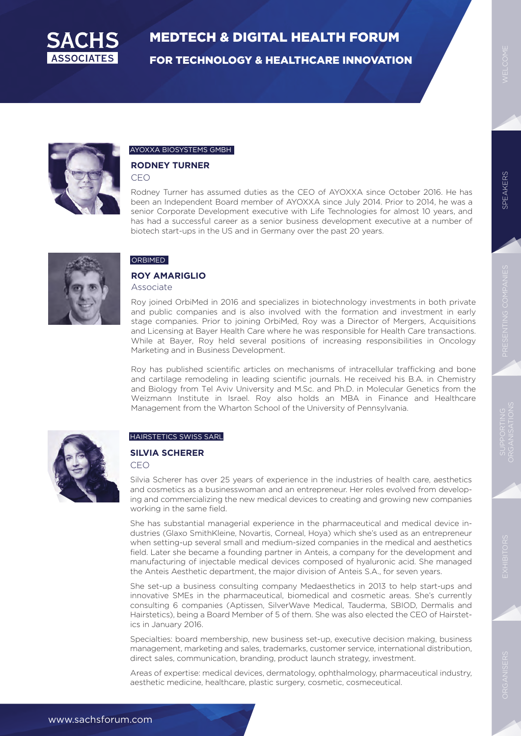AYOXXA BIOSYSTEMS GMBH

### RODNEY TURNER

CEO

Rodney Turner has assumed duties as the CEO of AYOXXA since October 2016. He has been an Independent Board member of AYOXXA since July 2014. Prior to 2014, he was a senior Corporate Development executive with Life Technologies for almost 10 years, and has had a successful career as a senior business development executive at a number of biotech start-ups in the US and in Germany over the past 20 years.

ORBIMED

### ROY AMARIGLIO

Associate

Roy joined OrbiMed in 2016 and specializes in biotechnology investments in both private and public companies and is also involved with the formation and investment in early stage companies. Prior to joining OrbiMed, Roy was a Director of Mergers, Acquisitions and Licensing at Bayer Health Care where he was responsible for Health Care transactions. While at Bayer, Roy held several positions of increasing responsibilities in Oncology Marketing and in Business Development.

Roy has published scientific articles on mechanisms of intracellular trafficking and bone and cartilage remodeling in leading scientific journals. He received his B.A. in Chemistry and Biology from Tel Aviv University and M.Sc. and Ph.D. in Molecular Genetics from the Weizmann Institute in Israel. Roy also holds an MBA in Finance and Healthcare Management from the Wharton School of the University of Pennsylvania.

HAIRSTETICS SWISS SARL

### SILVIA SCHERER

CEO

Silvia Scherer has over 25 years of experience in the industries of health care, aesthetics and cosmetics as a businesswoman and an entrepreneur. Her roles evolved from developing and commercializing the new medical devices to creating and growing new companies working in the same field.

She has substantial managerial experience in the pharmaceutical and medical device industries (Glaxo SmithKleine, Novartis, Corneal, Hoya) which she's used as an entrepreneur when setting-up several small and medium-sized companies in the medical and aesthetics field. Later she became a founding partner in Anteis, a company for the development and manufacturing of injectable medical devices composed of hyaluronic acid. She managed the Anteis Aesthetic department, the major division of Anteis S.A., for seven years.

She set-up a business consulting company Medaesthetics in 2013 to help start-ups and innovative SMEs in the pharmaceutical, biomedical and cosmetic areas. She's currently consulting 6 companies (Aptissen, SilverWave Medical, Tauderma, SBIOD, Dermalis and Hairstetics), being a Board Member of 5 of them. She was also elected the CEO of Hairstetics in January 2016.

Specialties: board membership, new business set-up, executive decision making, business management, marketing and sales, trademarks, customer service, international distribution, direct sales, communication, branding, product launch strategy, investment.

Areas of expertise: medical devices, dermatology, ophthalmology, pharmaceutical industry, aesthetic medicine, healthcare, plastic surgery, cosmetic, cosmeceutical.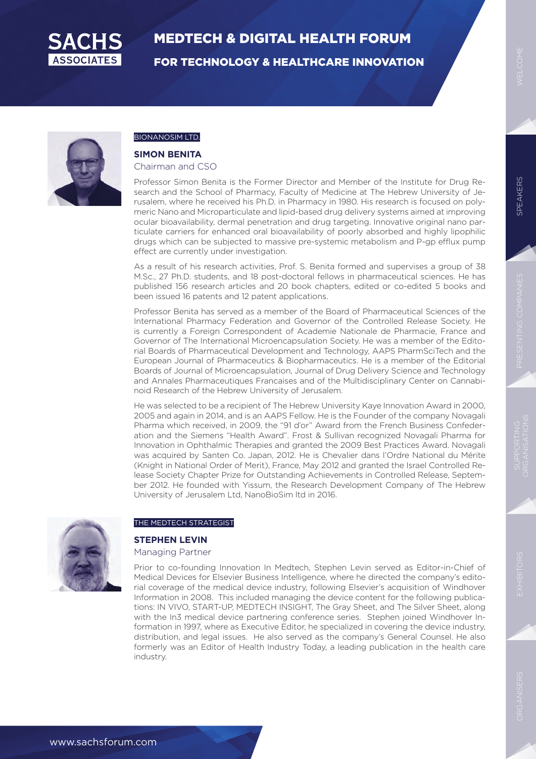BIONANOSIM LTD.

**SIMON BENITA**

Chairman and CSO

Professor Simon Benita is the Former Director and Member of the Institute for Drug Research and the School of Pharmacy, Faculty of Medicine at The Hebrew University of Jerusalem, where he received his Ph.D. in Pharmacy in 1980. His research is focused on polymeric Nano and Microparticulate and lipid-based drug delivery systems aimed at improving ocular bioavailability, dermal penetration and drug targeting. Innovative original nano particulate carriers for enhanced oral bioavailability of poorly absorbed and highly lipophilic drugs which can be subjected to massive pre-systemic metabolism and P-gp efflux pump effect are currently under investigation.

As a result of his research activities, Prof. S. Benita formed and supervises a group of 38 M.Sc., 27 Ph.D. students, and 18 post-doctoral fellows in pharmaceutical sciences. He has published 156 research articles and 20 book chapters, edited or co-edited 5 books and been issued 16 patents and 12 patent applications.

Professor Benita has served as a member of the Board of Pharmaceutical Sciences of the International Pharmacy Federation and Governor of the Controlled Release Society. He is currently a Foreign Correspondent of Academie Nationale de Pharmacie, France and Governor of The International Microencapsulation Society. He was a member of the Editorial Boards of Pharmaceutical Development and Technology, AAPS PharmSciTech and the European Journal of Pharmaceutics & Biopharmaceutics. He is a member of the Editorial Boards of Journal of Microencapsulation, Journal of Drug Delivery Science and Technology and Annales Pharmaceutiques Francaises and of the Multidisciplinary Center on Cannabinoid Research of the Hebrew University of Jerusalem.

He was selected to be a recipient of The Hebrew University Kaye Innovation Award in 2000, 2005 and again in 2014, and is an AAPS Fellow. He is the Founder of the company Novagali Pharma which received, in 2009, the "91 d'or" Award from the French Business Confederation and the Siemens "Health Award". Frost & Sullivan recognized Novagali Pharma for Innovation in Ophthalmic Therapies and granted the 2009 Best Practices Award. Novagali was acquired by Santen Co. Japan, 2012. He is Chevalier dans l'Ordre National du Mérite (Knight in National Order of Merit), France, May 2012 and granted the Israel Controlled Release Society Chapter Prize for Outstanding Achievements in Controlled Release, September 2012. He founded with Yissum, the Research Development Company of The Hebrew University of Jerusalem Ltd, NanoBioSim ltd in 2016.

THE MEDTECH STRATEGIST

**STEPHEN LEVIN**

Managing Partner

Prior to co-founding Innovation In Medtech, Stephen Levin served as Editor-in-Chief of Medical Devices for Elsevier Business Intelligence, where he directed the company's editorial coverage of the medical device industry, following Elsevier's acquisition of Windhover Information in 2008. This included managing the device content for the following publications: IN VIVO, START-UP, MEDTECH INSIGHT, The Gray Sheet, and The Silver Sheet, along with the In3 medical device partnering conference series. Stephen joined Windhover Information in 1997, where as Executive Editor, he specialized in covering the device industry, distribution, and legal issues. He also served as the company's General Counsel. He also formerly was an Editor of Health Industry Today, a leading publication in the health care industry.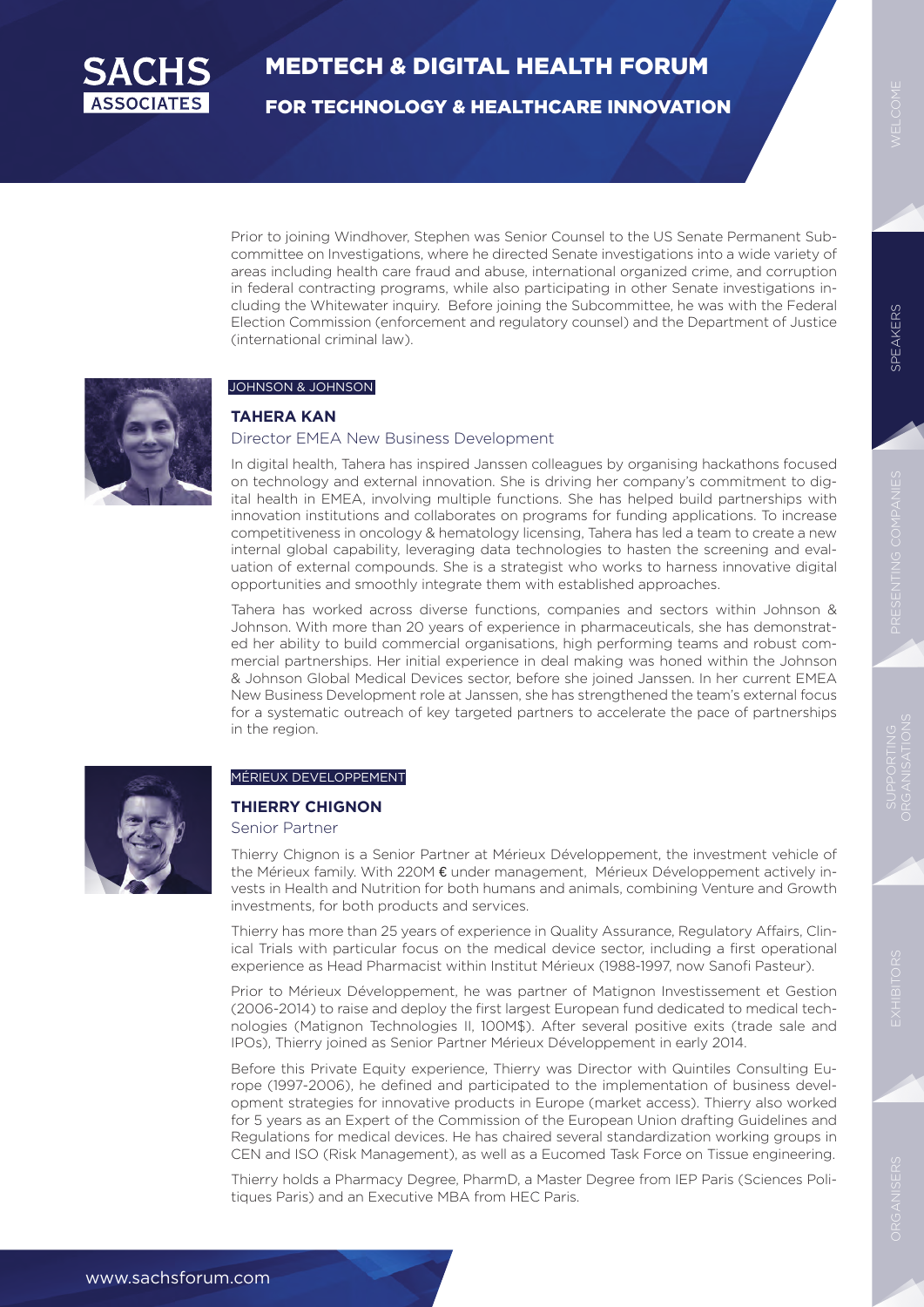Prior to joining Windhover, Stephen was Senior Counsel to the US Senate Permanent Subcommittee on Investigations, where he directed Senate investigations into a wide variety of areas including health care fraud and abuse, international organized crime, and corruption in federal contracting programs, while also participating in other Senate investigations including the Whitewater inquiry. Before joining the Subcommittee, he was with the Federal Election Commission (enforcement and regulatory counsel) and the Department of Justice (international criminal law).

JOHNSON & JOHNSON

### TAHERA KAN

Director EMEA New Business Development

In digital health, Tahera has inspired Janssen colleagues by organising hackathons focused on technology and external innovation. She is driving her company's commitment to digital health in EMEA, involving multiple functions. She has helped build partnerships with innovation institutions and collaborates on programs for funding applications. To increase competitiveness in oncology & hematology licensing, Tahera has led a team to create a new internal global capability, leveraging data technologies to hasten the screening and evaluation of external compounds. She is a strategist who works to harness innovative digital opportunities and smoothly integrate them with established approaches.

Tahera has worked across diverse functions, companies and sectors within Johnson & Johnson. With more than 20 years of experience in pharmaceuticals, she has demonstrated her ability to build commercial organisations, high performing teams and robust commercial partnerships. Her initial experience in deal making was honed within the Johnson & Johnson Global Medical Devices sector, before she joined Janssen. In her current EMEA New Business Development role at Janssen, she has strengthened the team's external focus for a systematic outreach of key targeted partners to accelerate the pace of partnerships in the region.

MÉRIEUX DEVELOPPEMENT

### THIERRY CHIGNON

Senior Partner

Thierry Chignon is a Senior Partner at Mérieux Développement, the investment vehicle of the Mérieux family. With 220M € under management, Mérieux Développement actively invests in Health and Nutrition for both humans and animals, combining Venture and Growth investments, for both products and services.

Thierry has more than 25 years of experience in Quality Assurance, Regulatory Affairs, Clinical Trials with particular focus on the medical device sector, including a first operational experience as Head Pharmacist within Institut Mérieux (1988-1997, now Sanofi Pasteur).

Prior to Mérieux Développement, he was partner of Matignon Investissement et Gestion (2006-2014) to raise and deploy the first largest European fund dedicated to medical technologies (Matignon Technologies II, 100M$). After several positive exits (trade sale and IPOs), Thierry joined as Senior Partner Mérieux Développement in early 2014.

Before this Private Equity experience, Thierry was Director with Quintiles Consulting Europe (1997-2006), he defined and participated to the implementation of business development strategies for innovative products in Europe (market access). Thierry also worked for 5 years as an Expert of the Commission of the European Union drafting Guidelines and Regulations for medical devices. He has chaired several standardization working groups in CEN and ISO (Risk Management), as well as a Eucomed Task Force on Tissue engineering.

Thierry holds a Pharmacy Degree, PharmD, a Master Degree from IEP Paris (Sciences Politiques Paris) and an Executive MBA from HEC Paris.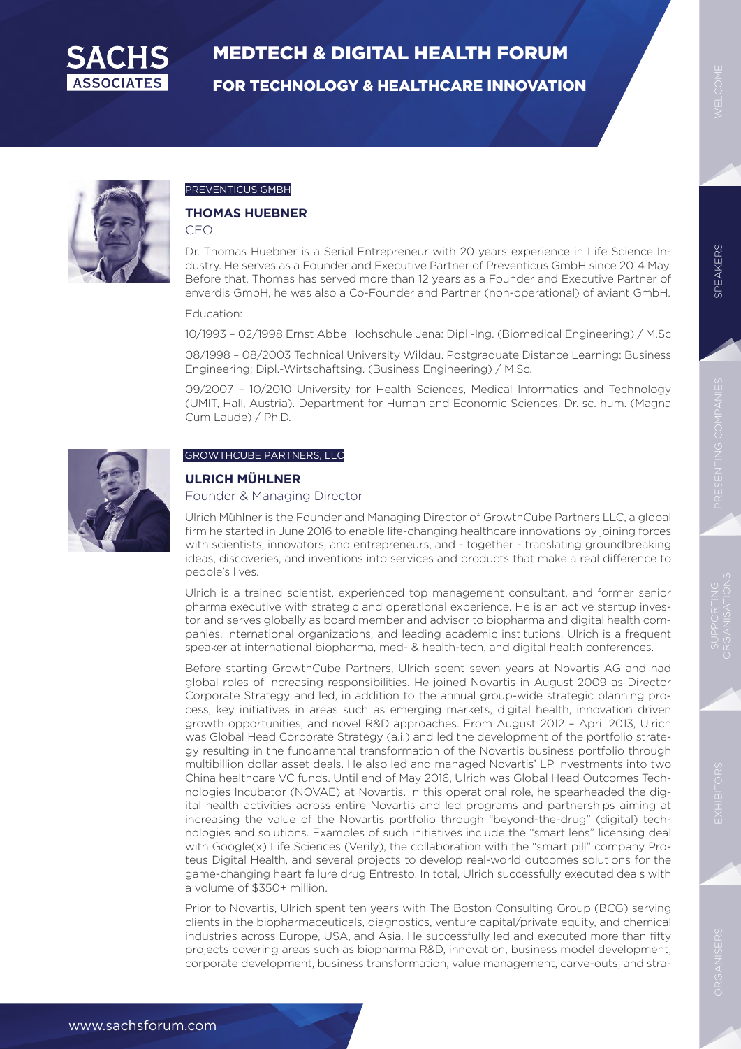PREVENTICUS GMBH

### THOMAS HUEBNER

CEO

Dr. Thomas Huebner is a Serial Entrepreneur with 20 years experience in Life Science Industry. He serves as a Founder and Executive Partner of Preventicus GmbH since 2014 May. Before that, Thomas has served more than 12 years as a Founder and Executive Partner of enverdis GmbH, he was also a Co-Founder and Partner (non-operational) of aviant GmbH.

Education:

10/1993 – 02/1998 Ernst Abbe Hochschule Jena: Dipl.-Ing. (Biomedical Engineering) / M.Sc

08/1998 – 08/2003 Technical University Wildau. Postgraduate Distance Learning: Business Engineering; Dipl.-Wirtschaftsing. (Business Engineering) / M.Sc.

09/2007 – 10/2010 University for Health Sciences, Medical Informatics and Technology (UMIT, Hall, Austria). Department for Human and Economic Sciences. Dr. sc. hum. (Magna Cum Laude) / Ph.D.

GROWTHCUBE PARTNERS, LLC

### ULRICH MÜHLNER

Founder & Managing Director

Ulrich Mühlner is the Founder and Managing Director of GrowthCube Partners LLC, a global firm he started in June 2016 to enable life-changing healthcare innovations by joining forces with scientists, innovators, and entrepreneurs, and - together - translating groundbreaking ideas, discoveries, and inventions into services and products that make a real difference to people's lives.

Ulrich is a trained scientist, experienced top management consultant, and former senior pharma executive with strategic and operational experience. He is an active startup investor and serves globally as board member and advisor to biopharma and digital health companies, international organizations, and leading academic institutions. Ulrich is a frequent speaker at international biopharma, med- & health-tech, and digital health conferences.

Before starting GrowthCube Partners, Ulrich spent seven years at Novartis AG and had global roles of increasing responsibilities. He joined Novartis in August 2009 as Director Corporate Strategy and led, in addition to the annual group-wide strategic planning process, key initiatives in areas such as emerging markets, digital health, innovation driven growth opportunities, and novel R&D approaches. From August 2012 – April 2013, Ulrich was Global Head Corporate Strategy (a.i.) and led the development of the portfolio strategy resulting in the fundamental transformation of the Novartis business portfolio through multibillion dollar asset deals. He also led and managed Novartis' LP investments into two China healthcare VC funds. Until end of May 2016, Ulrich was Global Head Outcomes Technologies Incubator (NOVAE) at Novartis. In this operational role, he spearheaded the digital health activities across entire Novartis and led programs and partnerships aiming at increasing the value of the Novartis portfolio through "beyond-the-drug" (digital) technologies and solutions. Examples of such initiatives include the "smart lens" licensing deal with Google(x) Life Sciences (Verily), the collaboration with the "smart pill" company Proteus Digital Health, and several projects to develop real-world outcomes solutions for the game-changing heart failure drug Entresto. In total, Ulrich successfully executed deals with a volume of $350+ million.

Prior to Novartis, Ulrich spent ten years with The Boston Consulting Group (BCG) serving clients in the biopharmaceuticals, diagnostics, venture capital/private equity, and chemical industries across Europe, USA, and Asia. He successfully led and executed more than fifty projects covering areas such as biopharma R&D, innovation, business model development, corporate development, business transformation, value management, carve-outs, and stra-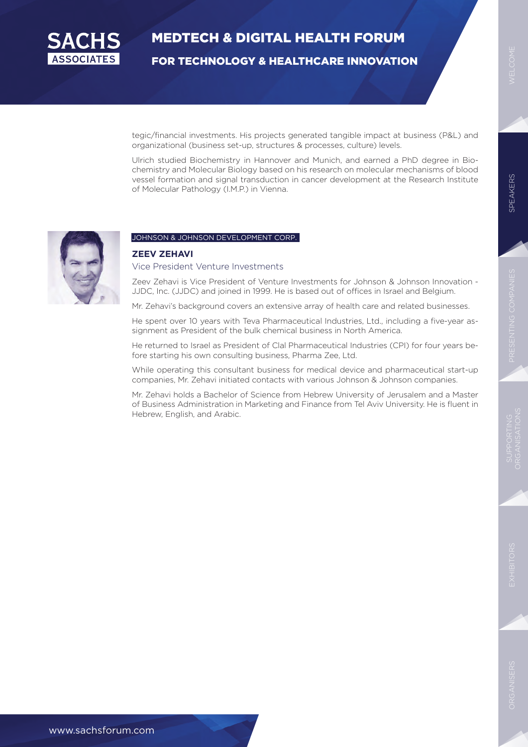tegic/financial investments. His projects generated tangible impact at business (P&L) and organizational (business set-up, structures & processes, culture) levels.

Ulrich studied Biochemistry in Hannover and Munich, and earned a PhD degree in Biochemistry and Molecular Biology based on his research on molecular mechanisms of blood vessel formation and signal transduction in cancer development at the Research Institute of Molecular Pathology (I.M.P.) in Vienna.

JOHNSON & JOHNSON DEVELOPMENT CORP.

**ZEEV ZEHAVI**

Vice President Venture Investments

Zeev Zehavi is Vice President of Venture Investments for Johnson & Johnson Innovation - JJDC, Inc. (JJDC) and joined in 1999. He is based out of offices in Israel and Belgium.

Mr. Zehavi's background covers an extensive array of health care and related businesses.

He spent over 10 years with Teva Pharmaceutical Industries, Ltd., including a five-year assignment as President of the bulk chemical business in North America.

He returned to Israel as President of Clal Pharmaceutical Industries (CPI) for four years before starting his own consulting business, Pharma Zee, Ltd.

While operating this consultant business for medical device and pharmaceutical start-up companies, Mr. Zehavi initiated contacts with various Johnson & Johnson companies.

Mr. Zehavi holds a Bachelor of Science from Hebrew University of Jerusalem and a Master of Business Administration in Marketing and Finance from Tel Aviv University. He is fluent in Hebrew, English, and Arabic.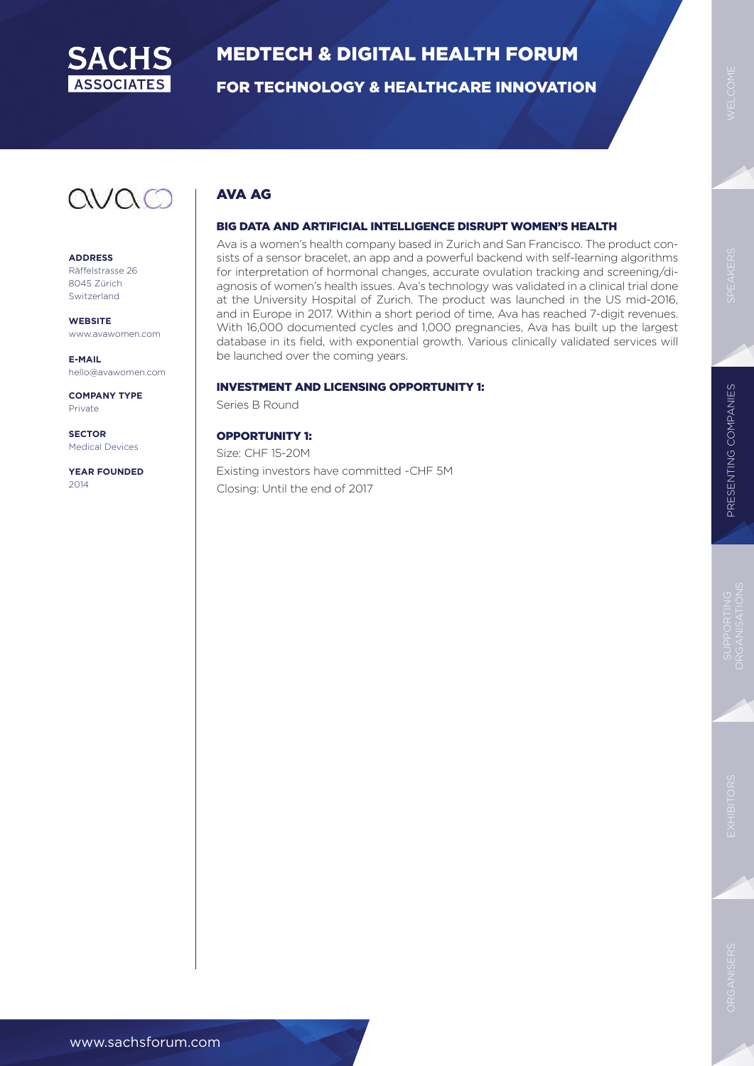# AVA AG

**ADDRESS**
Räffelstrasse 26
8045 Zürich
Switzerland

**WEBSITE**
www.avawomen.com

**E-MAIL**
hello@avawomen.com

**COMPANY TYPE**
Private

**SECTOR**
Medical Devices

**YEAR FOUNDED**
2014

## BIG DATA AND ARTIFICIAL INTELLIGENCE DISRUPT WOMEN'S HEALTH

Ava is a women's health company based in Zurich and San Francisco. The product consists of a sensor bracelet, an app and a powerful backend with self-learning algorithms for interpretation of hormonal changes, accurate ovulation tracking and screening/diagnosis of women's health issues. Ava's technology was validated in a clinical trial done at the University Hospital of Zurich. The product was launched in the US mid-2016, and in Europe in 2017. Within a short period of time, Ava has reached 7-digit revenues. With 16,000 documented cycles and 1,000 pregnancies, Ava has built up the largest database in its field, with exponential growth. Various clinically validated services will be launched over the coming years.

## INVESTMENT AND LICENSING OPPORTUNITY 1:

Series B Round

## OPPORTUNITY 1:

Size: CHF 15-20M
Existing investors have committed ~CHF 5M
Closing: Until the end of 2017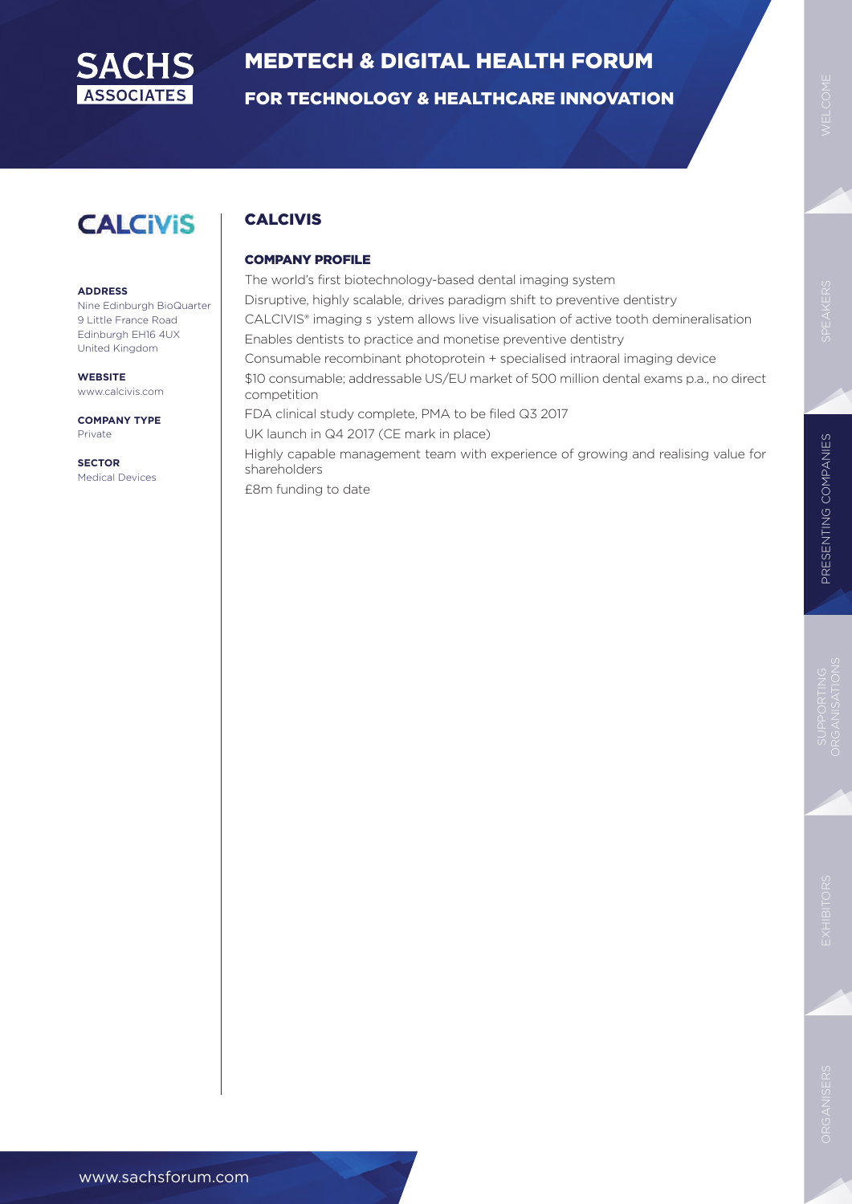# CALCIVIS

**ADDRESS**
Nine Edinburgh BioQuarter
9 Little France Road
Edinburgh EH16 4UX
United Kingdom

**WEBSITE**
www.calcivis.com

**COMPANY TYPE**
Private

**SECTOR**
Medical Devices

## COMPANY PROFILE

The world's first biotechnology-based dental imaging system

Disruptive, highly scalable, drives paradigm shift to preventive dentistry

CALCIVIS® imaging s ystem allows live visualisation of active tooth demineralisation

Enables dentists to practice and monetise preventive dentistry

Consumable recombinant photoprotein + specialised intraoral imaging device

$10 consumable; addressable US/EU market of 500 million dental exams p.a., no direct competition

FDA clinical study complete, PMA to be filed Q3 2017

UK launch in Q4 2017 (CE mark in place)

Highly capable management team with experience of growing and realising value for shareholders

£8m funding to date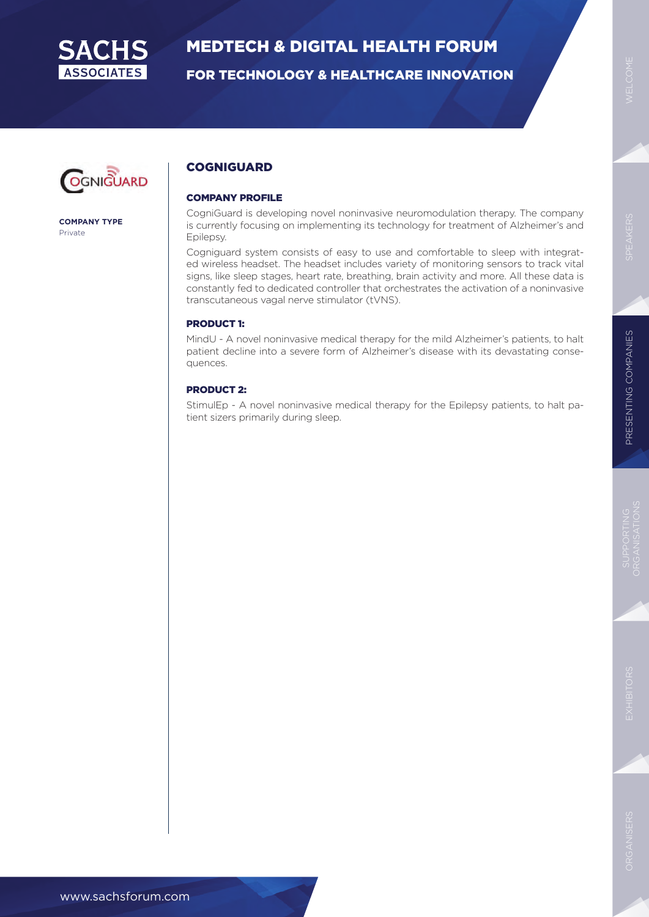## COGNIGUARD

**COMPANY TYPE**
Private

### COMPANY PROFILE

CogniGuard is developing novel noninvasive neuromodulation therapy. The company is currently focusing on implementing its technology for treatment of Alzheimer's and Epilepsy.

Cogniguard system consists of easy to use and comfortable to sleep with integrated wireless headset. The headset includes variety of monitoring sensors to track vital signs, like sleep stages, heart rate, breathing, brain activity and more. All these data is constantly fed to dedicated controller that orchestrates the activation of a noninvasive transcutaneous vagal nerve stimulator (tVNS).

### PRODUCT 1:

MindU - A novel noninvasive medical therapy for the mild Alzheimer's patients, to halt patient decline into a severe form of Alzheimer's disease with its devastating consequences.

### PRODUCT 2:

StimulEp - A novel noninvasive medical therapy for the Epilepsy patients, to halt patient sizers primarily during sleep.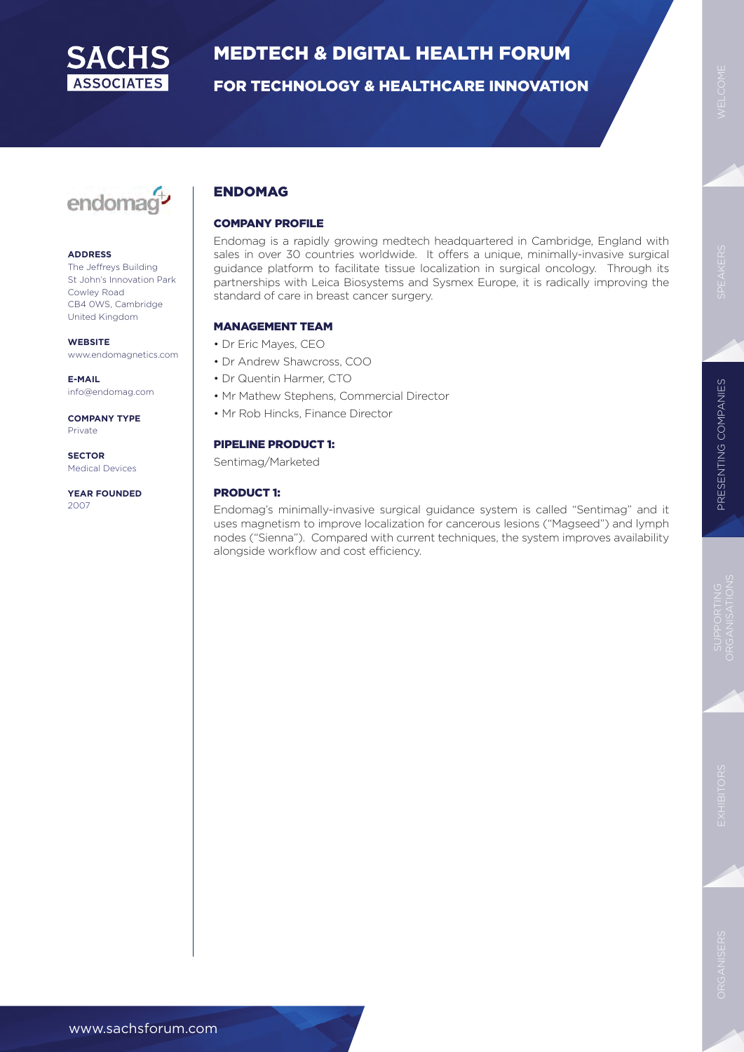## ENDOMAG

**ADDRESS**
The Jeffreys Building
St John's Innovation Park
Cowley Road
CB4 0WS, Cambridge
United Kingdom

**WEBSITE**
www.endomagnetics.com

**E-MAIL**
info@endomag.com

**COMPANY TYPE**
Private

**SECTOR**
Medical Devices

**YEAR FOUNDED**
2007

### COMPANY PROFILE

Endomag is a rapidly growing medtech headquartered in Cambridge, England with sales in over 30 countries worldwide. It offers a unique, minimally-invasive surgical guidance platform to facilitate tissue localization in surgical oncology. Through its partnerships with Leica Biosystems and Sysmex Europe, it is radically improving the standard of care in breast cancer surgery.

### MANAGEMENT TEAM

- Dr Eric Mayes, CEO
- Dr Andrew Shawcross, COO
- Dr Quentin Harmer, CTO
- Mr Mathew Stephens, Commercial Director
- Mr Rob Hincks, Finance Director

### PIPELINE PRODUCT 1:

Sentimag/Marketed

### PRODUCT 1:

Endomag's minimally-invasive surgical guidance system is called "Sentimag" and it uses magnetism to improve localization for cancerous lesions ("Magseed") and lymph nodes ("Sienna"). Compared with current techniques, the system improves availability alongside workflow and cost efficiency.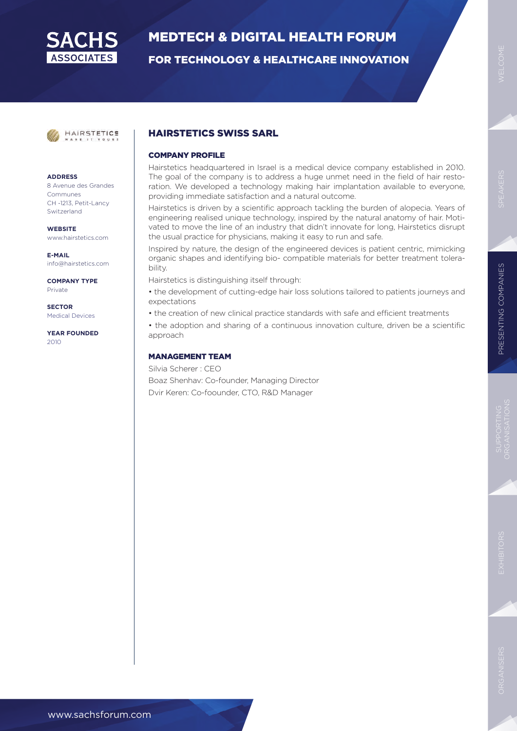## HAIRSTETICS SWISS SARL

**ADDRESS**
8 Avenue des Grandes Communes
CH -1213, Petit-Lancy
Switzerland

**WEBSITE**
www.hairstetics.com

**E-MAIL**
info@hairstetics.com

**COMPANY TYPE**
Private

**SECTOR**
Medical Devices

**YEAR FOUNDED**
2010

### COMPANY PROFILE

Hairstetics headquartered in Israel is a medical device company established in 2010. The goal of the company is to address a huge unmet need in the field of hair restoration. We developed a technology making hair implantation available to everyone, providing immediate satisfaction and a natural outcome.

Hairstetics is driven by a scientific approach tackling the burden of alopecia. Years of engineering realised unique technology, inspired by the natural anatomy of hair. Motivated to move the line of an industry that didn't innovate for long, Hairstetics disrupt the usual practice for physicians, making it easy to run and safe.

Inspired by nature, the design of the engineered devices is patient centric, mimicking organic shapes and identifying bio- compatible materials for better treatment tolerability.

Hairstetics is distinguishing itself through:

- the development of cutting-edge hair loss solutions tailored to patients journeys and expectations
- the creation of new clinical practice standards with safe and efficient treatments
- the adoption and sharing of a continuous innovation culture, driven be a scientific approach

### MANAGEMENT TEAM

Silvia Scherer : CEO

Boaz Shenhav: Co-founder, Managing Director

Dvir Keren: Co-foounder, CTO, R&D Manager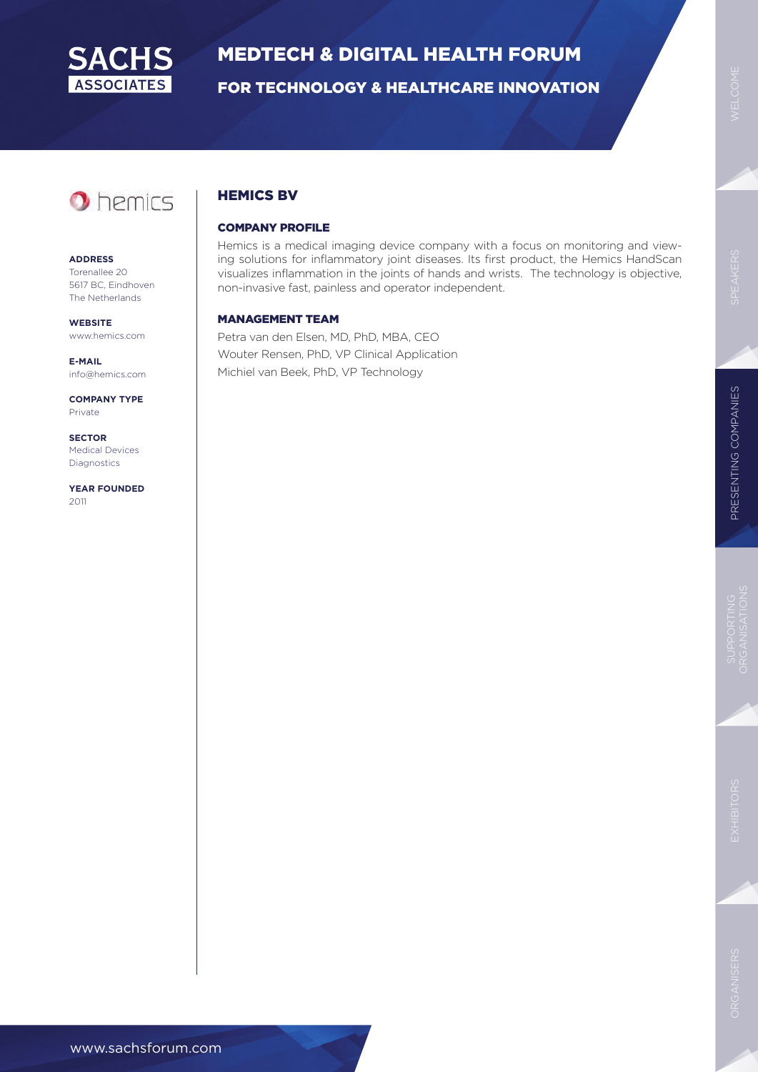## HEMICS BV

**ADDRESS**
Torenallee 20
5617 BC, Eindhoven
The Netherlands

**WEBSITE**
www.hemics.com

**E-MAIL**
info@hemics.com

**COMPANY TYPE**
Private

**SECTOR**
Medical Devices
Diagnostics

**YEAR FOUNDED**
2011

### COMPANY PROFILE

Hemics is a medical imaging device company with a focus on monitoring and viewing solutions for inflammatory joint diseases. Its first product, the Hemics HandScan visualizes inflammation in the joints of hands and wrists. The technology is objective, non-invasive fast, painless and operator independent.

### MANAGEMENT TEAM

Petra van den Elsen, MD, PhD, MBA, CEO
Wouter Rensen, PhD, VP Clinical Application
Michiel van Beek, PhD, VP Technology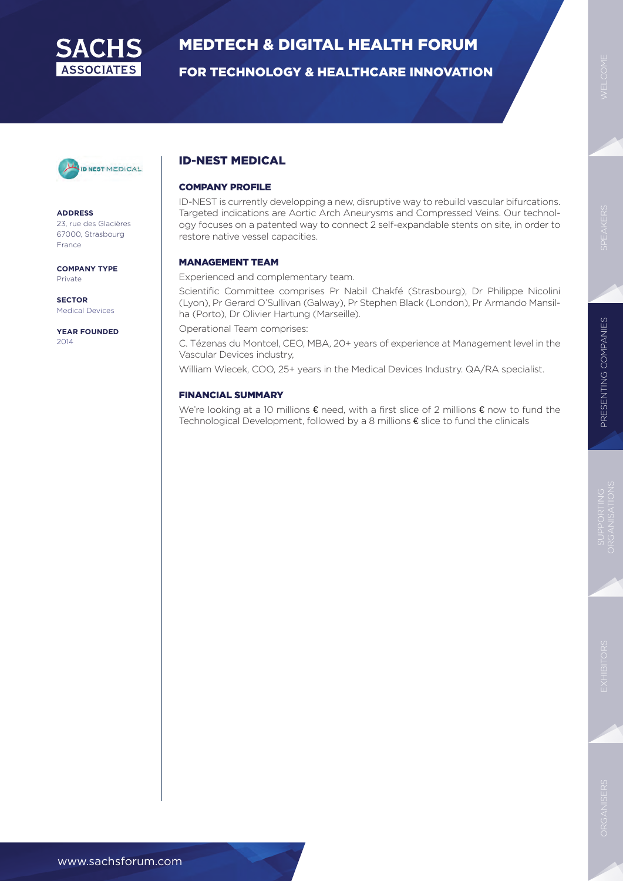# ID-NEST MEDICAL

**ADDRESS**
23, rue des Glacières
67000, Strasbourg
France

**COMPANY TYPE**
Private

**SECTOR**
Medical Devices

**YEAR FOUNDED**
2014

## COMPANY PROFILE

ID-NEST is currently developping a new, disruptive way to rebuild vascular bifurcations. Targeted indications are Aortic Arch Aneurysms and Compressed Veins. Our technology focuses on a patented way to connect 2 self-expandable stents on site, in order to restore native vessel capacities.

## MANAGEMENT TEAM

Experienced and complementary team.

Scientific Committee comprises Pr Nabil Chakfé (Strasbourg), Dr Philippe Nicolini (Lyon), Pr Gerard O'Sullivan (Galway), Pr Stephen Black (London), Pr Armando Mansilha (Porto), Dr Olivier Hartung (Marseille).

Operational Team comprises:

C. Tézenas du Montcel, CEO, MBA, 20+ years of experience at Management level in the Vascular Devices industry,

William Wiecek, COO, 25+ years in the Medical Devices Industry. QA/RA specialist.

## FINANCIAL SUMMARY

We're looking at a 10 millions € need, with a first slice of 2 millions € now to fund the Technological Development, followed by a 8 millions € slice to fund the clinicals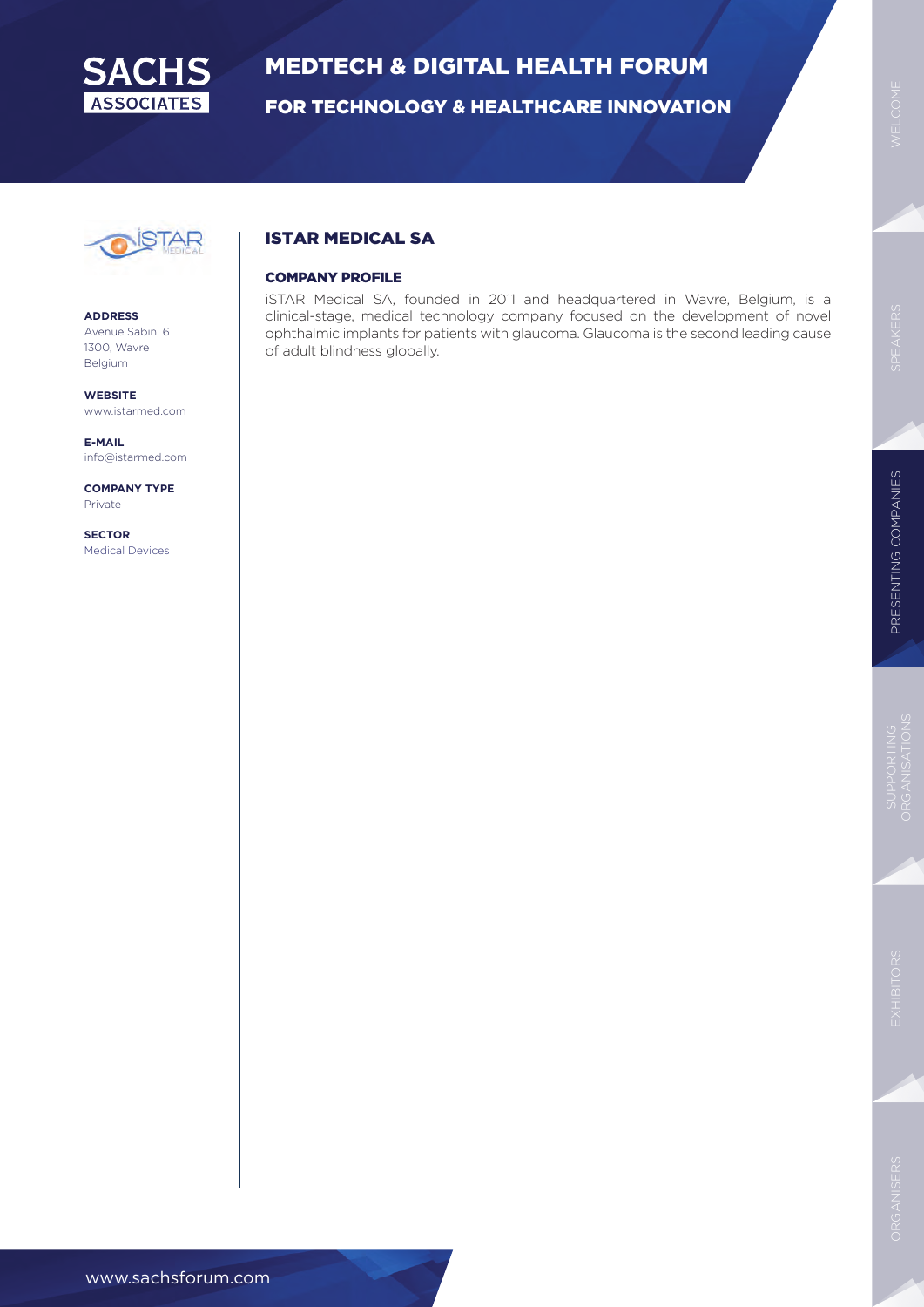## ISTAR MEDICAL SA

**ADDRESS**
Avenue Sabin, 6
1300, Wavre
Belgium

**WEBSITE**
www.istarmed.com

**E-MAIL**
info@istarmed.com

**COMPANY TYPE**
Private

**SECTOR**
Medical Devices

### COMPANY PROFILE

iSTAR Medical SA, founded in 2011 and headquartered in Wavre, Belgium, is a clinical-stage, medical technology company focused on the development of novel ophthalmic implants for patients with glaucoma. Glaucoma is the second leading cause of adult blindness globally.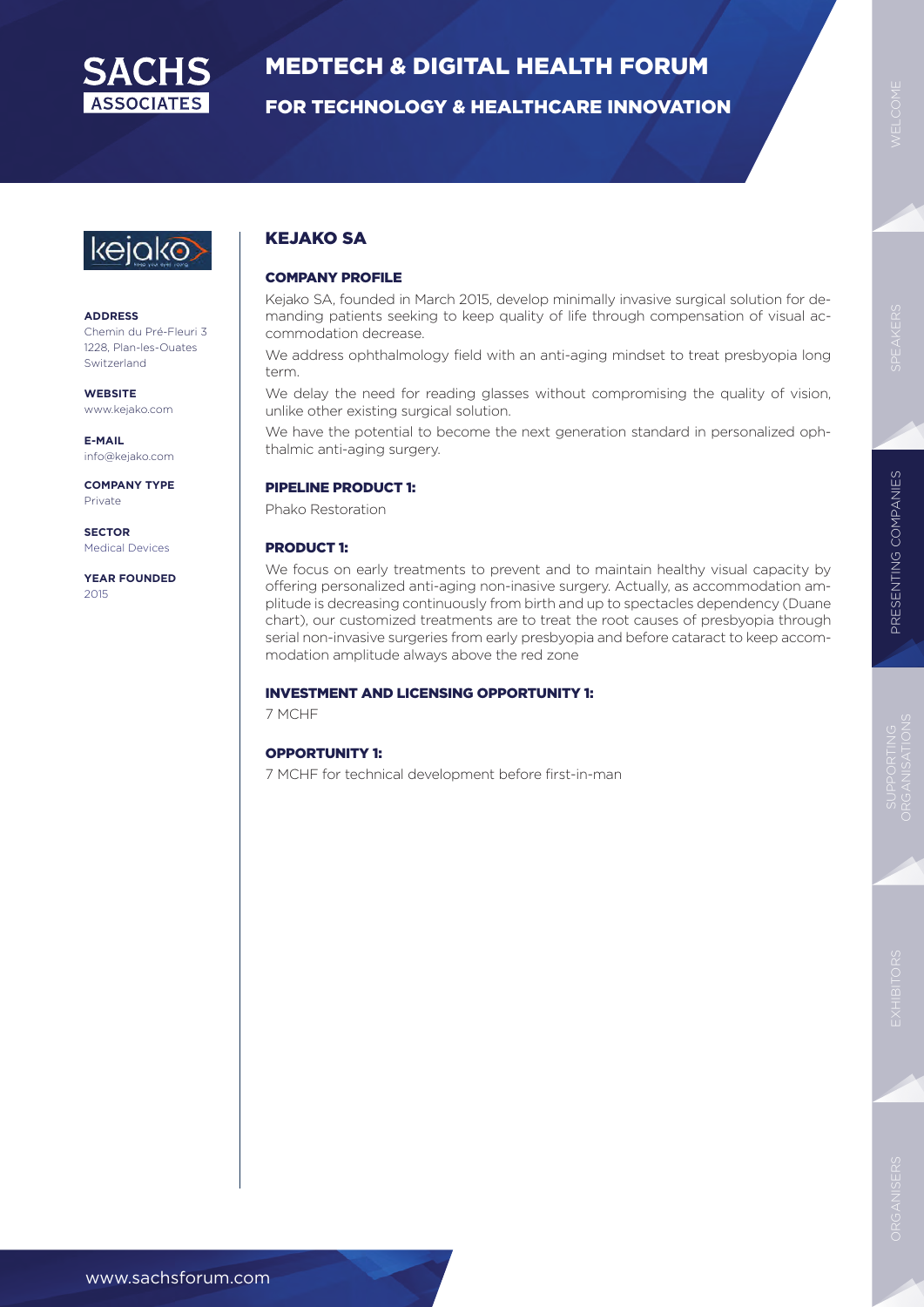## KEJAKO SA

**ADDRESS**
Chemin du Pré-Fleuri 3
1228, Plan-les-Ouates
Switzerland

**WEBSITE**
www.kejako.com

**E-MAIL**
info@kejako.com

**COMPANY TYPE**
Private

**SECTOR**
Medical Devices

**YEAR FOUNDED**
2015

### COMPANY PROFILE

Kejako SA, founded in March 2015, develop minimally invasive surgical solution for demanding patients seeking to keep quality of life through compensation of visual accommodation decrease.

We address ophthalmology field with an anti-aging mindset to treat presbyopia long term.

We delay the need for reading glasses without compromising the quality of vision, unlike other existing surgical solution.

We have the potential to become the next generation standard in personalized ophthalmic anti-aging surgery.

### PIPELINE PRODUCT 1:

Phako Restoration

### PRODUCT 1:

We focus on early treatments to prevent and to maintain healthy visual capacity by offering personalized anti-aging non-inasive surgery. Actually, as accommodation amplitude is decreasing continuously from birth and up to spectacles dependency (Duane chart), our customized treatments are to treat the root causes of presbyopia through serial non-invasive surgeries from early presbyopia and before cataract to keep accommodation amplitude always above the red zone

### INVESTMENT AND LICENSING OPPORTUNITY 1:

7 MCHF

### OPPORTUNITY 1:

7 MCHF for technical development before first-in-man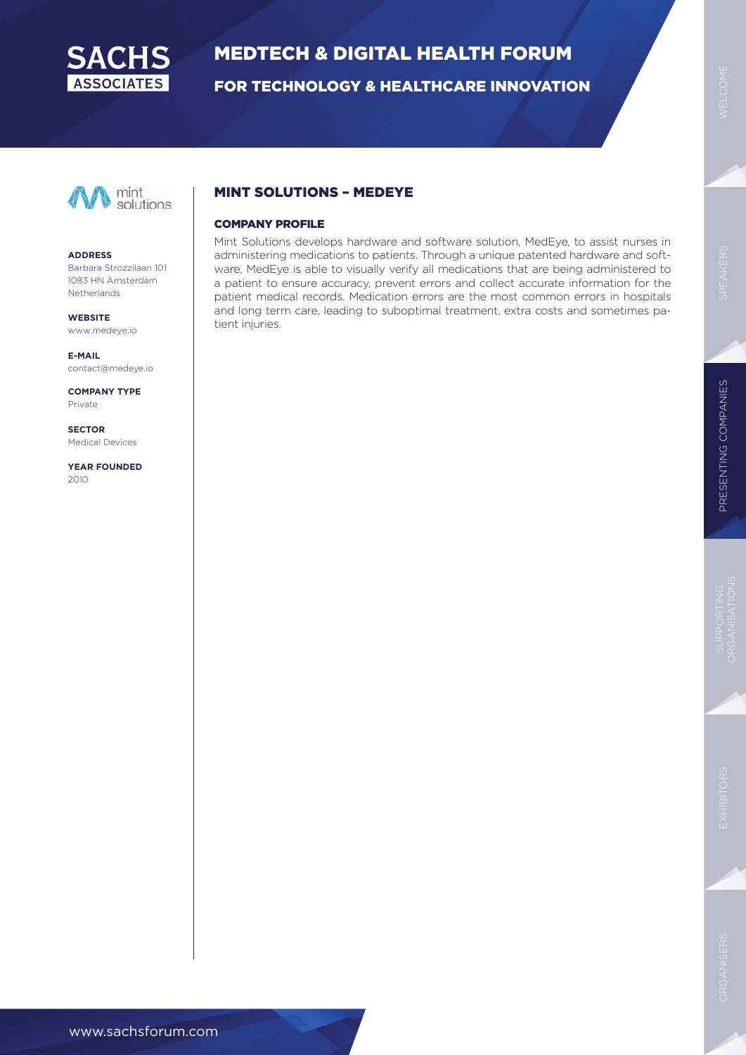## MINT SOLUTIONS – MEDEYE

**ADDRESS**
Barbara Strozzilaan 101
1083 HN Amsterdam
Netherlands

**WEBSITE**
www.medeye.io

**E-MAIL**
contact@medeye.io

**COMPANY TYPE**
Private

**SECTOR**
Medical Devices

**YEAR FOUNDED**
2010

### COMPANY PROFILE

Mint Solutions develops hardware and software solution, MedEye, to assist nurses in administering medications to patients. Through a unique patented hardware and software, MedEye is able to visually verify all medications that are being administered to a patient to ensure accuracy, prevent errors and collect accurate information for the patient medical records. Medication errors are the most common errors in hospitals and long term care, leading to suboptimal treatment, extra costs and sometimes patient injuries.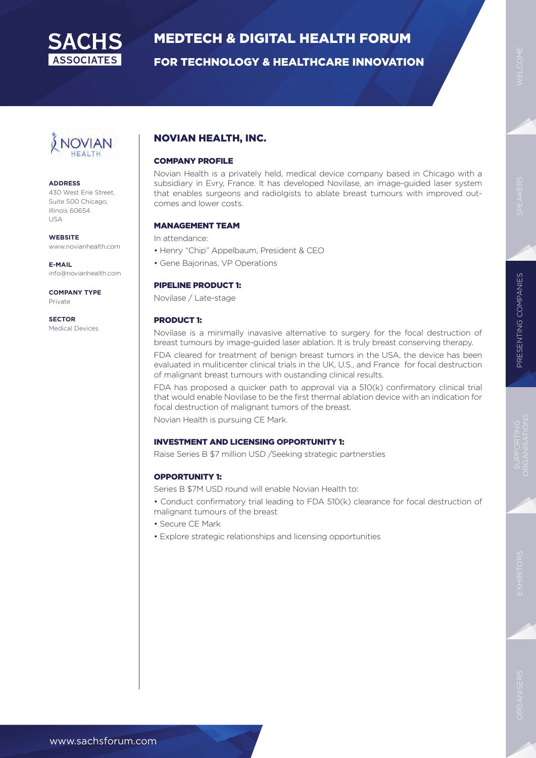# NOVIAN HEALTH, INC.

**ADDRESS**
430 West Erie Street,
Suite 500 Chicago,
Illinois 60654
USA

**WEBSITE**
www.novianhealth.com

**E-MAIL**
info@novianhealth.com

**COMPANY TYPE**
Private

**SECTOR**
Medical Devices

## COMPANY PROFILE

Novian Health is a privately held, medical device company based in Chicago with a subsidiary in Evry, France. It has developed Novilase, an image-guided laser system that enables surgeons and radiolgists to ablate breast tumours with improved outcomes and lower costs.

## MANAGEMENT TEAM

In attendance:

- Henry "Chip" Appelbaum, President & CEO
- Gene Bajorinas, VP Operations

## PIPELINE PRODUCT 1:

Novilase / Late-stage

## PRODUCT 1:

Novilase is a minimally inavasive alternative to surgery for the focal destruction of breast tumours by image-guided laser ablation. It is truly breast conserving therapy.

FDA cleared for treatment of benign breast tumors in the USA, the device has been evaluated in muliticenter clinical trials in the UK, U.S., and France for focal destruction of malignant breast tumours with oustanding clinical results.

FDA has proposed a quicker path to approval via a 510(k) confirmatory clinical trial that would enable Novilase to be the first thermal ablation device with an indication for focal destruction of malignant tumors of the breast.

Novian Health is pursuing CE Mark.

## INVESTMENT AND LICENSING OPPORTUNITY 1:

Raise Series B $7 million USD /Seeking strategic partnersties

## OPPORTUNITY 1:

Series B $7M USD round will enable Novian Health to:

- Conduct confirmatory trial leading to FDA 510(k) clearance for focal destruction of malignant tumours of the breast
- Secure CE Mark
- Explore strategic relationships and licensing opportunities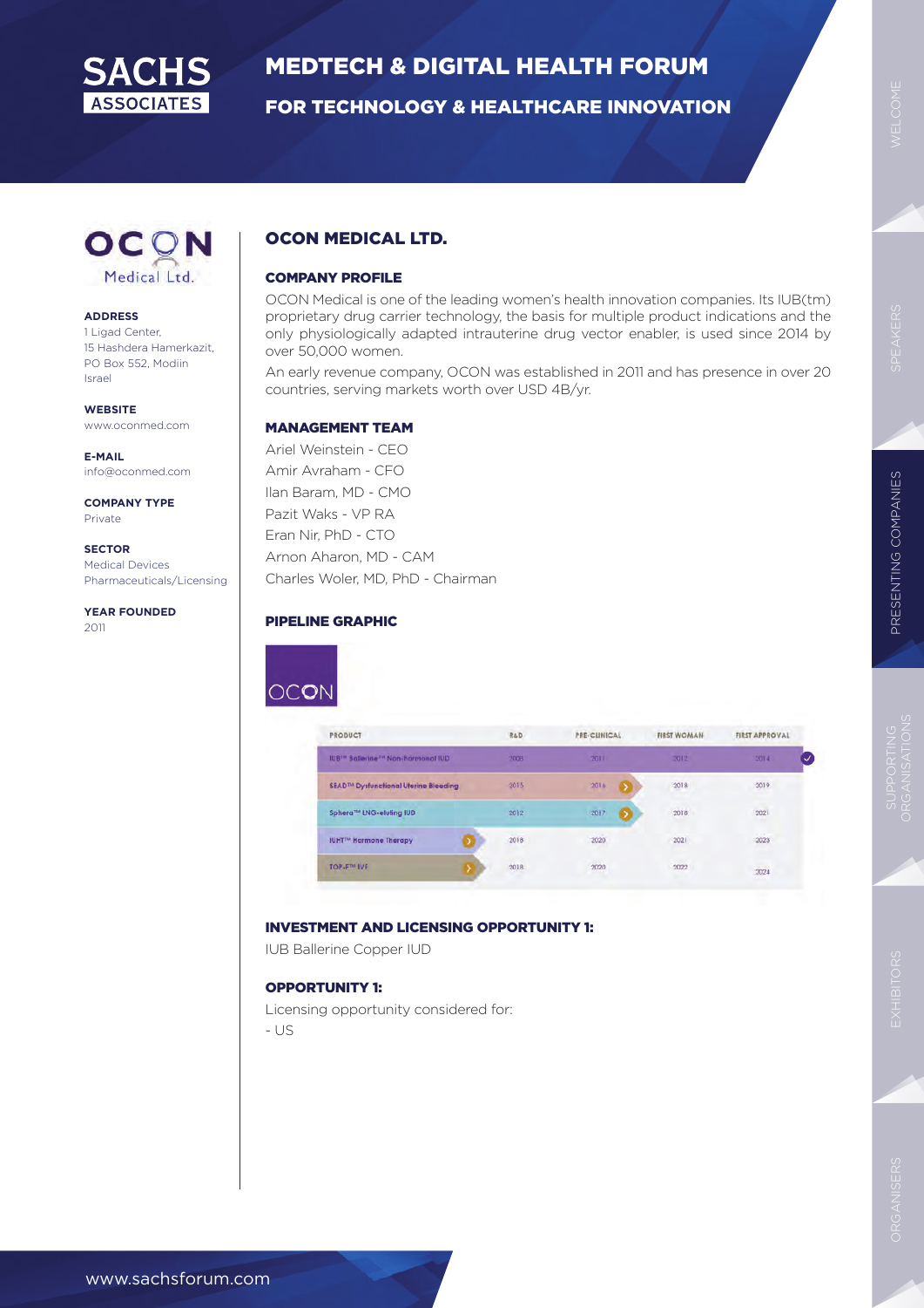# OCON MEDICAL LTD.

**ADDRESS**
1 Ligad Center,
15 Hashdera Hamerkazit,
PO Box 552, Modiin
Israel

**WEBSITE**
www.oconmed.com

**E-MAIL**
info@oconmed.com

**COMPANY TYPE**
Private

**SECTOR**
Medical Devices
Pharmaceuticals/Licensing

**YEAR FOUNDED**
2011

## COMPANY PROFILE

OCON Medical is one of the leading women's health innovation companies. Its IUB(tm) proprietary drug carrier technology, the basis for multiple product indications and the only physiologically adapted intrauterine drug vector enabler, is used since 2014 by over 50,000 women.

An early revenue company, OCON was established in 2011 and has presence in over 20 countries, serving markets worth over USD 4B/yr.

## MANAGEMENT TEAM

Ariel Weinstein - CEO
Amir Avraham - CFO
Ilan Baram, MD - CMO
Pazit Waks - VP RA
Eran Nir, PhD - CTO
Arnon Aharon, MD - CAM
Charles Woler, MD, PhD - Chairman

## PIPELINE GRAPHIC

OCON

| PRODUCT | R&D | PRE-CLINICAL | FIRST WOMAN | FIRST APPROVAL |
|---|---|---|---|---|
| IUB™ Ballerine™ Non-hormonal IUD | 2008 | 2011 | 2012 | 2014 |
| SEAD™ Dysfunctional Uterine Bleeding | 2015 | 2016 | 2018 | 2019 |
| Sphera™ LNG-eluting IUD | 2012 | 2017 | 2018 | 2021 |
| IUHT™ Hormone Therapy | 2018 | 2020 | 2021 | 2023 |
| TOP-F™ IVF | 2018 | 2020 | 2022 | 2024 |

## INVESTMENT AND LICENSING OPPORTUNITY 1:

IUB Ballerine Copper IUD

## OPPORTUNITY 1:

Licensing opportunity considered for:
- US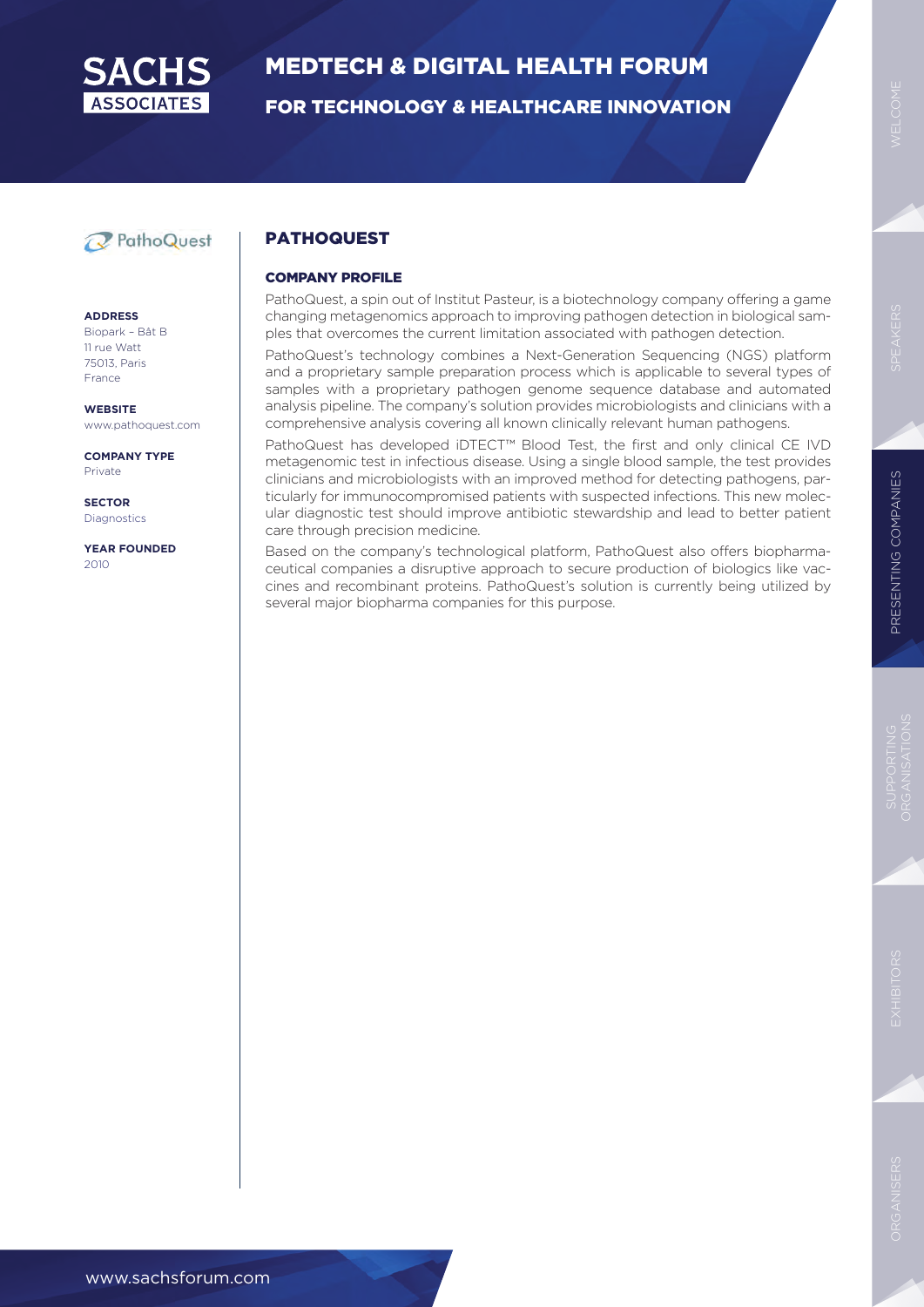# PATHOQUEST

**ADDRESS**
Biopark – Bât B
11 rue Watt
75013, Paris
France

**WEBSITE**
www.pathoquest.com

**COMPANY TYPE**
Private

**SECTOR**
Diagnostics

**YEAR FOUNDED**
2010

## COMPANY PROFILE

PathoQuest, a spin out of Institut Pasteur, is a biotechnology company offering a game changing metagenomics approach to improving pathogen detection in biological samples that overcomes the current limitation associated with pathogen detection.

PathoQuest's technology combines a Next-Generation Sequencing (NGS) platform and a proprietary sample preparation process which is applicable to several types of samples with a proprietary pathogen genome sequence database and automated analysis pipeline. The company's solution provides microbiologists and clinicians with a comprehensive analysis covering all known clinically relevant human pathogens.

PathoQuest has developed iDTECT™ Blood Test, the first and only clinical CE IVD metagenomic test in infectious disease. Using a single blood sample, the test provides clinicians and microbiologists with an improved method for detecting pathogens, particularly for immunocompromised patients with suspected infections. This new molecular diagnostic test should improve antibiotic stewardship and lead to better patient care through precision medicine.

Based on the company's technological platform, PathoQuest also offers biopharmaceutical companies a disruptive approach to secure production of biologics like vaccines and recombinant proteins. PathoQuest's solution is currently being utilized by several major biopharma companies for this purpose.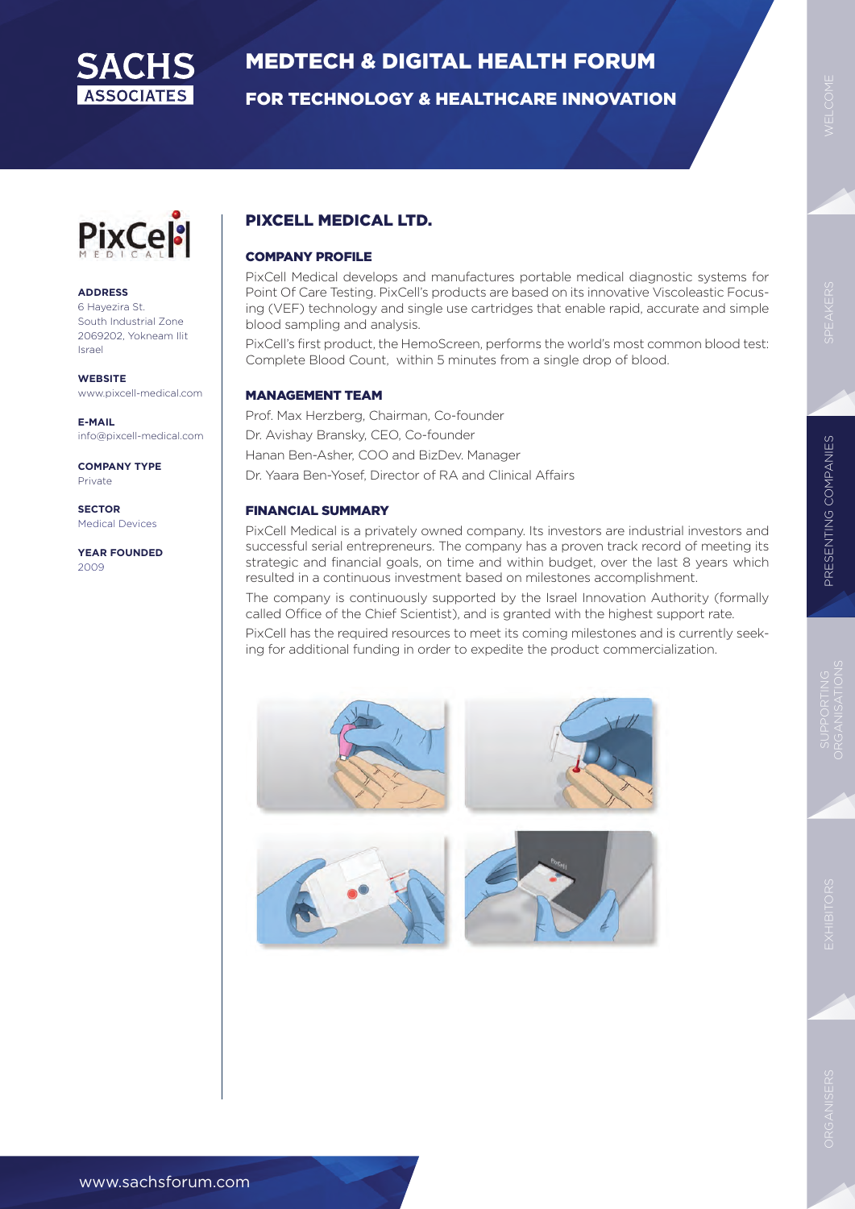# PIXCELL MEDICAL LTD.

**ADDRESS**
6 Hayezira St.
South Industrial Zone
2069202, Yokneam Ilit
Israel

**WEBSITE**
www.pixcell-medical.com

**E-MAIL**
info@pixcell-medical.com

**COMPANY TYPE**
Private

**SECTOR**
Medical Devices

**YEAR FOUNDED**
2009

## COMPANY PROFILE

PixCell Medical develops and manufactures portable medical diagnostic systems for Point Of Care Testing. PixCell's products are based on its innovative Viscoleastic Focusing (VEF) technology and single use cartridges that enable rapid, accurate and simple blood sampling and analysis.

PixCell's first product, the HemoScreen, performs the world's most common blood test: Complete Blood Count, within 5 minutes from a single drop of blood.

## MANAGEMENT TEAM

Prof. Max Herzberg, Chairman, Co-founder
Dr. Avishay Bransky, CEO, Co-founder
Hanan Ben-Asher, COO and BizDev. Manager
Dr. Yaara Ben-Yosef, Director of RA and Clinical Affairs

## FINANCIAL SUMMARY

PixCell Medical is a privately owned company. Its investors are industrial investors and successful serial entrepreneurs. The company has a proven track record of meeting its strategic and financial goals, on time and within budget, over the last 8 years which resulted in a continuous investment based on milestones accomplishment.

The company is continuously supported by the Israel Innovation Authority (formally called Office of the Chief Scientist), and is granted with the highest support rate.

PixCell has the required resources to meet its coming milestones and is currently seeking for additional funding in order to expedite the product commercialization.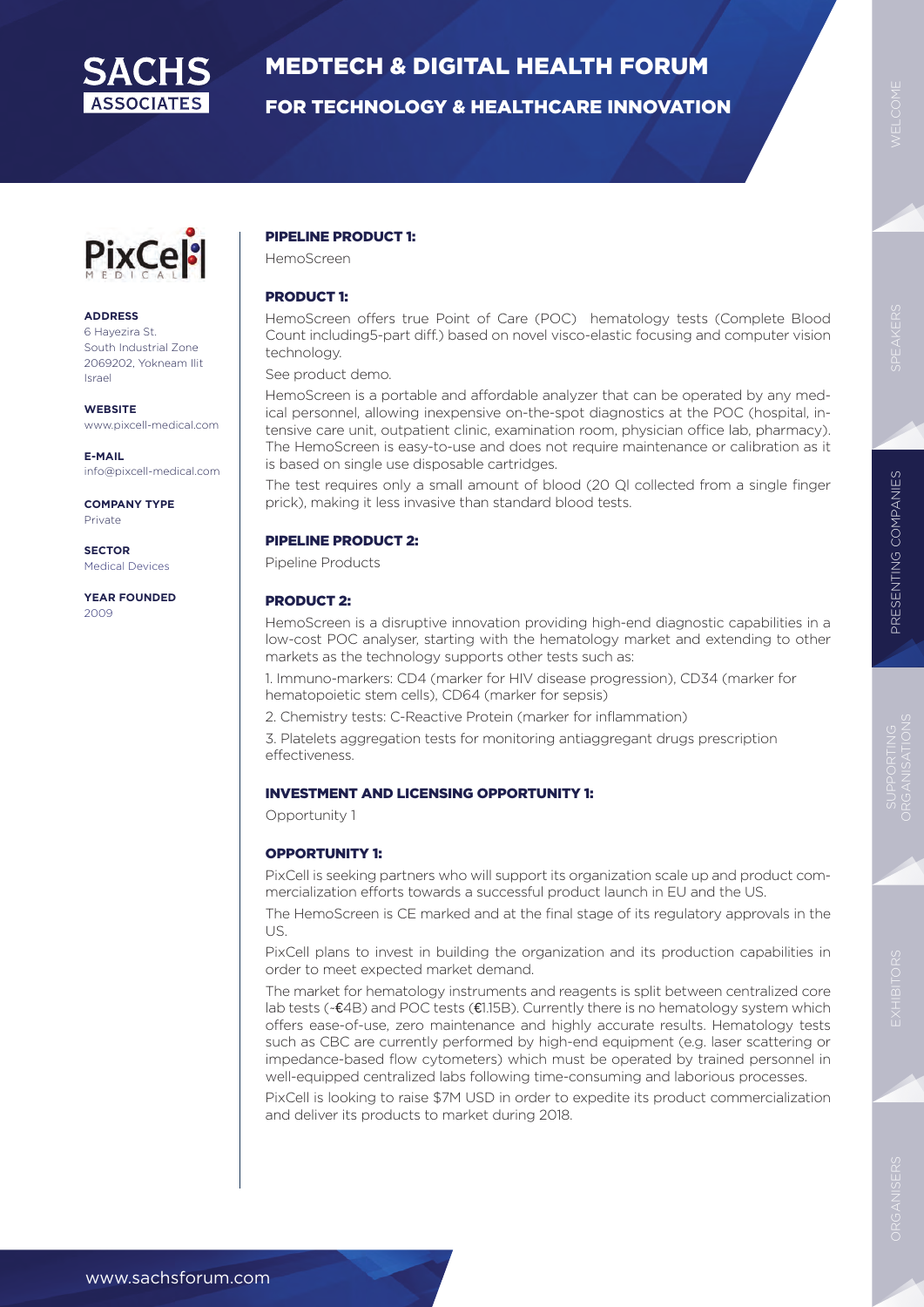**ADDRESS**
6 Hayezira St.
South Industrial Zone
2069202, Yokneam Ilit
Israel

**WEBSITE**
www.pixcell-medical.com

**E-MAIL**
info@pixcell-medical.com

**COMPANY TYPE**
Private

**SECTOR**
Medical Devices

**YEAR FOUNDED**
2009

### PIPELINE PRODUCT 1:

HemoScreen

### PRODUCT 1:

HemoScreen offers true Point of Care (POC) hematology tests (Complete Blood Count including5-part diff.) based on novel visco-elastic focusing and computer vision technology.

See product demo.

HemoScreen is a portable and affordable analyzer that can be operated by any medical personnel, allowing inexpensive on-the-spot diagnostics at the POC (hospital, intensive care unit, outpatient clinic, examination room, physician office lab, pharmacy). The HemoScreen is easy-to-use and does not require maintenance or calibration as it is based on single use disposable cartridges.

The test requires only a small amount of blood (20 Ql collected from a single finger prick), making it less invasive than standard blood tests.

### PIPELINE PRODUCT 2:

Pipeline Products

### PRODUCT 2:

HemoScreen is a disruptive innovation providing high-end diagnostic capabilities in a low-cost POC analyser, starting with the hematology market and extending to other markets as the technology supports other tests such as:

1. Immuno-markers: CD4 (marker for HIV disease progression), CD34 (marker for hematopoietic stem cells), CD64 (marker for sepsis)
2. Chemistry tests: C-Reactive Protein (marker for inflammation)
3. Platelets aggregation tests for monitoring antiaggregant drugs prescription effectiveness.

### INVESTMENT AND LICENSING OPPORTUNITY 1:

Opportunity 1

### OPPORTUNITY 1:

PixCell is seeking partners who will support its organization scale up and product commercialization efforts towards a successful product launch in EU and the US.

The HemoScreen is CE marked and at the final stage of its regulatory approvals in the US.

PixCell plans to invest in building the organization and its production capabilities in order to meet expected market demand.

The market for hematology instruments and reagents is split between centralized core lab tests (~€4B) and POC tests (€1.15B). Currently there is no hematology system which offers ease-of-use, zero maintenance and highly accurate results. Hematology tests such as CBC are currently performed by high-end equipment (e.g. laser scattering or impedance-based flow cytometers) which must be operated by trained personnel in well-equipped centralized labs following time-consuming and laborious processes.

PixCell is looking to raise $7M USD in order to expedite its product commercialization and deliver its products to market during 2018.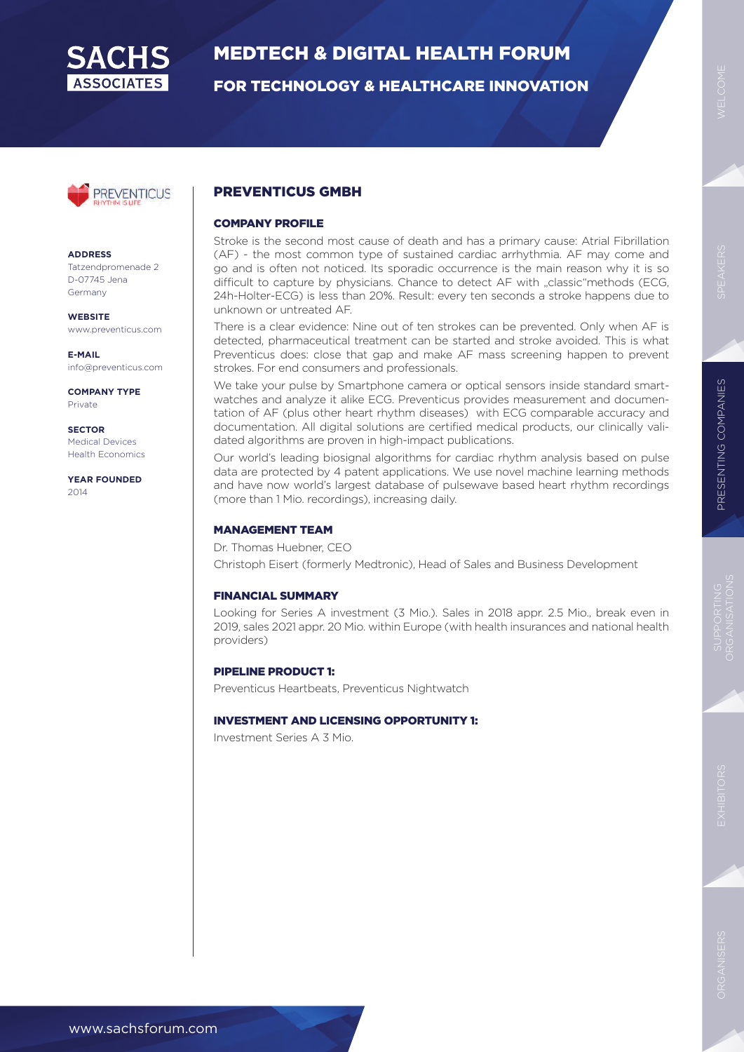# PREVENTICUS GMBH

**ADDRESS**
Tatzendpromenade 2
D-07745 Jena
Germany

**WEBSITE**
www.preventicus.com

**E-MAIL**
info@preventicus.com

**COMPANY TYPE**
Private

**SECTOR**
Medical Devices
Health Economics

**YEAR FOUNDED**
2014

## COMPANY PROFILE

Stroke is the second most cause of death and has a primary cause: Atrial Fibrillation (AF) - the most common type of sustained cardiac arrhythmia. AF may come and go and is often not noticed. Its sporadic occurrence is the main reason why it is so difficult to capture by physicians. Chance to detect AF with „classic"methods (ECG, 24h-Holter-ECG) is less than 20%. Result: every ten seconds a stroke happens due to unknown or untreated AF.

There is a clear evidence: Nine out of ten strokes can be prevented. Only when AF is detected, pharmaceutical treatment can be started and stroke avoided. This is what Preventicus does: close that gap and make AF mass screening happen to prevent strokes. For end consumers and professionals.

We take your pulse by Smartphone camera or optical sensors inside standard smartwatches and analyze it alike ECG. Preventicus provides measurement and documentation of AF (plus other heart rhythm diseases) with ECG comparable accuracy and documentation. All digital solutions are certified medical products, our clinically validated algorithms are proven in high-impact publications.

Our world's leading biosignal algorithms for cardiac rhythm analysis based on pulse data are protected by 4 patent applications. We use novel machine learning methods and have now world's largest database of pulsewave based heart rhythm recordings (more than 1 Mio. recordings), increasing daily.

## MANAGEMENT TEAM

Dr. Thomas Huebner, CEO

Christoph Eisert (formerly Medtronic), Head of Sales and Business Development

## FINANCIAL SUMMARY

Looking for Series A investment (3 Mio.). Sales in 2018 appr. 2.5 Mio., break even in 2019, sales 2021 appr. 20 Mio. within Europe (with health insurances and national health providers)

## PIPELINE PRODUCT 1:

Preventicus Heartbeats, Preventicus Nightwatch

## INVESTMENT AND LICENSING OPPORTUNITY 1:

Investment Series A 3 Mio.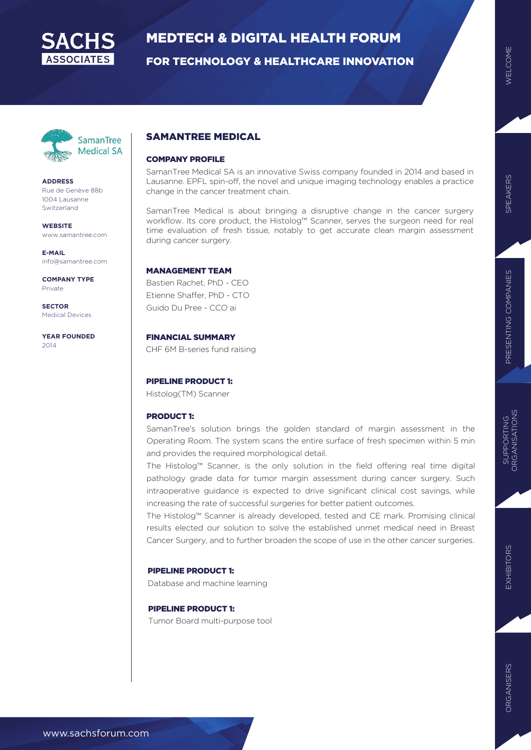# SAMANTREE MEDICAL

**ADDRESS**
Rue de Genève 88b
1004 Lausanne
Switzerland

**WEBSITE**
www.samantree.com

**E-MAIL**
info@samantree.com

**COMPANY TYPE**
Private

**SECTOR**
Medical Devices

**YEAR FOUNDED**
2014

## COMPANY PROFILE

SamanTree Medical SA is an innovative Swiss company founded in 2014 and based in Lausanne. EPFL spin-off, the novel and unique imaging technology enables a practice change in the cancer treatment chain.

SamanTree Medical is about bringing a disruptive change in the cancer surgery workflow. Its core product, the Histolog™ Scanner, serves the surgeon need for real time evaluation of fresh tissue, notably to get accurate clean margin assessment during cancer surgery.

## MANAGEMENT TEAM

Bastien Rachet, PhD - CEO
Etienne Shaffer, PhD - CTO
Guido Du Pree - CCO ai

## FINANCIAL SUMMARY

CHF 6M B-series fund raising

## PIPELINE PRODUCT 1:

Histolog(TM) Scanner

## PRODUCT 1:

SamanTree's solution brings the golden standard of margin assessment in the Operating Room. The system scans the entire surface of fresh specimen within 5 min and provides the required morphological detail.

The Histolog™ Scanner, is the only solution in the field offering real time digital pathology grade data for tumor margin assessment during cancer surgery. Such intraoperative guidance is expected to drive significant clinical cost savings, while increasing the rate of successful surgeries for better patient outcomes.

The Histolog™ Scanner is already developed, tested and CE mark. Promising clinical results elected our solution to solve the established unmet medical need in Breast Cancer Surgery, and to further broaden the scope of use in the other cancer surgeries.

## PIPELINE PRODUCT 1:

Database and machine learning

## PIPELINE PRODUCT 1:

Tumor Board multi-purpose tool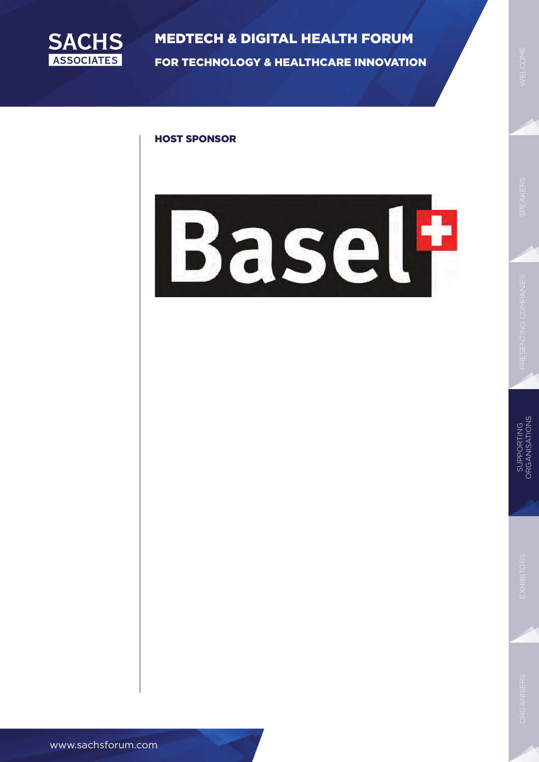## HOST SPONSOR

Basel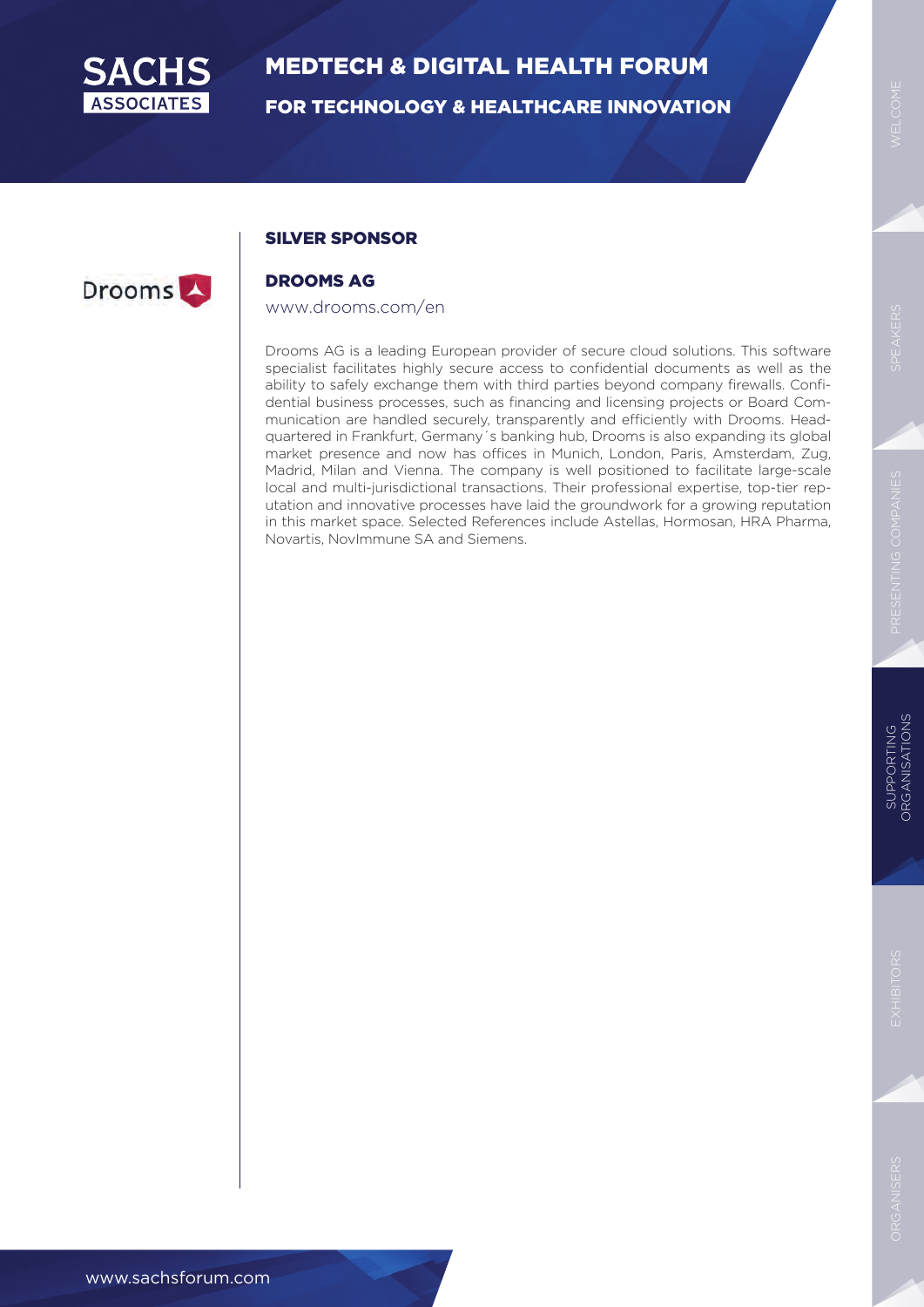## SILVER SPONSOR

### DROOMS AG

www.drooms.com/en

Drooms AG is a leading European provider of secure cloud solutions. This software specialist facilitates highly secure access to confidential documents as well as the ability to safely exchange them with third parties beyond company firewalls. Confidential business processes, such as financing and licensing projects or Board Communication are handled securely, transparently and efficiently with Drooms. Headquartered in Frankfurt, Germany´s banking hub, Drooms is also expanding its global market presence and now has offices in Munich, London, Paris, Amsterdam, Zug, Madrid, Milan and Vienna. The company is well positioned to facilitate large-scale local and multi-jurisdictional transactions. Their professional expertise, top-tier reputation and innovative processes have laid the groundwork for a growing reputation in this market space. Selected References include Astellas, Hormosan, HRA Pharma, Novartis, NovImmune SA and Siemens.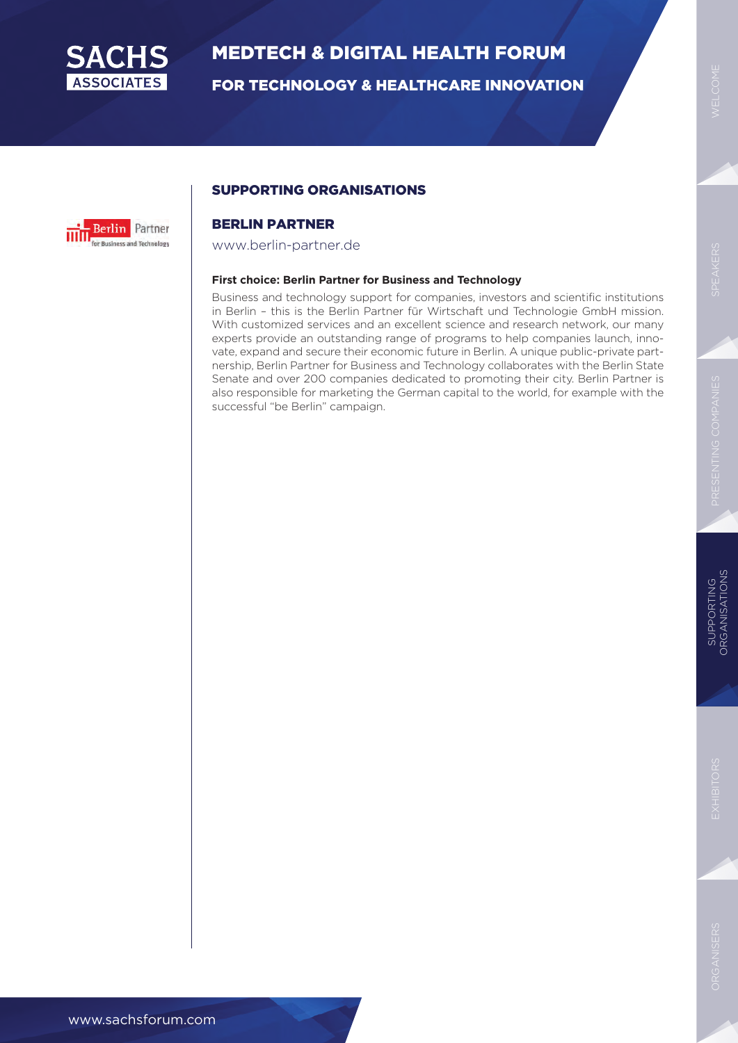## SUPPORTING ORGANISATIONS

### BERLIN PARTNER

www.berlin-partner.de

**First choice: Berlin Partner for Business and Technology**

Business and technology support for companies, investors and scientific institutions in Berlin – this is the Berlin Partner für Wirtschaft und Technologie GmbH mission. With customized services and an excellent science and research network, our many experts provide an outstanding range of programs to help companies launch, innovate, expand and secure their economic future in Berlin. A unique public-private partnership, Berlin Partner for Business and Technology collaborates with the Berlin State Senate and over 200 companies dedicated to promoting their city. Berlin Partner is also responsible for marketing the German capital to the world, for example with the successful "be Berlin" campaign.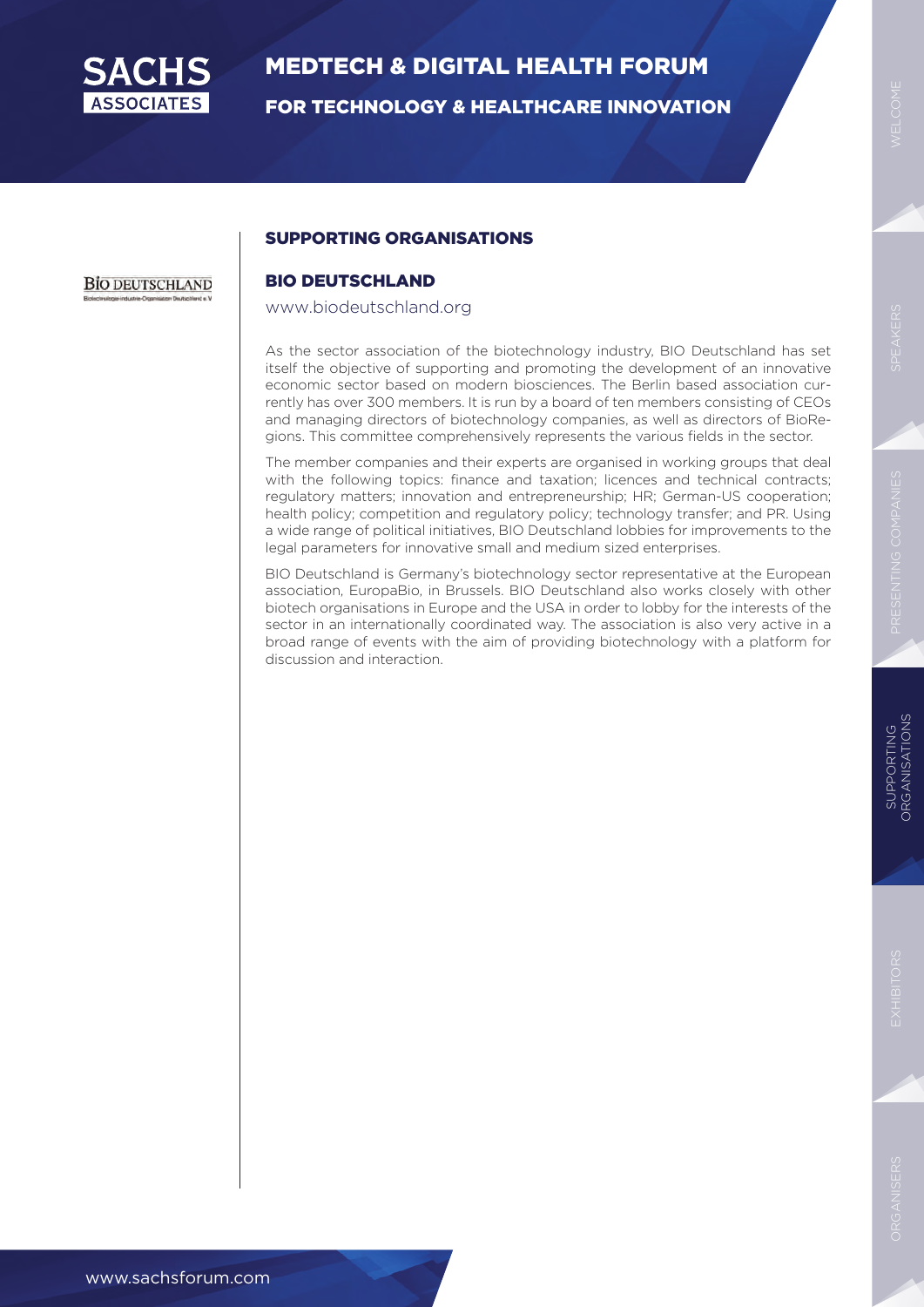## SUPPORTING ORGANISATIONS

### BIO DEUTSCHLAND

www.biodeutschland.org

As the sector association of the biotechnology industry, BIO Deutschland has set itself the objective of supporting and promoting the development of an innovative economic sector based on modern biosciences. The Berlin based association currently has over 300 members. It is run by a board of ten members consisting of CEOs and managing directors of biotechnology companies, as well as directors of BioRegions. This committee comprehensively represents the various fields in the sector.

The member companies and their experts are organised in working groups that deal with the following topics: finance and taxation; licences and technical contracts; regulatory matters; innovation and entrepreneurship; HR; German-US cooperation; health policy; competition and regulatory policy; technology transfer; and PR. Using a wide range of political initiatives, BIO Deutschland lobbies for improvements to the legal parameters for innovative small and medium sized enterprises.

BIO Deutschland is Germany's biotechnology sector representative at the European association, EuropaBio, in Brussels. BIO Deutschland also works closely with other biotech organisations in Europe and the USA in order to lobby for the interests of the sector in an internationally coordinated way. The association is also very active in a broad range of events with the aim of providing biotechnology with a platform for discussion and interaction.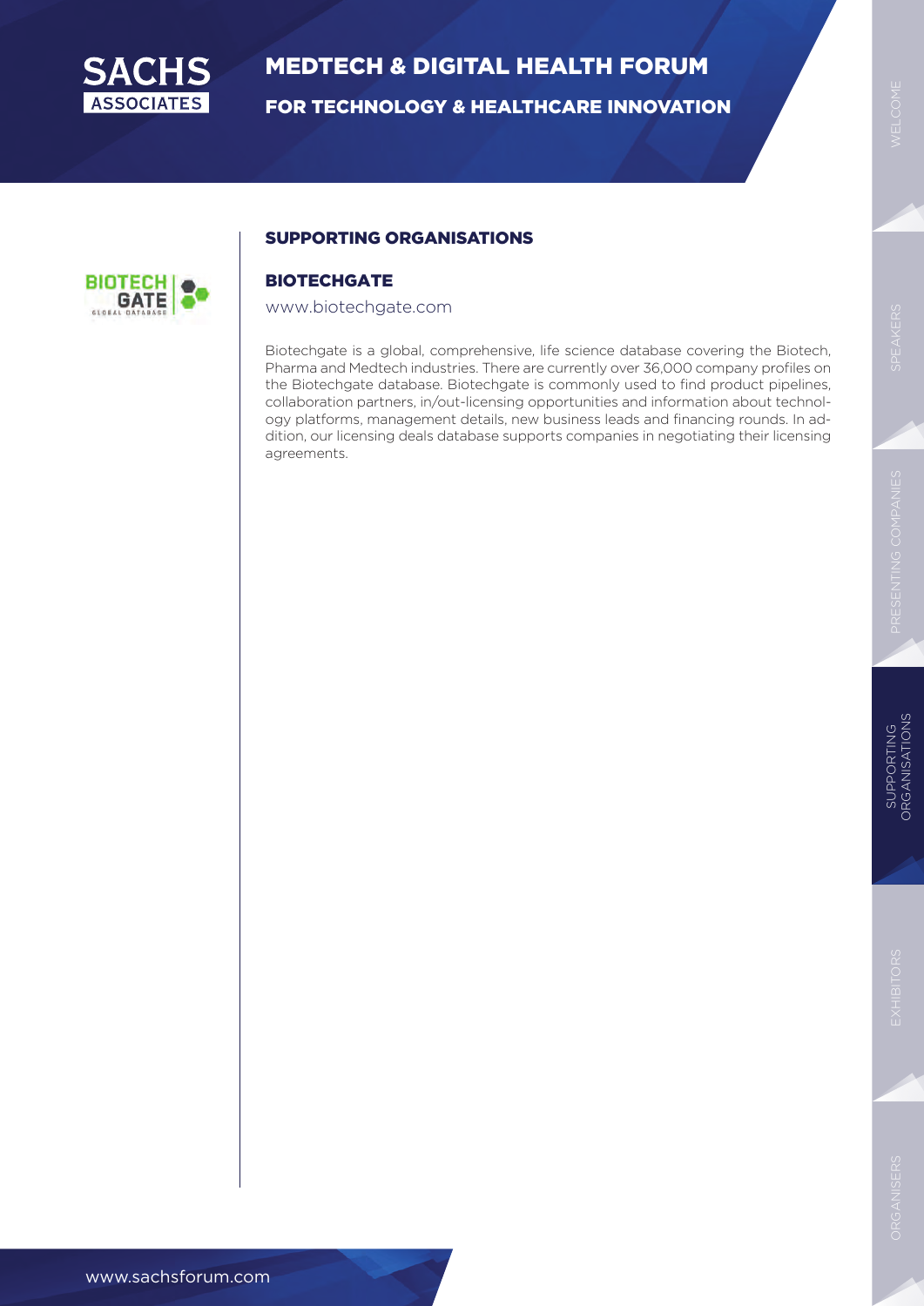## SUPPORTING ORGANISATIONS

### BIOTECHGATE

www.biotechgate.com

Biotechgate is a global, comprehensive, life science database covering the Biotech, Pharma and Medtech industries. There are currently over 36,000 company profiles on the Biotechgate database. Biotechgate is commonly used to find product pipelines, collaboration partners, in/out-licensing opportunities and information about technology platforms, management details, new business leads and financing rounds. In addition, our licensing deals database supports companies in negotiating their licensing agreements.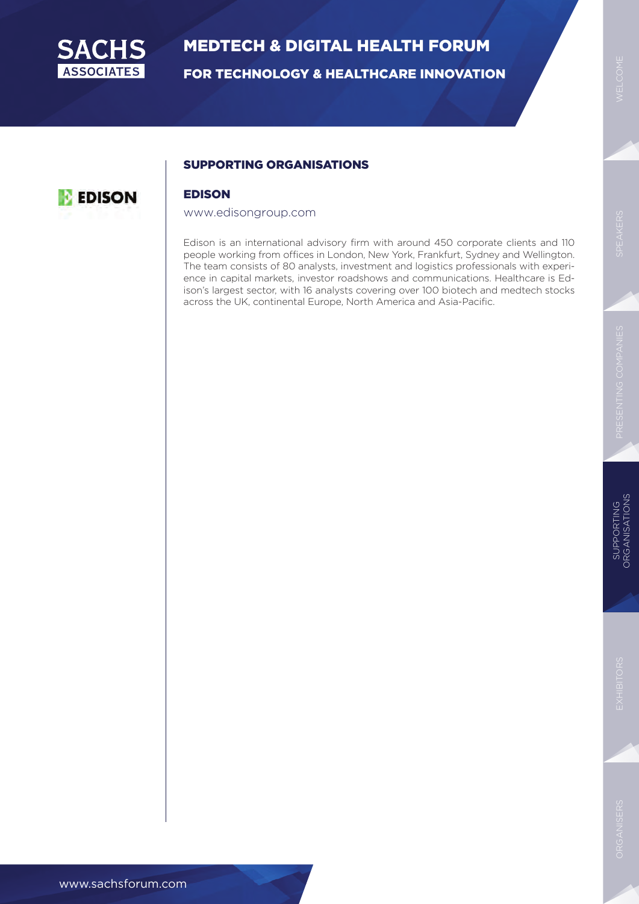## SUPPORTING ORGANISATIONS

### EDISON

www.edisongroup.com

Edison is an international advisory firm with around 450 corporate clients and 110 people working from offices in London, New York, Frankfurt, Sydney and Wellington. The team consists of 80 analysts, investment and logistics professionals with experience in capital markets, investor roadshows and communications. Healthcare is Edison's largest sector, with 16 analysts covering over 100 biotech and medtech stocks across the UK, continental Europe, North America and Asia-Pacific.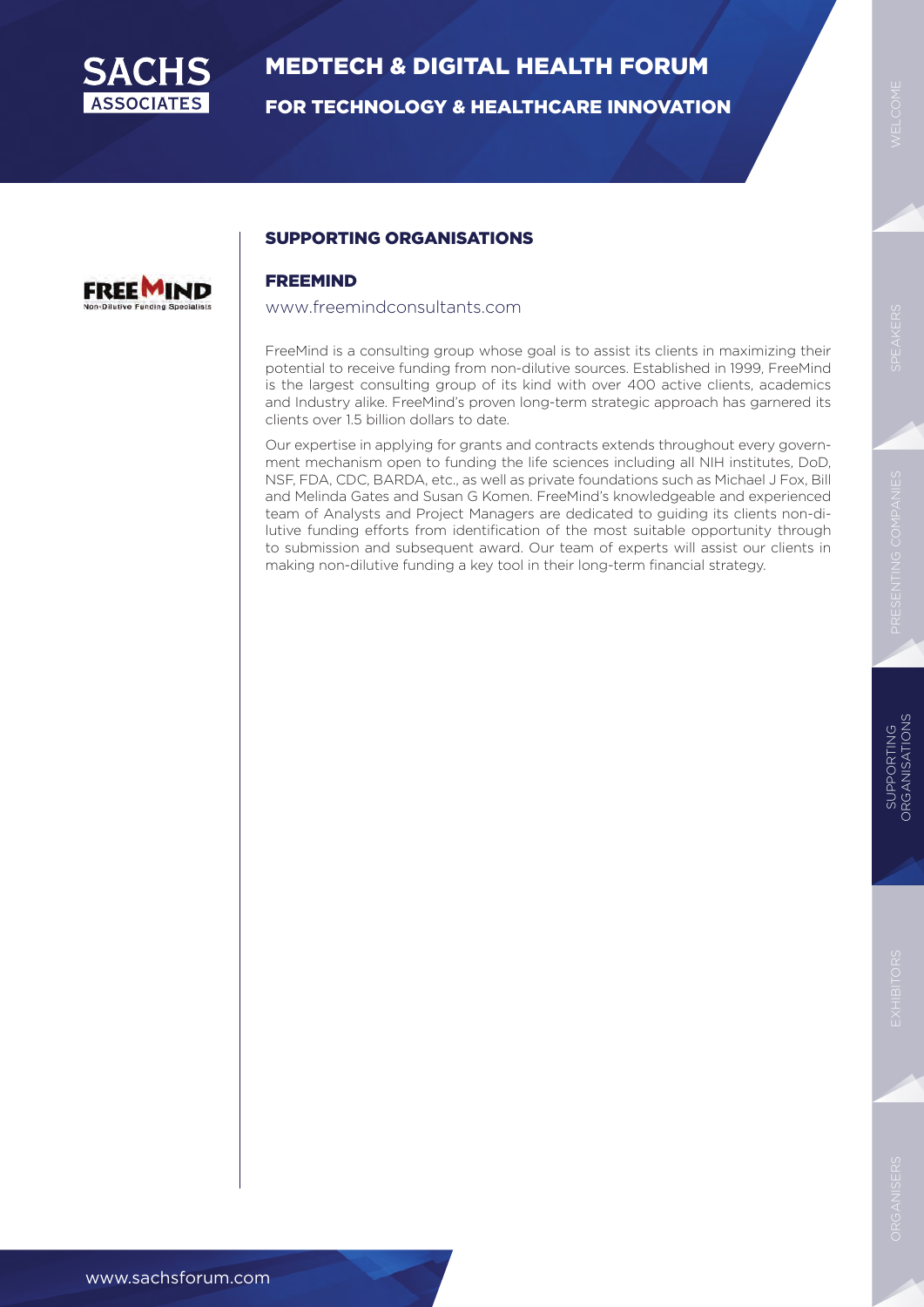## SUPPORTING ORGANISATIONS

### FREEMIND

www.freemindconsultants.com

FreeMind is a consulting group whose goal is to assist its clients in maximizing their potential to receive funding from non-dilutive sources. Established in 1999, FreeMind is the largest consulting group of its kind with over 400 active clients, academics and Industry alike. FreeMind's proven long-term strategic approach has garnered its clients over 1.5 billion dollars to date.

Our expertise in applying for grants and contracts extends throughout every government mechanism open to funding the life sciences including all NIH institutes, DoD, NSF, FDA, CDC, BARDA, etc., as well as private foundations such as Michael J Fox, Bill and Melinda Gates and Susan G Komen. FreeMind's knowledgeable and experienced team of Analysts and Project Managers are dedicated to guiding its clients non-dilutive funding efforts from identification of the most suitable opportunity through to submission and subsequent award. Our team of experts will assist our clients in making non-dilutive funding a key tool in their long-term financial strategy.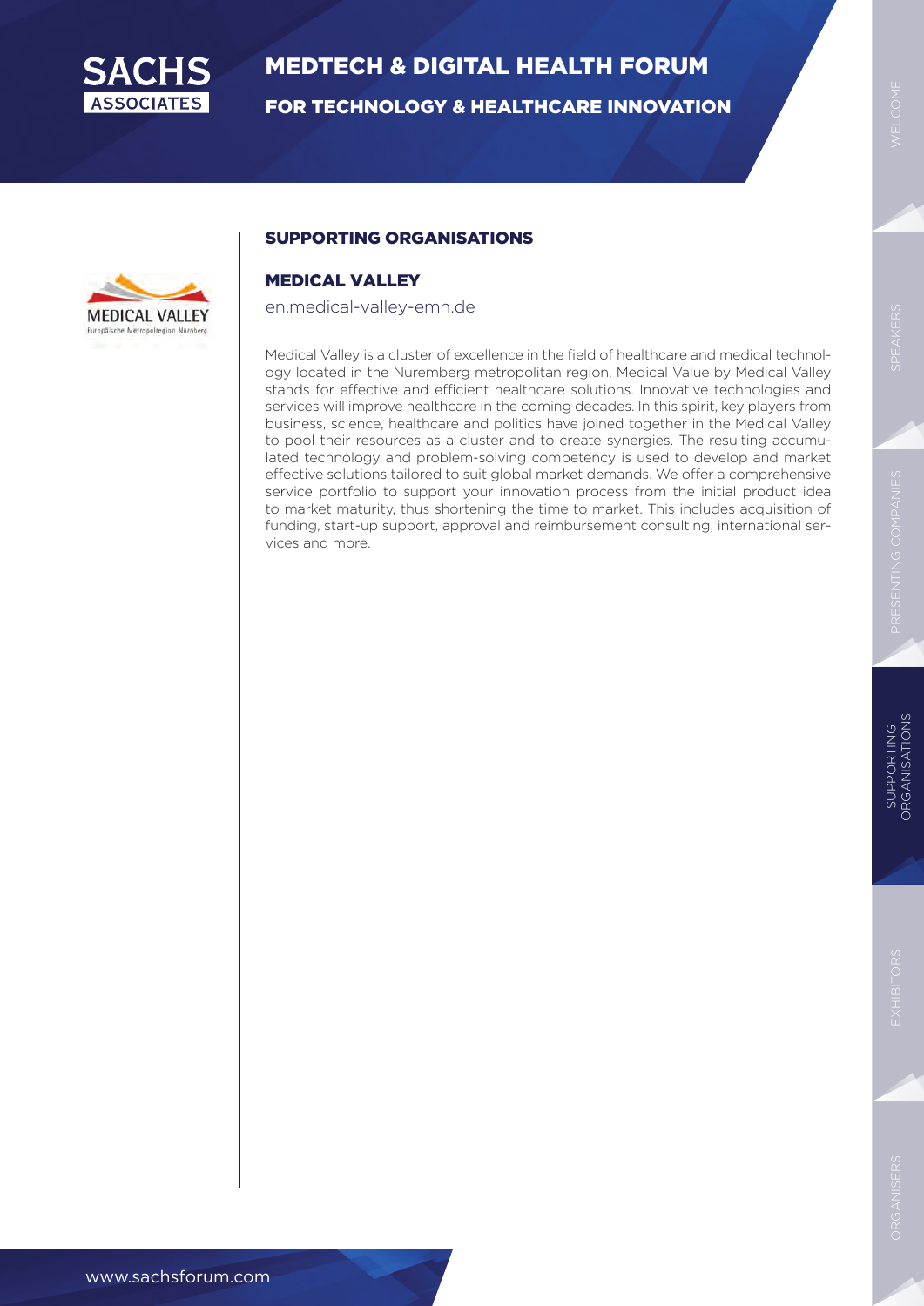## SUPPORTING ORGANISATIONS

### MEDICAL VALLEY

en.medical-valley-emn.de

Medical Valley is a cluster of excellence in the field of healthcare and medical technology located in the Nuremberg metropolitan region. Medical Value by Medical Valley stands for effective and efficient healthcare solutions. Innovative technologies and services will improve healthcare in the coming decades. In this spirit, key players from business, science, healthcare and politics have joined together in the Medical Valley to pool their resources as a cluster and to create synergies. The resulting accumulated technology and problem-solving competency is used to develop and market effective solutions tailored to suit global market demands. We offer a comprehensive service portfolio to support your innovation process from the initial product idea to market maturity, thus shortening the time to market. This includes acquisition of funding, start-up support, approval and reimbursement consulting, international services and more.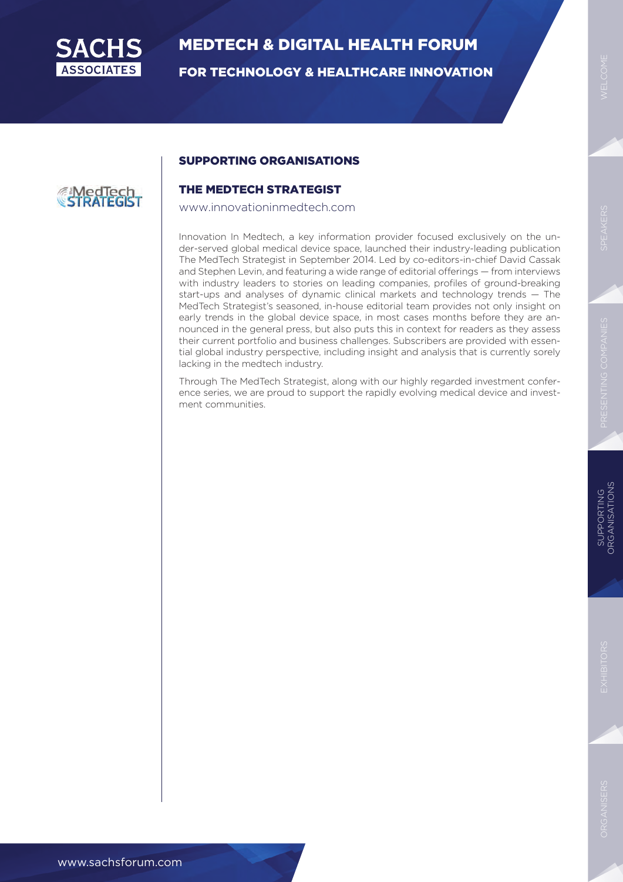## SUPPORTING ORGANISATIONS

### THE MEDTECH STRATEGIST

www.innovationinmedtech.com

Innovation In Medtech, a key information provider focused exclusively on the under-served global medical device space, launched their industry-leading publication The MedTech Strategist in September 2014. Led by co-editors-in-chief David Cassak and Stephen Levin, and featuring a wide range of editorial offerings — from interviews with industry leaders to stories on leading companies, profiles of ground-breaking start-ups and analyses of dynamic clinical markets and technology trends — The MedTech Strategist's seasoned, in-house editorial team provides not only insight on early trends in the global device space, in most cases months before they are announced in the general press, but also puts this in context for readers as they assess their current portfolio and business challenges. Subscribers are provided with essential global industry perspective, including insight and analysis that is currently sorely lacking in the medtech industry.

Through The MedTech Strategist, along with our highly regarded investment conference series, we are proud to support the rapidly evolving medical device and investment communities.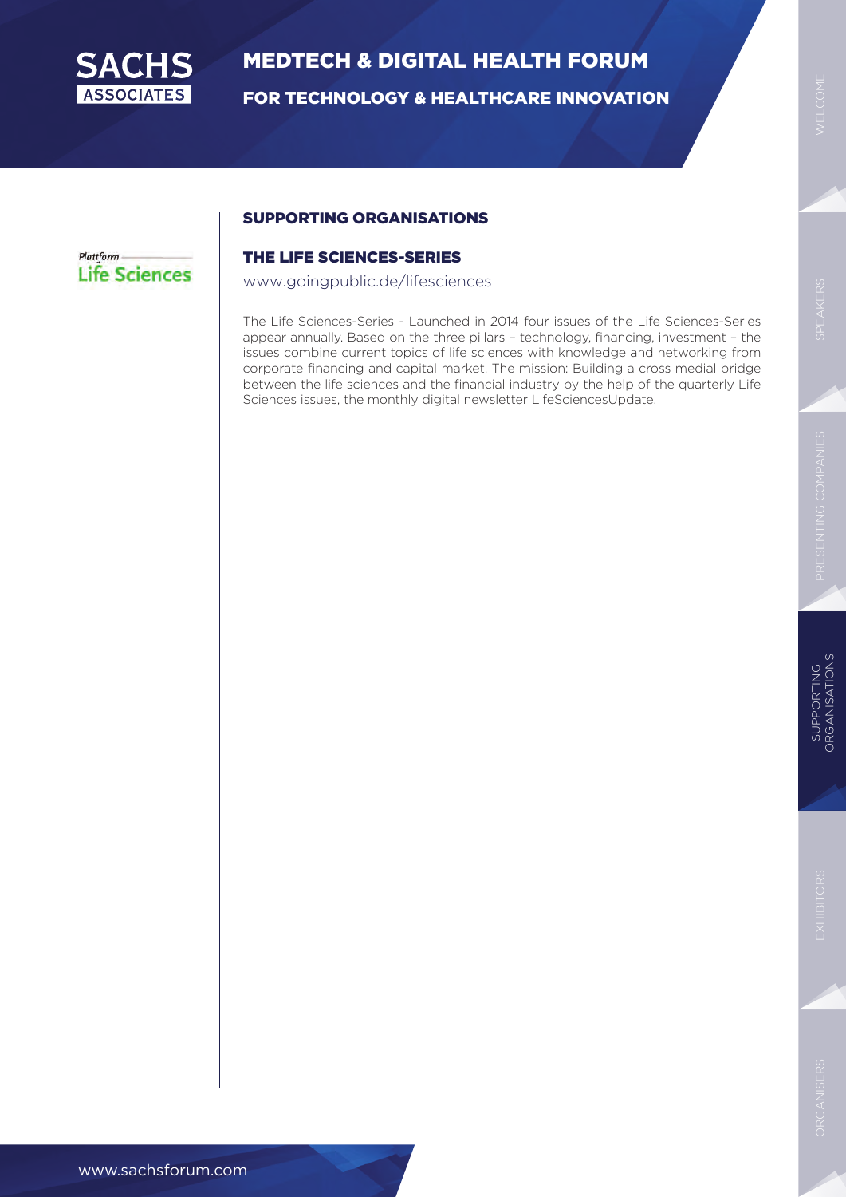## SUPPORTING ORGANISATIONS

Plattform Life Sciences

### THE LIFE SCIENCES-SERIES

www.goingpublic.de/lifesciences

The Life Sciences-Series - Launched in 2014 four issues of the Life Sciences-Series appear annually. Based on the three pillars – technology, financing, investment – the issues combine current topics of life sciences with knowledge and networking from corporate financing and capital market. The mission: Building a cross medial bridge between the life sciences and the financial industry by the help of the quarterly Life Sciences issues, the monthly digital newsletter LifeSciencesUpdate.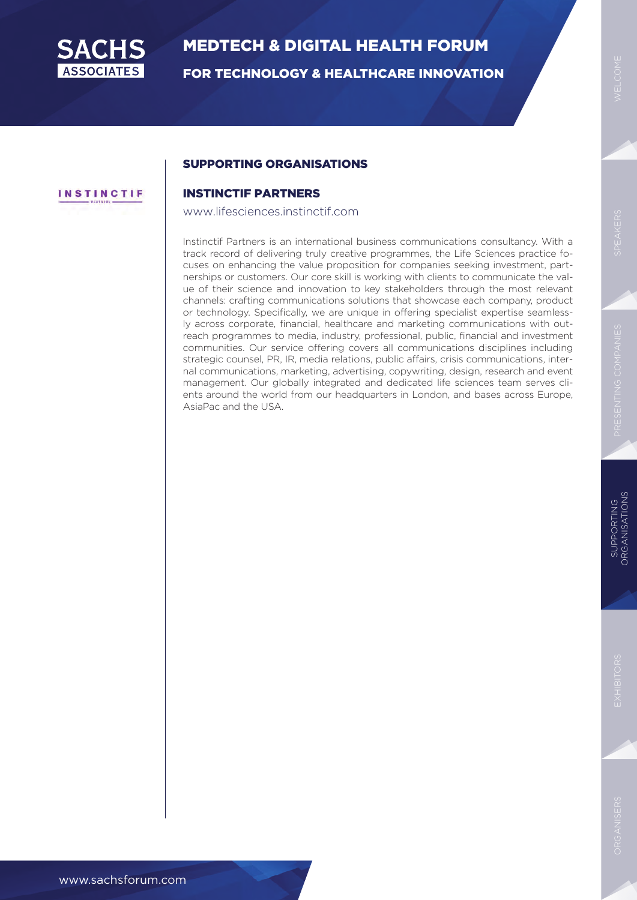## SUPPORTING ORGANISATIONS

### INSTINCTIF PARTNERS

www.lifesciences.instinctif.com

Instinctif Partners is an international business communications consultancy. With a track record of delivering truly creative programmes, the Life Sciences practice focuses on enhancing the value proposition for companies seeking investment, partnerships or customers. Our core skill is working with clients to communicate the value of their science and innovation to key stakeholders through the most relevant channels: crafting communications solutions that showcase each company, product or technology. Specifically, we are unique in offering specialist expertise seamlessly across corporate, financial, healthcare and marketing communications with outreach programmes to media, industry, professional, public, financial and investment communities. Our service offering covers all communications disciplines including strategic counsel, PR, IR, media relations, public affairs, crisis communications, internal communications, marketing, advertising, copywriting, design, research and event management. Our globally integrated and dedicated life sciences team serves clients around the world from our headquarters in London, and bases across Europe, AsiaPac and the USA.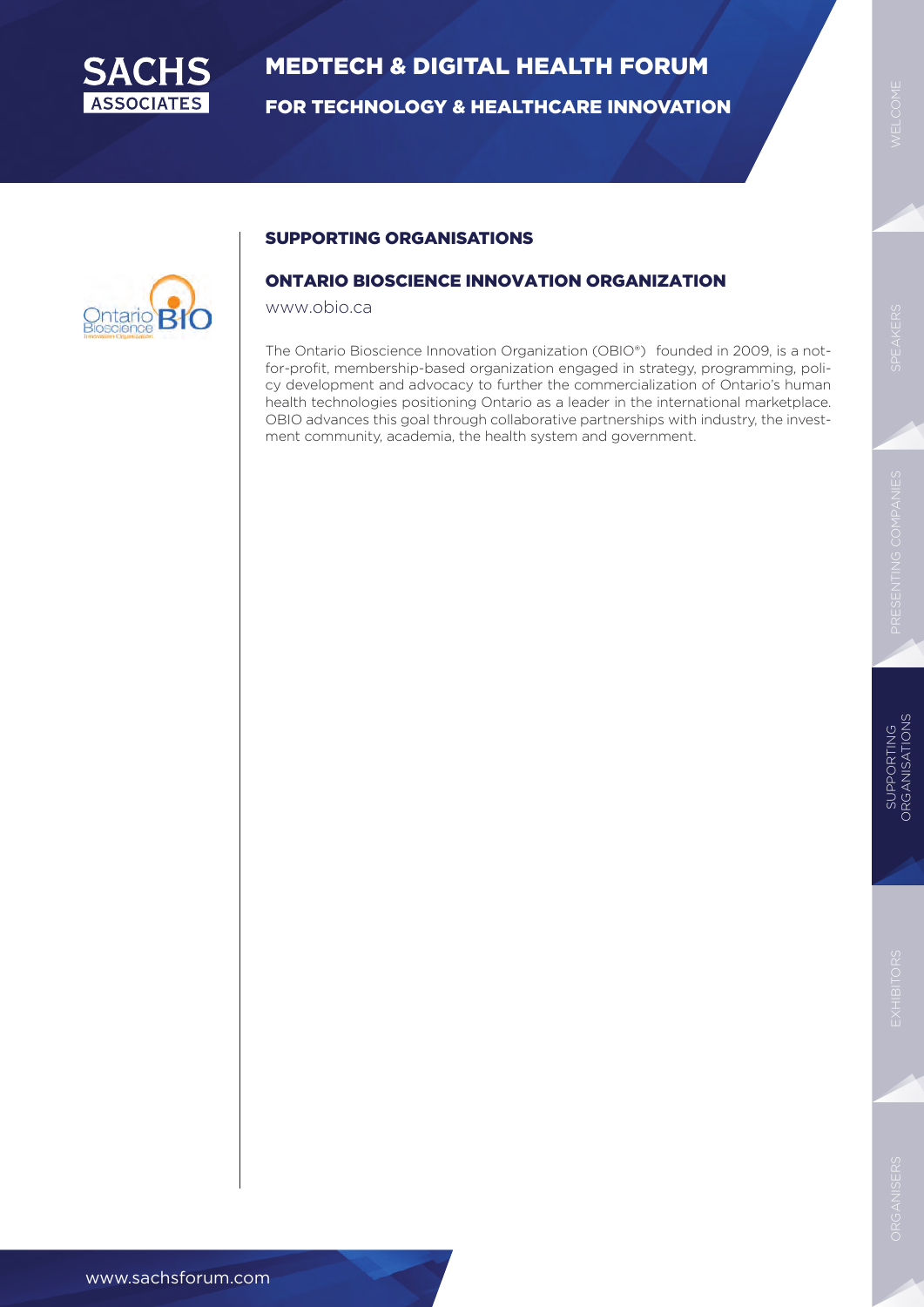## SUPPORTING ORGANISATIONS

### ONTARIO BIOSCIENCE INNOVATION ORGANIZATION

www.obio.ca

The Ontario Bioscience Innovation Organization (OBIO®) founded in 2009, is a not-for-profit, membership-based organization engaged in strategy, programming, policy development and advocacy to further the commercialization of Ontario's human health technologies positioning Ontario as a leader in the international marketplace. OBIO advances this goal through collaborative partnerships with industry, the investment community, academia, the health system and government.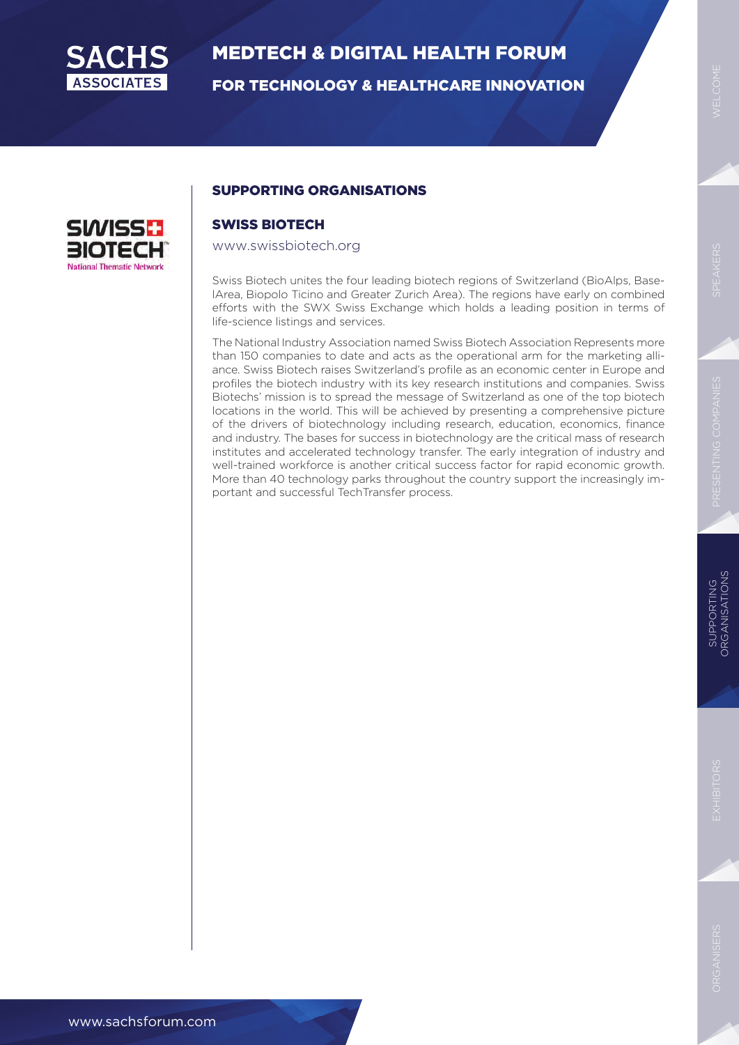## SUPPORTING ORGANISATIONS

### SWISS BIOTECH

www.swissbiotech.org

Swiss Biotech unites the four leading biotech regions of Switzerland (BioAlps, BaselArea, Biopolo Ticino and Greater Zurich Area). The regions have early on combined efforts with the SWX Swiss Exchange which holds a leading position in terms of life-science listings and services.

The National Industry Association named Swiss Biotech Association Represents more than 150 companies to date and acts as the operational arm for the marketing alliance. Swiss Biotech raises Switzerland's profile as an economic center in Europe and profiles the biotech industry with its key research institutions and companies. Swiss Biotechs' mission is to spread the message of Switzerland as one of the top biotech locations in the world. This will be achieved by presenting a comprehensive picture of the drivers of biotechnology including research, education, economics, finance and industry. The bases for success in biotechnology are the critical mass of research institutes and accelerated technology transfer. The early integration of industry and well-trained workforce is another critical success factor for rapid economic growth. More than 40 technology parks throughout the country support the increasingly important and successful TechTransfer process.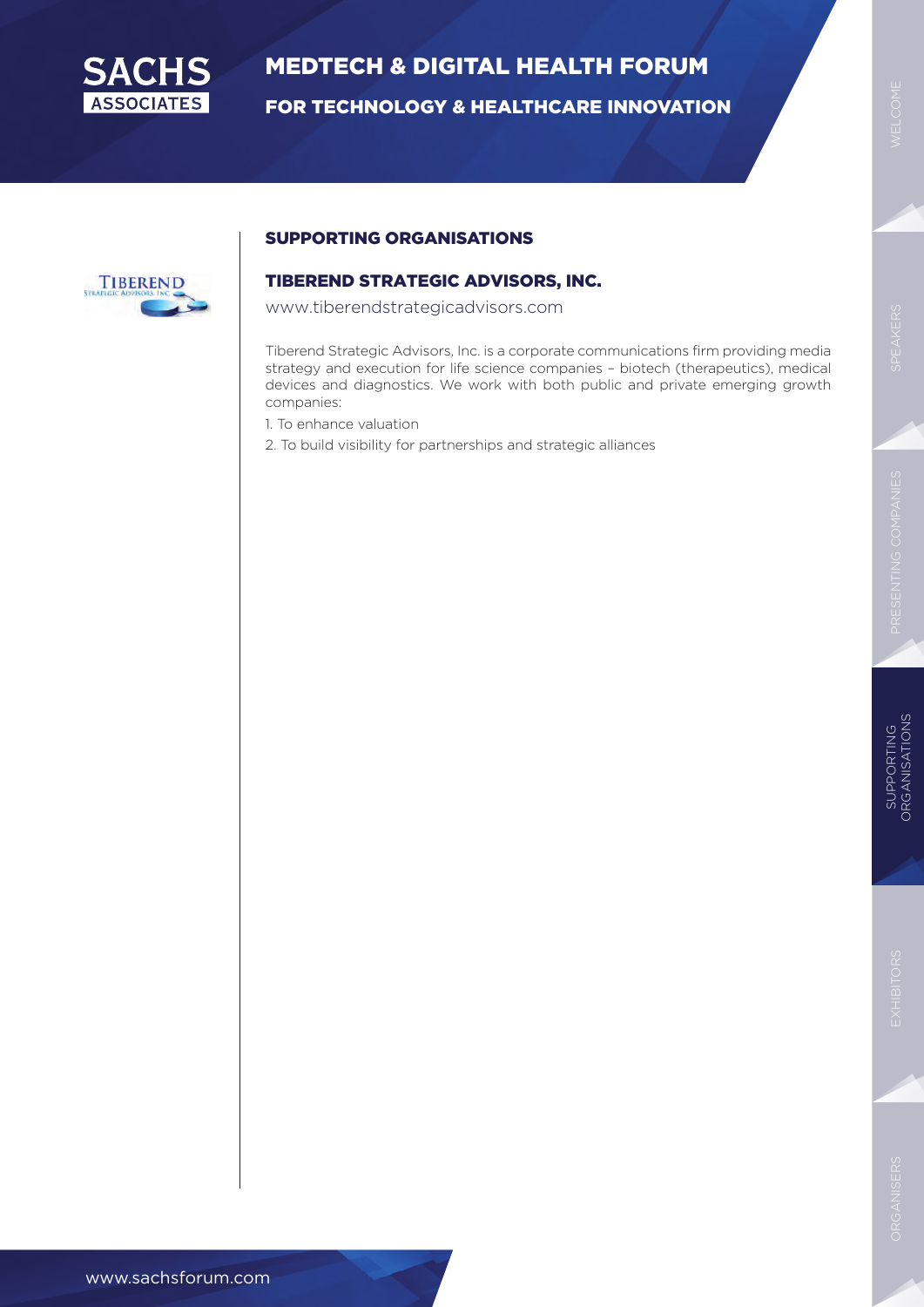## SUPPORTING ORGANISATIONS

### TIBEREND STRATEGIC ADVISORS, INC.

www.tiberendstrategicadvisors.com

Tiberend Strategic Advisors, Inc. is a corporate communications firm providing media strategy and execution for life science companies – biotech (therapeutics), medical devices and diagnostics. We work with both public and private emerging growth companies:

1. To enhance valuation
2. To build visibility for partnerships and strategic alliances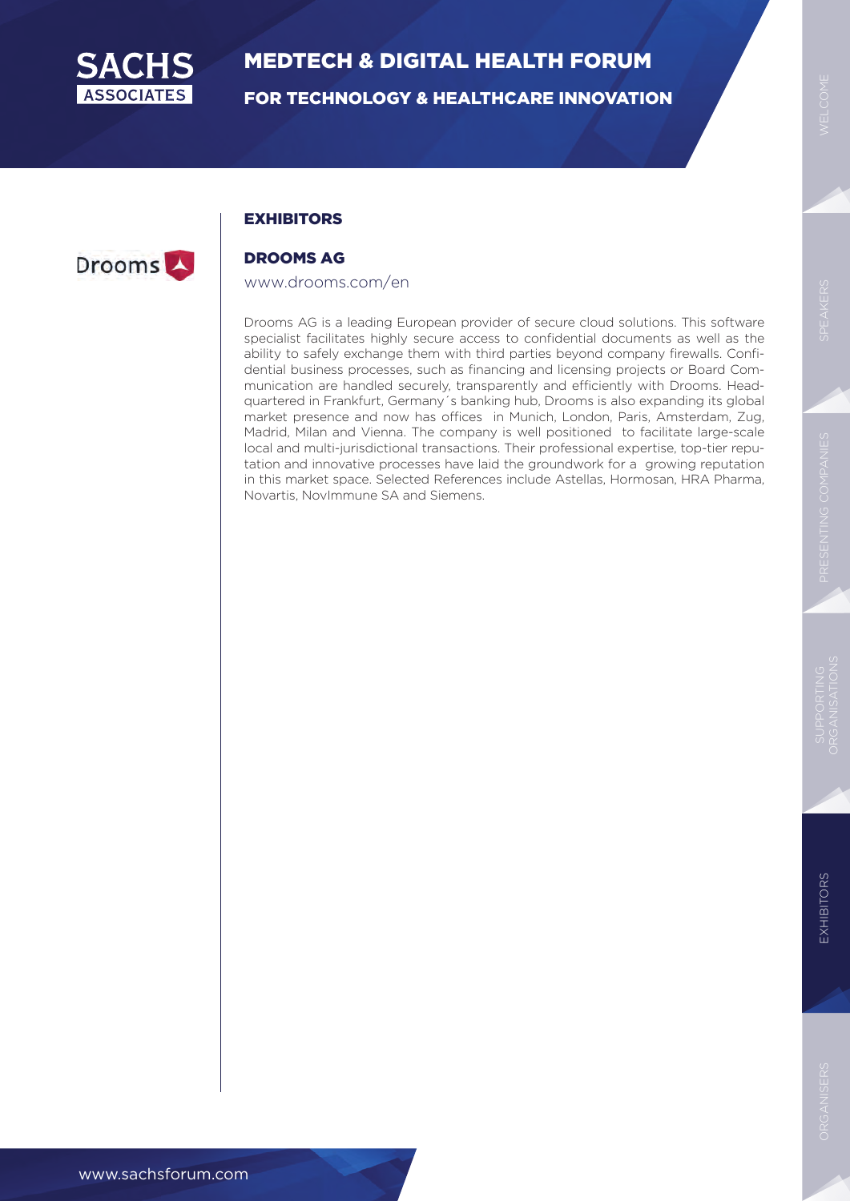## EXHIBITORS

### DROOMS AG

www.drooms.com/en

Drooms AG is a leading European provider of secure cloud solutions. This software specialist facilitates highly secure access to confidential documents as well as the ability to safely exchange them with third parties beyond company firewalls. Confidential business processes, such as financing and licensing projects or Board Communication are handled securely, transparently and efficiently with Drooms. Headquartered in Frankfurt, Germany´s banking hub, Drooms is also expanding its global market presence and now has offices in Munich, London, Paris, Amsterdam, Zug, Madrid, Milan and Vienna. The company is well positioned to facilitate large-scale local and multi-jurisdictional transactions. Their professional expertise, top-tier reputation and innovative processes have laid the groundwork for a growing reputation in this market space. Selected References include Astellas, Hormosan, HRA Pharma, Novartis, NovImmune SA and Siemens.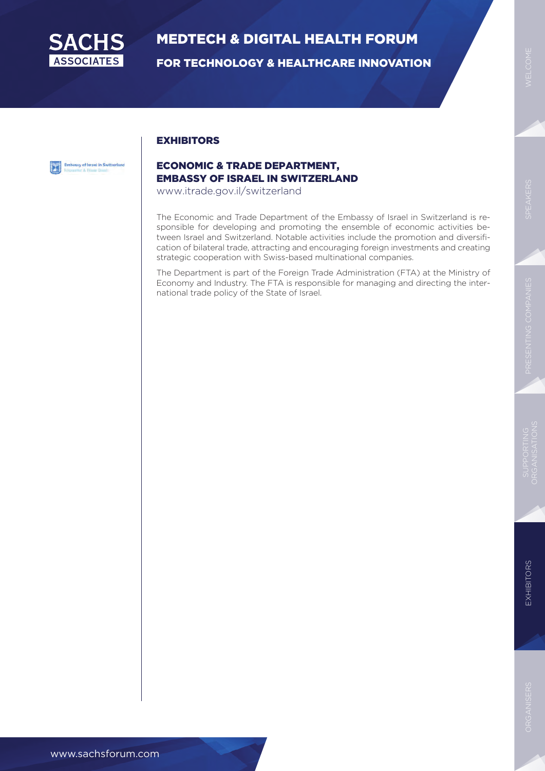## EXHIBITORS

### ECONOMIC & TRADE DEPARTMENT, EMBASSY OF ISRAEL IN SWITZERLAND

www.itrade.gov.il/switzerland

The Economic and Trade Department of the Embassy of Israel in Switzerland is responsible for developing and promoting the ensemble of economic activities between Israel and Switzerland. Notable activities include the promotion and diversification of bilateral trade, attracting and encouraging foreign investments and creating strategic cooperation with Swiss-based multinational companies.

The Department is part of the Foreign Trade Administration (FTA) at the Ministry of Economy and Industry. The FTA is responsible for managing and directing the international trade policy of the State of Israel.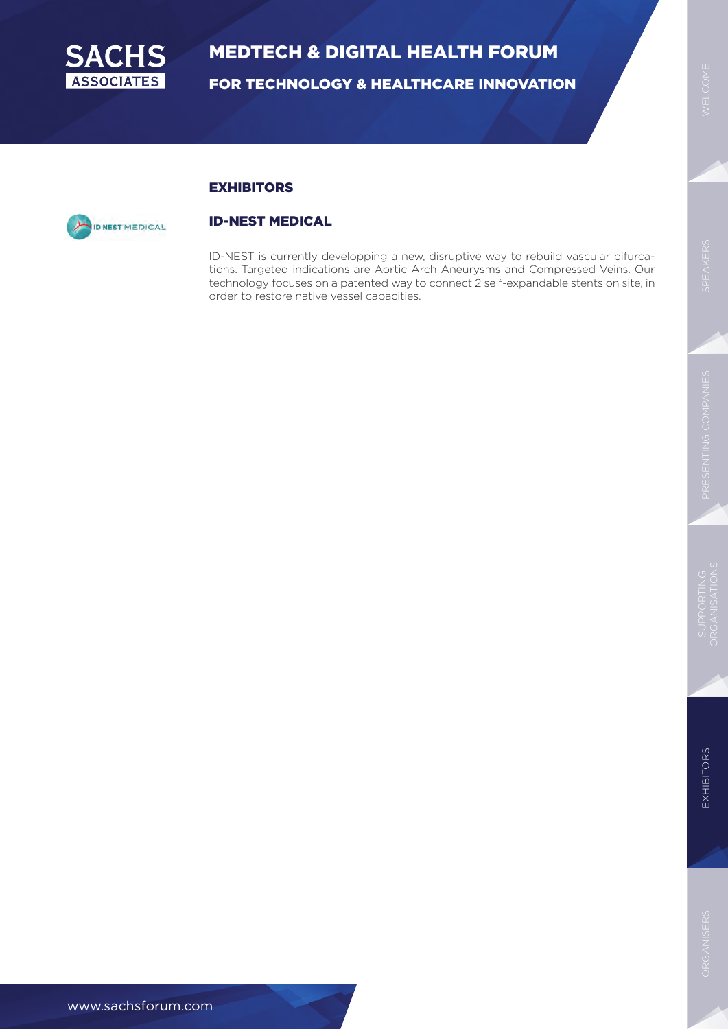## EXHIBITORS

### ID-NEST MEDICAL

ID-NEST is currently developping a new, disruptive way to rebuild vascular bifurcations. Targeted indications are Aortic Arch Aneurysms and Compressed Veins. Our technology focuses on a patented way to connect 2 self-expandable stents on site, in order to restore native vessel capacities.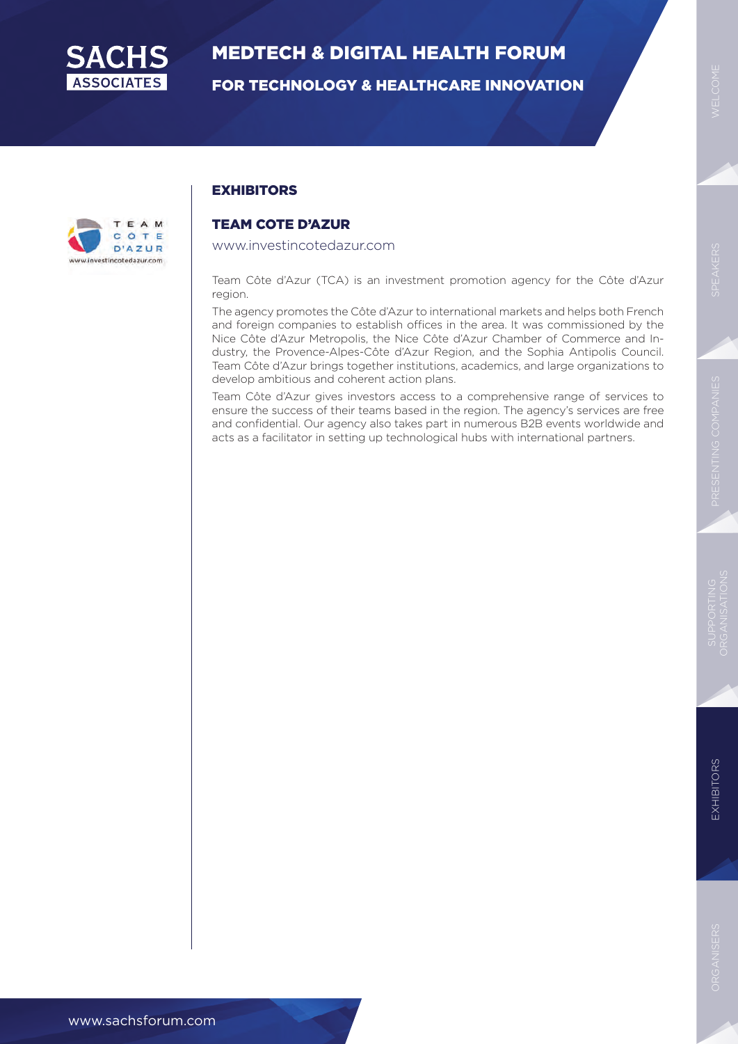## EXHIBITORS

### TEAM COTE D'AZUR

www.investincotedazur.com

Team Côte d'Azur (TCA) is an investment promotion agency for the Côte d'Azur region.

The agency promotes the Côte d'Azur to international markets and helps both French and foreign companies to establish offices in the area. It was commissioned by the Nice Côte d'Azur Metropolis, the Nice Côte d'Azur Chamber of Commerce and Industry, the Provence-Alpes-Côte d'Azur Region, and the Sophia Antipolis Council. Team Côte d'Azur brings together institutions, academics, and large organizations to develop ambitious and coherent action plans.

Team Côte d'Azur gives investors access to a comprehensive range of services to ensure the success of their teams based in the region. The agency's services are free and confidential. Our agency also takes part in numerous B2B events worldwide and acts as a facilitator in setting up technological hubs with international partners.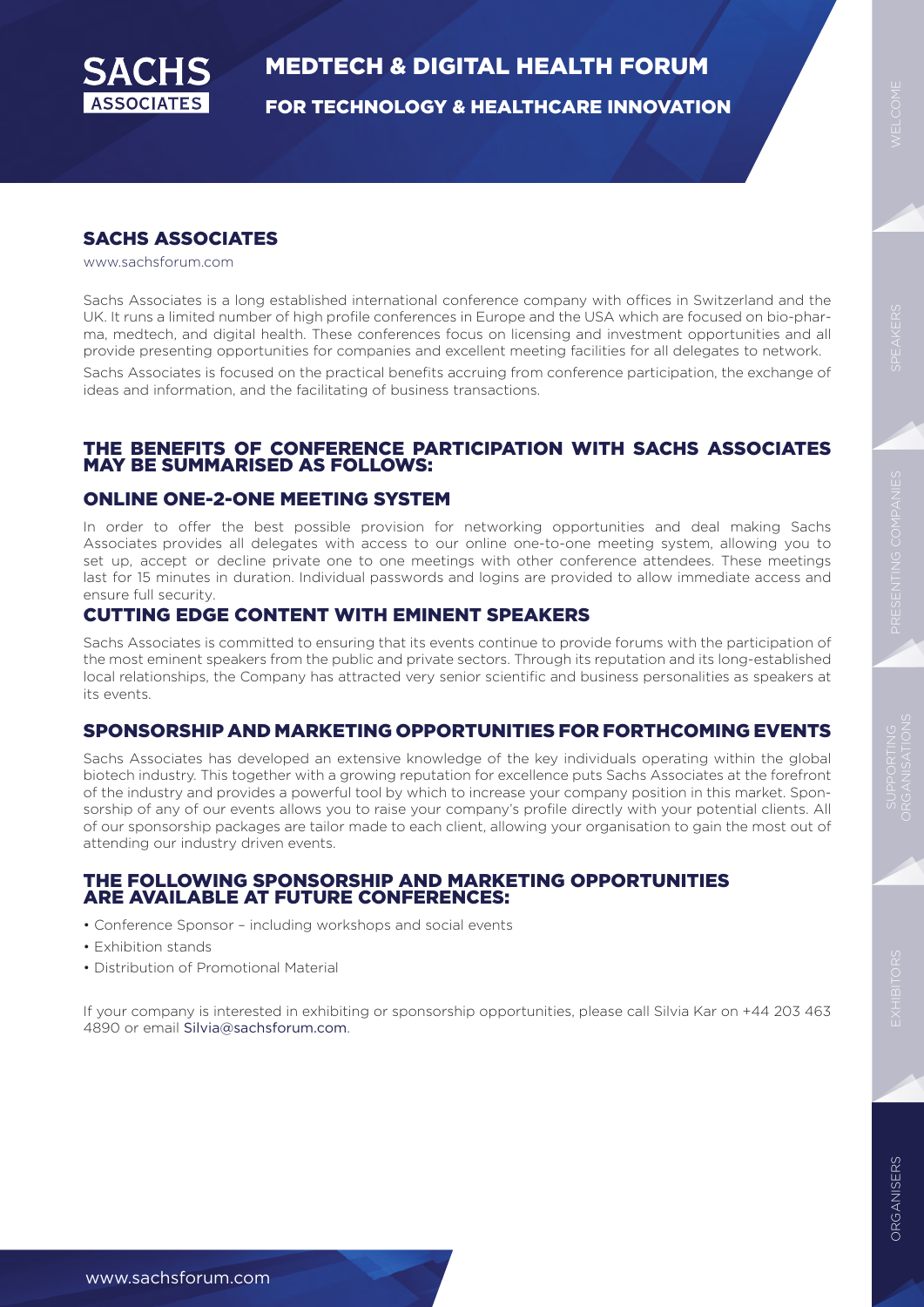## SACHS ASSOCIATES

www.sachsforum.com

Sachs Associates is a long established international conference company with offices in Switzerland and the UK. It runs a limited number of high profile conferences in Europe and the USA which are focused on bio-pharma, medtech, and digital health. These conferences focus on licensing and investment opportunities and all provide presenting opportunities for companies and excellent meeting facilities for all delegates to network.

Sachs Associates is focused on the practical benefits accruing from conference participation, the exchange of ideas and information, and the facilitating of business transactions.

## THE BENEFITS OF CONFERENCE PARTICIPATION WITH SACHS ASSOCIATES MAY BE SUMMARISED AS FOLLOWS:

### ONLINE ONE-2-ONE MEETING SYSTEM

In order to offer the best possible provision for networking opportunities and deal making Sachs Associates provides all delegates with access to our online one-to-one meeting system, allowing you to set up, accept or decline private one to one meetings with other conference attendees. These meetings last for 15 minutes in duration. Individual passwords and logins are provided to allow immediate access and ensure full security.

### CUTTING EDGE CONTENT WITH EMINENT SPEAKERS

Sachs Associates is committed to ensuring that its events continue to provide forums with the participation of the most eminent speakers from the public and private sectors. Through its reputation and its long-established local relationships, the Company has attracted very senior scientific and business personalities as speakers at its events.

### SPONSORSHIP AND MARKETING OPPORTUNITIES FOR FORTHCOMING EVENTS

Sachs Associates has developed an extensive knowledge of the key individuals operating within the global biotech industry. This together with a growing reputation for excellence puts Sachs Associates at the forefront of the industry and provides a powerful tool by which to increase your company position in this market. Sponsorship of any of our events allows you to raise your company's profile directly with your potential clients. All of our sponsorship packages are tailor made to each client, allowing your organisation to gain the most out of attending our industry driven events.

## THE FOLLOWING SPONSORSHIP AND MARKETING OPPORTUNITIES ARE AVAILABLE AT FUTURE CONFERENCES:

- Conference Sponsor – including workshops and social events
- Exhibition stands
- Distribution of Promotional Material

If your company is interested in exhibiting or sponsorship opportunities, please call Silvia Kar on +44 203 463 4890 or email Silvia@sachsforum.com.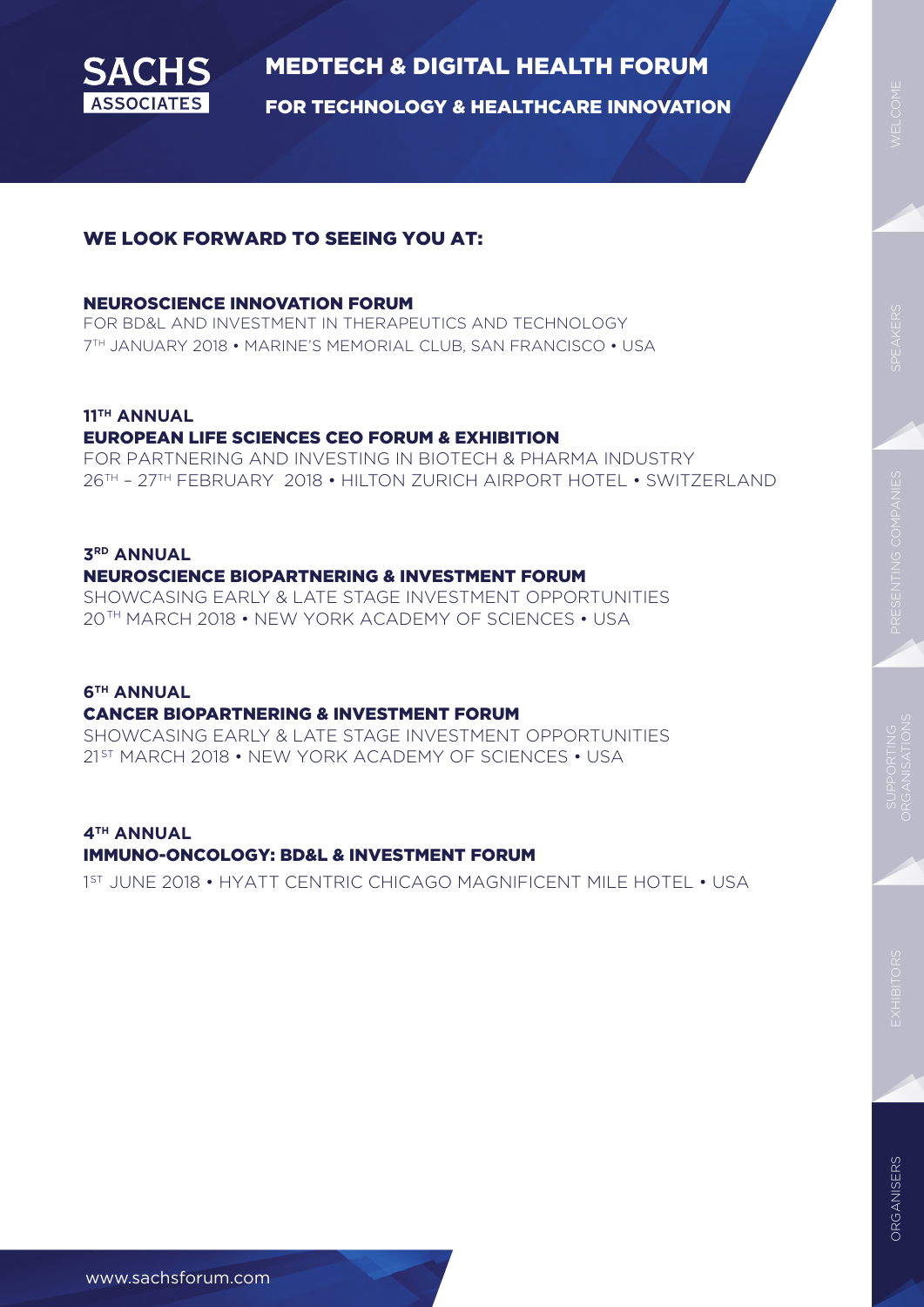## WE LOOK FORWARD TO SEEING YOU AT:

### NEUROSCIENCE INNOVATION FORUM

FOR BD&L AND INVESTMENT IN THERAPEUTICS AND TECHNOLOGY
7TH JANUARY 2018 • MARINE'S MEMORIAL CLUB, SAN FRANCISCO • USA

### 11TH ANNUAL EUROPEAN LIFE SCIENCES CEO FORUM & EXHIBITION

FOR PARTNERING AND INVESTING IN BIOTECH & PHARMA INDUSTRY
26TH – 27TH FEBRUARY 2018 • HILTON ZURICH AIRPORT HOTEL • SWITZERLAND

### 3RD ANNUAL NEUROSCIENCE BIOPARTNERING & INVESTMENT FORUM

SHOWCASING EARLY & LATE STAGE INVESTMENT OPPORTUNITIES
20TH MARCH 2018 • NEW YORK ACADEMY OF SCIENCES • USA

### 6TH ANNUAL CANCER BIOPARTNERING & INVESTMENT FORUM

SHOWCASING EARLY & LATE STAGE INVESTMENT OPPORTUNITIES
21ST MARCH 2018 • NEW YORK ACADEMY OF SCIENCES • USA

### 4TH ANNUAL IMMUNO-ONCOLOGY: BD&L & INVESTMENT FORUM

1ST JUNE 2018 • HYATT CENTRIC CHICAGO MAGNIFICENT MILE HOTEL • USA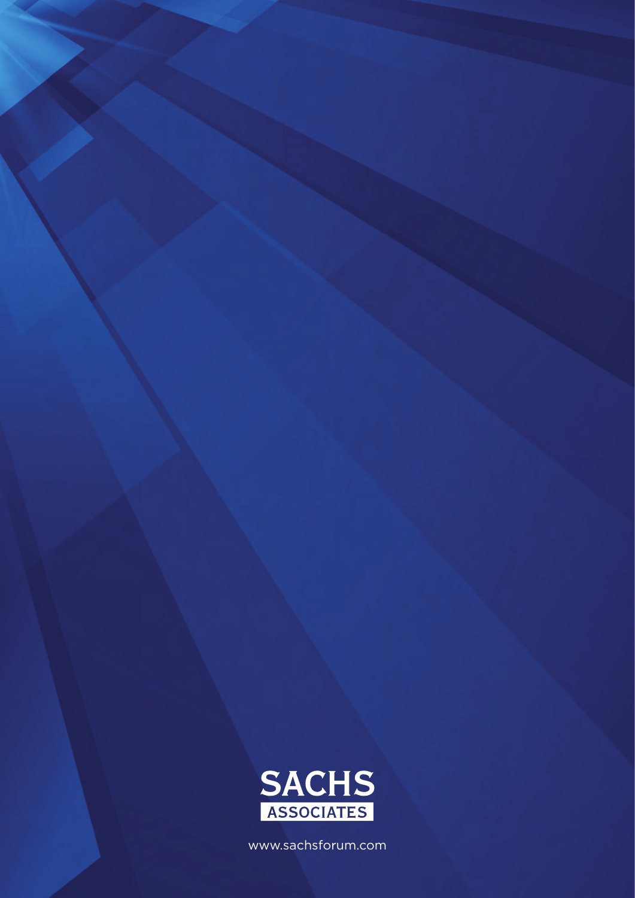SACHS
ASSOCIATES

www.sachsforum.com